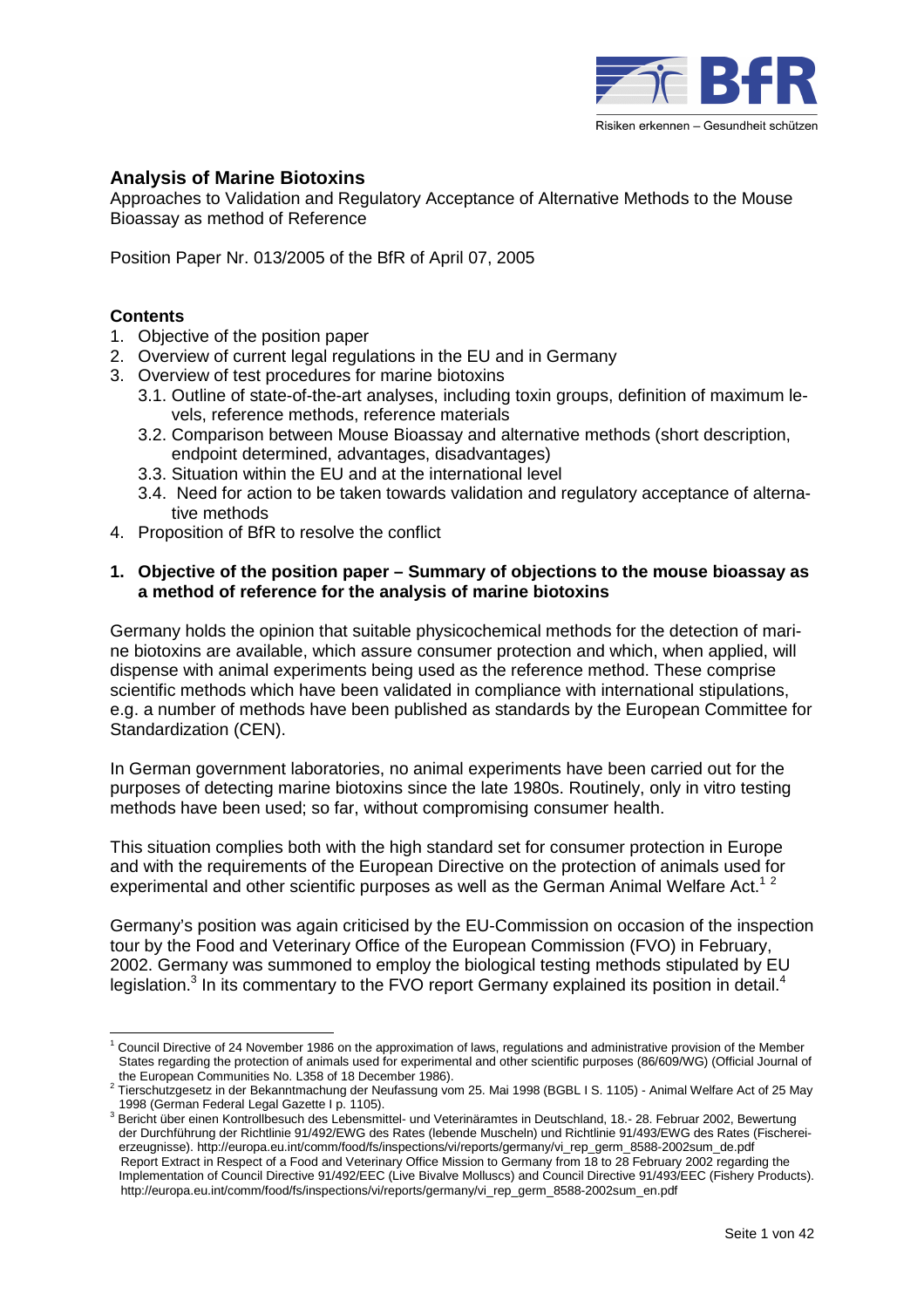## Analysis of Marine Biotoxins

Approaches to Validation and Regulatory Acceptance of Alternative Methods to the Mouse Bioassay as method of Reference

Position Paper Nr. 013/2005 of the BfR of April 07, 2005

### Contents

1. Objective of the position paper
2. Overview of current legal regulations in the EU and in Germany
3. Overview of test procedures for marine biotoxins
   3.1. Outline of state-of-the-art analyses, including toxin groups, definition of maximum levels, reference methods, reference materials
   3.2. Comparison between Mouse Bioassay and alternative methods (short description, endpoint determined, advantages, disadvantages)
   3.3. Situation within the EU and at the international level
   3.4. Need for action to be taken towards validation and regulatory acceptance of alternative methods
4. Proposition of BfR to resolve the conflict

### 1. Objective of the position paper – Summary of objections to the mouse bioassay as a method of reference for the analysis of marine biotoxins

Germany holds the opinion that suitable physicochemical methods for the detection of marine biotoxins are available, which assure consumer protection and which, when applied, will dispense with animal experiments being used as the reference method. These comprise scientific methods which have been validated in compliance with international stipulations, e.g. a number of methods have been published as standards by the European Committee for Standardization (CEN).

In German government laboratories, no animal experiments have been carried out for the purposes of detecting marine biotoxins since the late 1980s. Routinely, only in vitro testing methods have been used; so far, without compromising consumer health.

This situation complies both with the high standard set for consumer protection in Europe and with the requirements of the European Directive on the protection of animals used for experimental and other scientific purposes as well as the German Animal Welfare Act.[1] [2]

Germany's position was again criticised by the EU-Commission on occasion of the inspection tour by the Food and Veterinary Office of the European Commission (FVO) in February, 2002. Germany was summoned to employ the biological testing methods stipulated by EU legislation.[3] In its commentary to the FVO report Germany explained its position in detail.[4]

---

[1] Council Directive of 24 November 1986 on the approximation of laws, regulations and administrative provision of the Member States regarding the protection of animals used for experimental and other scientific purposes (86/609/WG) (Official Journal of the European Communities No. L358 of 18 December 1986).

[2] Tierschutzgesetz in der Bekanntmachung der Neufassung vom 25. Mai 1998 (BGBL I S. 1105) - Animal Welfare Act of 25 May 1998 (German Federal Legal Gazette I p. 1105).

[3] Bericht über einen Kontrollbesuch des Lebensmittel- und Veterinäramtes in Deutschland, 18.- 28. Februar 2002, Bewertung der Durchführung der Richtlinie 91/492/EWG des Rates (lebende Muscheln) und Richtlinie 91/493/EWG des Rates (Fischereierzeugnisse). http://europa.eu.int/comm/food/fs/inspections/vi/reports/germany/vi_rep_germ_8588-2002sum_de.pdf
Report Extract in Respect of a Food and Veterinary Office Mission to Germany from 18 to 28 February 2002 regarding the Implementation of Council Directive 91/492/EEC (Live Bivalve Molluscs) and Council Directive 91/493/EEC (Fishery Products). http://europa.eu.int/comm/food/fs/inspections/vi/reports/germany/vi_rep_germ_8588-2002sum_en.pdf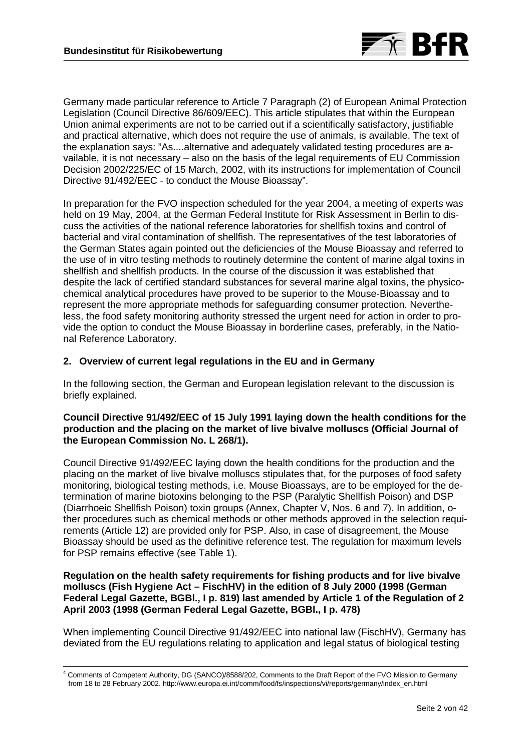Germany made particular reference to Article 7 Paragraph (2) of European Animal Protection Legislation (Council Directive 86/609/EEC). This article stipulates that within the European Union animal experiments are not to be carried out if a scientifically satisfactory, justifiable and practical alternative, which does not require the use of animals, is available. The text of the explanation says: "As....alternative and adequately validated testing procedures are available, it is not necessary – also on the basis of the legal requirements of EU Commission Decision 2002/225/EC of 15 March, 2002, with its instructions for implementation of Council Directive 91/492/EEC - to conduct the Mouse Bioassay".

In preparation for the FVO inspection scheduled for the year 2004, a meeting of experts was held on 19 May, 2004, at the German Federal Institute for Risk Assessment in Berlin to discuss the activities of the national reference laboratories for shellfish toxins and control of bacterial and viral contamination of shellfish. The representatives of the test laboratories of the German States again pointed out the deficiencies of the Mouse Bioassay and referred to the use of in vitro testing methods to routinely determine the content of marine algal toxins in shellfish and shellfish products. In the course of the discussion it was established that despite the lack of certified standard substances for several marine algal toxins, the physico-chemical analytical procedures have proved to be superior to the Mouse-Bioassay and to represent the more appropriate methods for safeguarding consumer protection. Nevertheless, the food safety monitoring authority stressed the urgent need for action in order to provide the option to conduct the Mouse Bioassay in borderline cases, preferably, in the National Reference Laboratory.

## 2. Overview of current legal regulations in the EU and in Germany

In the following section, the German and European legislation relevant to the discussion is briefly explained.

**Council Directive 91/492/EEC of 15 July 1991 laying down the health conditions for the production and the placing on the market of live bivalve molluscs (Official Journal of the European Commission No. L 268/1).**

Council Directive 91/492/EEC laying down the health conditions for the production and the placing on the market of live bivalve molluscs stipulates that, for the purposes of food safety monitoring, biological testing methods, i.e. Mouse Bioassays, are to be employed for the determination of marine biotoxins belonging to the PSP (Paralytic Shellfish Poison) and DSP (Diarrhoeic Shellfish Poison) toxin groups (Annex, Chapter V, Nos. 6 and 7). In addition, other procedures such as chemical methods or other methods approved in the selection requirements (Article 12) are provided only for PSP. Also, in case of disagreement, the Mouse Bioassay should be used as the definitive reference test. The regulation for maximum levels for PSP remains effective (see Table 1).

**Regulation on the health safety requirements for fishing products and for live bivalve molluscs (Fish Hygiene Act – FischHV) in the edition of 8 July 2000 (1998 (German Federal Legal Gazette, BGBl., I p. 819) last amended by Article 1 of the Regulation of 2 April 2003 (1998 (German Federal Legal Gazette, BGBl., I p. 478)**

When implementing Council Directive 91/492/EEC into national law (FischHV), Germany has deviated from the EU regulations relating to application and legal status of biological testing

---

[4] Comments of Competent Authority, DG (SANCO)/8588/202, Comments to the Draft Report of the FVO Mission to Germany from 18 to 28 February 2002. http://www.europa.ei.int/comm/food/fs/inspections/vi/reports/germany/index_en.html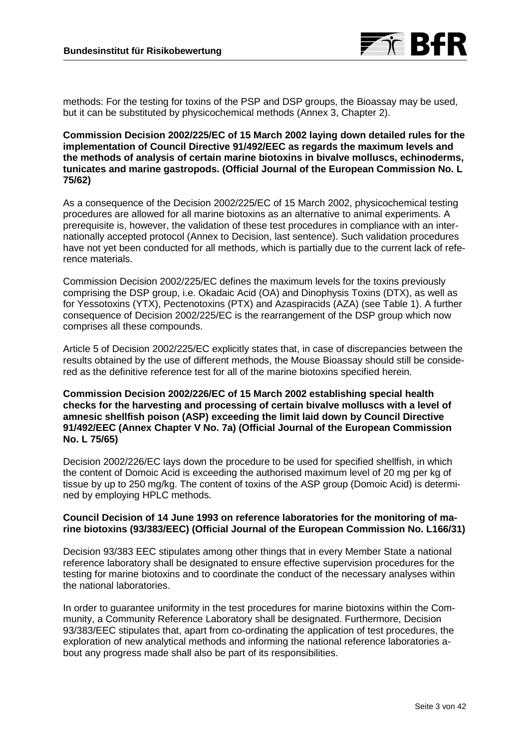methods: For the testing for toxins of the PSP and DSP groups, the Bioassay may be used, but it can be substituted by physicochemical methods (Annex 3, Chapter 2).

**Commission Decision 2002/225/EC of 15 March 2002 laying down detailed rules for the implementation of Council Directive 91/492/EEC as regards the maximum levels and the methods of analysis of certain marine biotoxins in bivalve molluscs, echinoderms, tunicates and marine gastropods. (Official Journal of the European Commission No. L 75/62)**

As a consequence of the Decision 2002/225/EC of 15 March 2002, physicochemical testing procedures are allowed for all marine biotoxins as an alternative to animal experiments. A prerequisite is, however, the validation of these test procedures in compliance with an internationally accepted protocol (Annex to Decision, last sentence). Such validation procedures have not yet been conducted for all methods, which is partially due to the current lack of reference materials.

Commission Decision 2002/225/EC defines the maximum levels for the toxins previously comprising the DSP group, i.e. Okadaic Acid (OA) and Dinophysis Toxins (DTX), as well as for Yessotoxins (YTX), Pectenotoxins (PTX) and Azaspiracids (AZA) (see Table 1). A further consequence of Decision 2002/225/EC is the rearrangement of the DSP group which now comprises all these compounds.

Article 5 of Decision 2002/225/EC explicitly states that, in case of discrepancies between the results obtained by the use of different methods, the Mouse Bioassay should still be considered as the definitive reference test for all of the marine biotoxins specified herein.

**Commission Decision 2002/226/EC of 15 March 2002 establishing special health checks for the harvesting and processing of certain bivalve molluscs with a level of amnesic shellfish poison (ASP) exceeding the limit laid down by Council Directive 91/492/EEC (Annex Chapter V No. 7a) (Official Journal of the European Commission No. L 75/65)**

Decision 2002/226/EC lays down the procedure to be used for specified shellfish, in which the content of Domoic Acid is exceeding the authorised maximum level of 20 mg per kg of tissue by up to 250 mg/kg. The content of toxins of the ASP group (Domoic Acid) is determined by employing HPLC methods.

**Council Decision of 14 June 1993 on reference laboratories for the monitoring of marine biotoxins (93/383/EEC) (Official Journal of the European Commission No. L166/31)**

Decision 93/383 EEC stipulates among other things that in every Member State a national reference laboratory shall be designated to ensure effective supervision procedures for the testing for marine biotoxins and to coordinate the conduct of the necessary analyses within the national laboratories.

In order to guarantee uniformity in the test procedures for marine biotoxins within the Community, a Community Reference Laboratory shall be designated. Furthermore, Decision 93/383/EEC stipulates that, apart from co-ordinating the application of test procedures, the exploration of new analytical methods and informing the national reference laboratories about any progress made shall also be part of its responsibilities.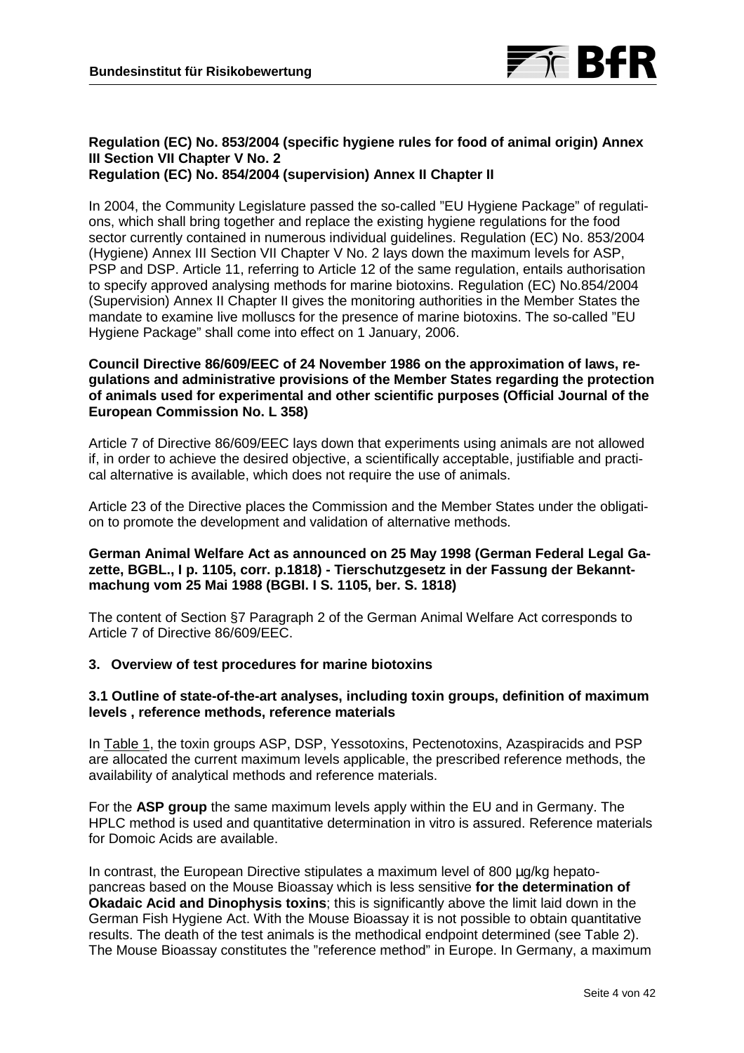**Regulation (EC) No. 853/2004 (specific hygiene rules for food of animal origin) Annex III Section VII Chapter V No. 2**
**Regulation (EC) No. 854/2004 (supervision) Annex II Chapter II**

In 2004, the Community Legislature passed the so-called "EU Hygiene Package" of regulations, which shall bring together and replace the existing hygiene regulations for the food sector currently contained in numerous individual guidelines. Regulation (EC) No. 853/2004 (Hygiene) Annex III Section VII Chapter V No. 2 lays down the maximum levels for ASP, PSP and DSP. Article 11, referring to Article 12 of the same regulation, entails authorisation to specify approved analysing methods for marine biotoxins. Regulation (EC) No.854/2004 (Supervision) Annex II Chapter II gives the monitoring authorities in the Member States the mandate to examine live molluscs for the presence of marine biotoxins. The so-called "EU Hygiene Package" shall come into effect on 1 January, 2006.

**Council Directive 86/609/EEC of 24 November 1986 on the approximation of laws, regulations and administrative provisions of the Member States regarding the protection of animals used for experimental and other scientific purposes (Official Journal of the European Commission No. L 358)**

Article 7 of Directive 86/609/EEC lays down that experiments using animals are not allowed if, in order to achieve the desired objective, a scientifically acceptable, justifiable and practical alternative is available, which does not require the use of animals.

Article 23 of the Directive places the Commission and the Member States under the obligation to promote the development and validation of alternative methods.

**German Animal Welfare Act as announced on 25 May 1998 (German Federal Legal Gazette, BGBL., I p. 1105, corr. p.1818) - Tierschutzgesetz in der Fassung der Bekanntmachung vom 25 Mai 1988 (BGBl. I S. 1105, ber. S. 1818)**

The content of Section §7 Paragraph 2 of the German Animal Welfare Act corresponds to Article 7 of Directive 86/609/EEC.

## 3. Overview of test procedures for marine biotoxins

### 3.1 Outline of state-of-the-art analyses, including toxin groups, definition of maximum levels , reference methods, reference materials

In Table 1, the toxin groups ASP, DSP, Yessotoxins, Pectenotoxins, Azaspiracids and PSP are allocated the current maximum levels applicable, the prescribed reference methods, the availability of analytical methods and reference materials.

For the **ASP group** the same maximum levels apply within the EU and in Germany. The HPLC method is used and quantitative determination in vitro is assured. Reference materials for Domoic Acids are available.

In contrast, the European Directive stipulates a maximum level of 800 µg/kg hepatopancreas based on the Mouse Bioassay which is less sensitive **for the determination of Okadaic Acid and Dinophysis toxins**; this is significantly above the limit laid down in the German Fish Hygiene Act. With the Mouse Bioassay it is not possible to obtain quantitative results. The death of the test animals is the methodical endpoint determined (see Table 2). The Mouse Bioassay constitutes the "reference method" in Europe. In Germany, a maximum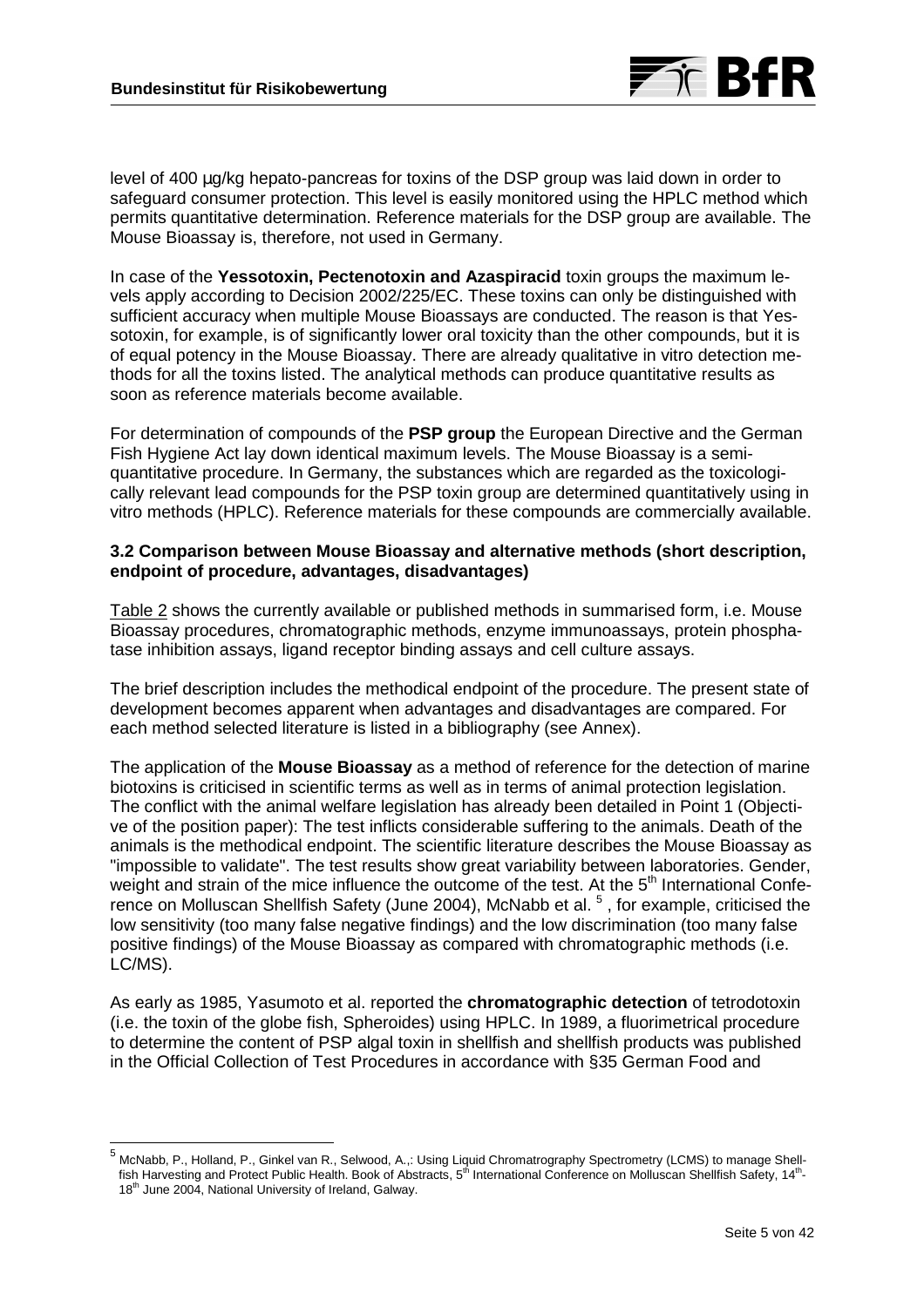level of 400 µg/kg hepato-pancreas for toxins of the DSP group was laid down in order to safeguard consumer protection. This level is easily monitored using the HPLC method which permits quantitative determination. Reference materials for the DSP group are available. The Mouse Bioassay is, therefore, not used in Germany.

In case of the **Yessotoxin, Pectenotoxin and Azaspiracid** toxin groups the maximum levels apply according to Decision 2002/225/EC. These toxins can only be distinguished with sufficient accuracy when multiple Mouse Bioassays are conducted. The reason is that Yessotoxin, for example, is of significantly lower oral toxicity than the other compounds, but it is of equal potency in the Mouse Bioassay. There are already qualitative in vitro detection methods for all the toxins listed. The analytical methods can produce quantitative results as soon as reference materials become available.

For determination of compounds of the **PSP group** the European Directive and the German Fish Hygiene Act lay down identical maximum levels. The Mouse Bioassay is a semi-quantitative procedure. In Germany, the substances which are regarded as the toxicologically relevant lead compounds for the PSP toxin group are determined quantitatively using in vitro methods (HPLC). Reference materials for these compounds are commercially available.

### 3.2 Comparison between Mouse Bioassay and alternative methods (short description, endpoint of procedure, advantages, disadvantages)

Table 2 shows the currently available or published methods in summarised form, i.e. Mouse Bioassay procedures, chromatographic methods, enzyme immunoassays, protein phosphatase inhibition assays, ligand receptor binding assays and cell culture assays.

The brief description includes the methodical endpoint of the procedure. The present state of development becomes apparent when advantages and disadvantages are compared. For each method selected literature is listed in a bibliography (see Annex).

The application of the **Mouse Bioassay** as a method of reference for the detection of marine biotoxins is criticised in scientific terms as well as in terms of animal protection legislation. The conflict with the animal welfare legislation has already been detailed in Point 1 (Objective of the position paper): The test inflicts considerable suffering to the animals. Death of the animals is the methodical endpoint. The scientific literature describes the Mouse Bioassay as "impossible to validate". The test results show great variability between laboratories. Gender, weight and strain of the mice influence the outcome of the test. At the 5th International Conference on Molluscan Shellfish Safety (June 2004), McNabb et al. [5], for example, criticised the low sensitivity (too many false negative findings) and the low discrimination (too many false positive findings) of the Mouse Bioassay as compared with chromatographic methods (i.e. LC/MS).

As early as 1985, Yasumoto et al. reported the **chromatographic detection** of tetrodotoxin (i.e. the toxin of the globe fish, Spheroides) using HPLC. In 1989, a fluorimetrical procedure to determine the content of PSP algal toxin in shellfish and shellfish products was published in the Official Collection of Test Procedures in accordance with §35 German Food and

---

[5] McNabb, P., Holland, P., Ginkel van R., Selwood, A.,: Using Liquid Chromatrography Spectrometry (LCMS) to manage Shellfish Harvesting and Protect Public Health. Book of Abstracts, 5th International Conference on Molluscan Shellfish Safety, 14th-18th June 2004, National University of Ireland, Galway.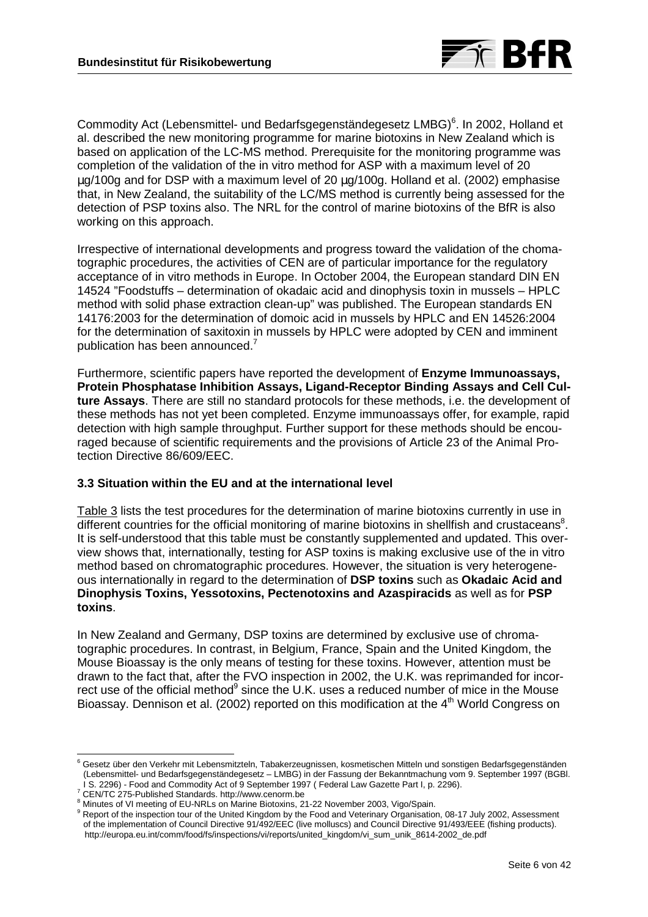Commodity Act (Lebensmittel- und Bedarfsgegenständegesetz LMBG)[6]. In 2002, Holland et al. described the new monitoring programme for marine biotoxins in New Zealand which is based on application of the LC-MS method. Prerequisite for the monitoring programme was completion of the validation of the in vitro method for ASP with a maximum level of 20 µg/100g and for DSP with a maximum level of 20 µg/100g. Holland et al. (2002) emphasise that, in New Zealand, the suitability of the LC/MS method is currently being assessed for the detection of PSP toxins also. The NRL for the control of marine biotoxins of the BfR is also working on this approach.

Irrespective of international developments and progress toward the validation of the chomatographic procedures, the activities of CEN are of particular importance for the regulatory acceptance of in vitro methods in Europe. In October 2004, the European standard DIN EN 14524 "Foodstuffs – determination of okadaic acid and dinophysis toxin in mussels – HPLC method with solid phase extraction clean-up" was published. The European standards EN 14176:2003 for the determination of domoic acid in mussels by HPLC and EN 14526:2004 for the determination of saxitoxin in mussels by HPLC were adopted by CEN and imminent publication has been announced.[7]

Furthermore, scientific papers have reported the development of **Enzyme Immunoassays, Protein Phosphatase Inhibition Assays, Ligand-Receptor Binding Assays and Cell Culture Assays**. There are still no standard protocols for these methods, i.e. the development of these methods has not yet been completed. Enzyme immunoassays offer, for example, rapid detection with high sample throughput. Further support for these methods should be encouraged because of scientific requirements and the provisions of Article 23 of the Animal Protection Directive 86/609/EEC.

### 3.3 Situation within the EU and at the international level

Table 3 lists the test procedures for the determination of marine biotoxins currently in use in different countries for the official monitoring of marine biotoxins in shellfish and crustaceans[8]. It is self-understood that this table must be constantly supplemented and updated. This overview shows that, internationally, testing for ASP toxins is making exclusive use of the in vitro method based on chromatographic procedures. However, the situation is very heterogeneous internationally in regard to the determination of **DSP toxins** such as **Okadaic Acid and Dinophysis Toxins, Yessotoxins, Pectenotoxins and Azaspiracids** as well as for **PSP toxins**.

In New Zealand and Germany, DSP toxins are determined by exclusive use of chromatographic procedures. In contrast, in Belgium, France, Spain and the United Kingdom, the Mouse Bioassay is the only means of testing for these toxins. However, attention must be drawn to the fact that, after the FVO inspection in 2002, the U.K. was reprimanded for incorrect use of the official method[9] since the U.K. uses a reduced number of mice in the Mouse Bioassay. Dennison et al. (2002) reported on this modification at the 4th World Congress on

---

[6] Gesetz über den Verkehr mit Lebensmitzteln, Tabakerzeugnissen, kosmetischen Mitteln und sonstigen Bedarfsgegenständen (Lebensmittel- und Bedarfsgegenständegesetz – LMBG) in der Fassung der Bekanntmachung vom 9. September 1997 (BGBl. I S. 2296) - Food and Commodity Act of 9 September 1997 ( Federal Law Gazette Part I, p. 2296).

[7] CEN/TC 275-Published Standards. http://www.cenorm.be

[8] Minutes of VI meeting of EU-NRLs on Marine Biotoxins, 21-22 November 2003, Vigo/Spain.

[9] Report of the inspection tour of the United Kingdom by the Food and Veterinary Organisation, 08-17 July 2002, Assessment of the implementation of Council Directive 91/492/EEC (live molluscs) and Council Directive 91/493/EEE (fishing products). http://europa.eu.int/comm/food/fs/inspections/vi/reports/united_kingdom/vi_sum_unik_8614-2002_de.pdf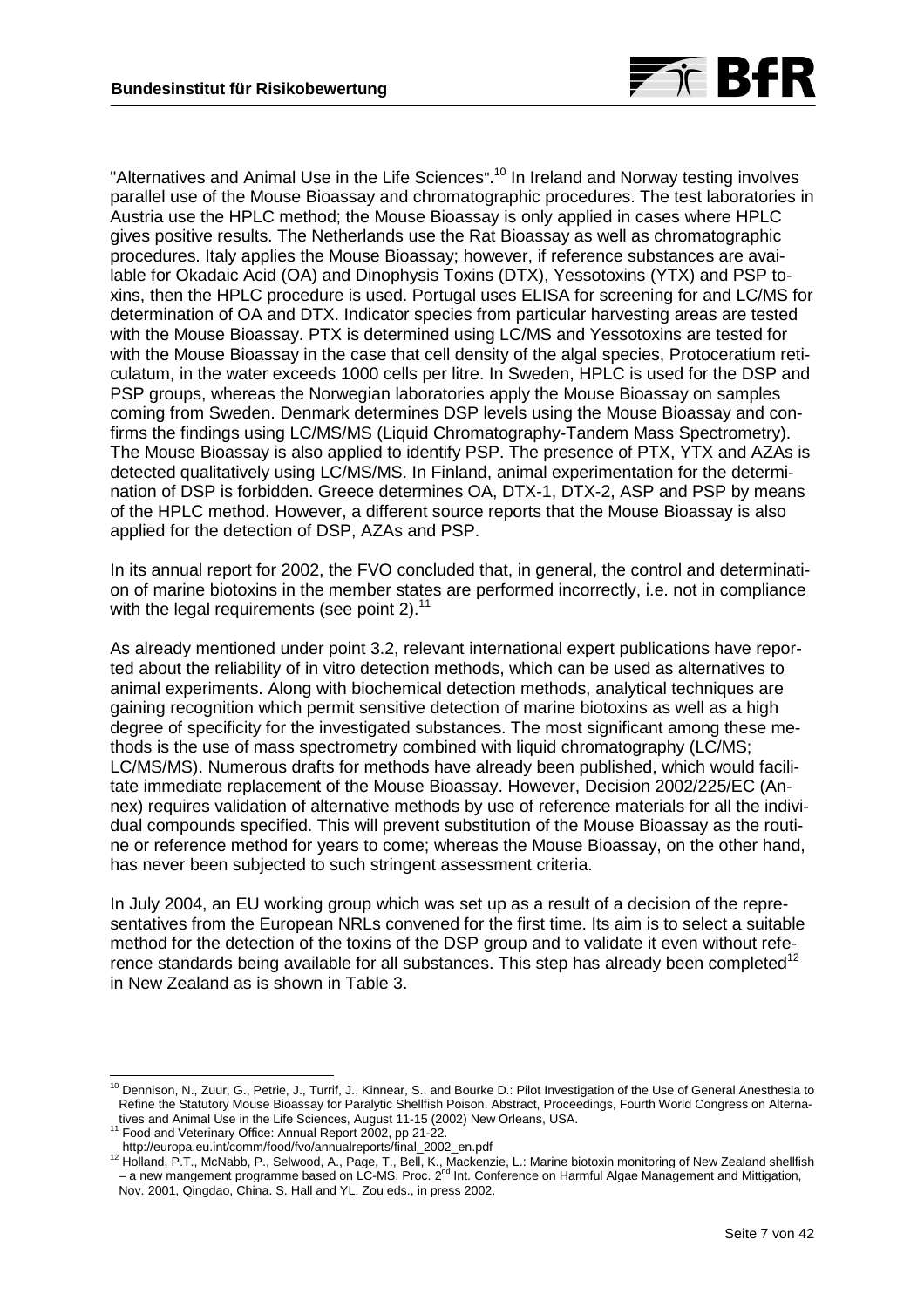"Alternatives and Animal Use in the Life Sciences".[10] In Ireland and Norway testing involves parallel use of the Mouse Bioassay and chromatographic procedures. The test laboratories in Austria use the HPLC method; the Mouse Bioassay is only applied in cases where HPLC gives positive results. The Netherlands use the Rat Bioassay as well as chromatographic procedures. Italy applies the Mouse Bioassay; however, if reference substances are available for Okadaic Acid (OA) and Dinophysis Toxins (DTX), Yessotoxins (YTX) and PSP toxins, then the HPLC procedure is used. Portugal uses ELISA for screening for and LC/MS for determination of OA and DTX. Indicator species from particular harvesting areas are tested with the Mouse Bioassay. PTX is determined using LC/MS and Yessotoxins are tested for with the Mouse Bioassay in the case that cell density of the algal species, Protoceratium reticulatum, in the water exceeds 1000 cells per litre. In Sweden, HPLC is used for the DSP and PSP groups, whereas the Norwegian laboratories apply the Mouse Bioassay on samples coming from Sweden. Denmark determines DSP levels using the Mouse Bioassay and confirms the findings using LC/MS/MS (Liquid Chromatography-Tandem Mass Spectrometry). The Mouse Bioassay is also applied to identify PSP. The presence of PTX, YTX and AZAs is detected qualitatively using LC/MS/MS. In Finland, animal experimentation for the determination of DSP is forbidden. Greece determines OA, DTX-1, DTX-2, ASP and PSP by means of the HPLC method. However, a different source reports that the Mouse Bioassay is also applied for the detection of DSP, AZAs and PSP.

In its annual report for 2002, the FVO concluded that, in general, the control and determination of marine biotoxins in the member states are performed incorrectly, i.e. not in compliance with the legal requirements (see point 2).[11]

As already mentioned under point 3.2, relevant international expert publications have reported about the reliability of in vitro detection methods, which can be used as alternatives to animal experiments. Along with biochemical detection methods, analytical techniques are gaining recognition which permit sensitive detection of marine biotoxins as well as a high degree of specificity for the investigated substances. The most significant among these methods is the use of mass spectrometry combined with liquid chromatography (LC/MS; LC/MS/MS). Numerous drafts for methods have already been published, which would facilitate immediate replacement of the Mouse Bioassay. However, Decision 2002/225/EC (Annex) requires validation of alternative methods by use of reference materials for all the individual compounds specified. This will prevent substitution of the Mouse Bioassay as the routine or reference method for years to come; whereas the Mouse Bioassay, on the other hand, has never been subjected to such stringent assessment criteria.

In July 2004, an EU working group which was set up as a result of a decision of the representatives from the European NRLs convened for the first time. Its aim is to select a suitable method for the detection of the toxins of the DSP group and to validate it even without reference standards being available for all substances. This step has already been completed[12] in New Zealand as is shown in Table 3.

---

[10] Dennison, N., Zuur, G., Petrie, J., Turrif, J., Kinnear, S., and Bourke D.: Pilot Investigation of the Use of General Anesthesia to Refine the Statutory Mouse Bioassay for Paralytic Shellfish Poison. Abstract, Proceedings, Fourth World Congress on Alternatives and Animal Use in the Life Sciences, August 11-15 (2002) New Orleans, USA.

[11] Food and Veterinary Office: Annual Report 2002, pp 21-22. http://europa.eu.int/comm/food/fvo/annualreports/final_2002_en.pdf

[12] Holland, P.T., McNabb, P., Selwood, A., Page, T., Bell, K., Mackenzie, L.: Marine biotoxin monitoring of New Zealand shellfish – a new mangement programme based on LC-MS. Proc. 2nd Int. Conference on Harmful Algae Management and Mittigation, Nov. 2001, Qingdao, China. S. Hall and YL. Zou eds., in press 2002.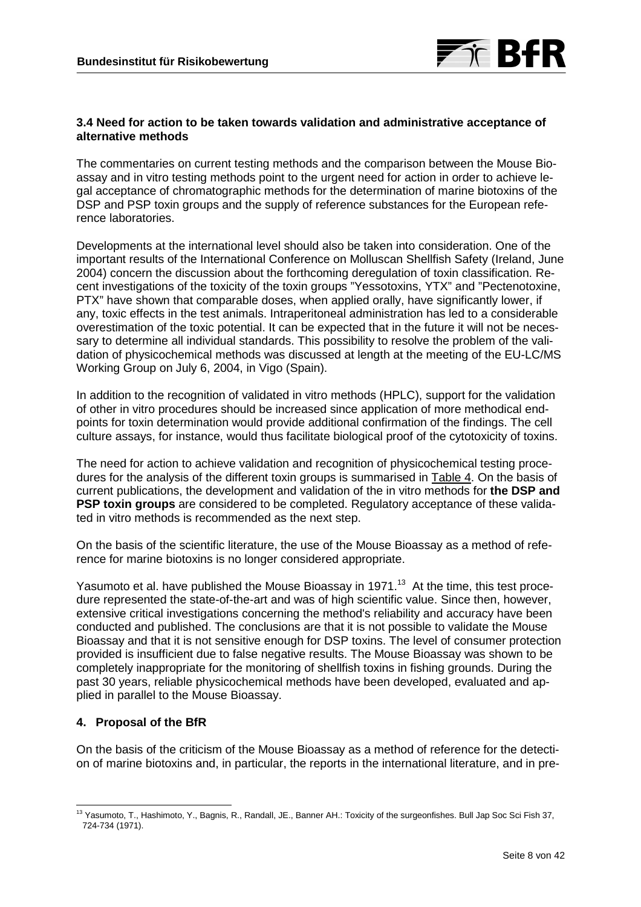### 3.4 Need for action to be taken towards validation and administrative acceptance of alternative methods

The commentaries on current testing methods and the comparison between the Mouse Bioassay and in vitro testing methods point to the urgent need for action in order to achieve legal acceptance of chromatographic methods for the determination of marine biotoxins of the DSP and PSP toxin groups and the supply of reference substances for the European reference laboratories.

Developments at the international level should also be taken into consideration. One of the important results of the International Conference on Molluscan Shellfish Safety (Ireland, June 2004) concern the discussion about the forthcoming deregulation of toxin classification. Recent investigations of the toxicity of the toxin groups "Yessotoxins, YTX" and "Pectenotoxine, PTX" have shown that comparable doses, when applied orally, have significantly lower, if any, toxic effects in the test animals. Intraperitoneal administration has led to a considerable overestimation of the toxic potential. It can be expected that in the future it will not be necessary to determine all individual standards. This possibility to resolve the problem of the validation of physicochemical methods was discussed at length at the meeting of the EU-LC/MS Working Group on July 6, 2004, in Vigo (Spain).

In addition to the recognition of validated in vitro methods (HPLC), support for the validation of other in vitro procedures should be increased since application of more methodical endpoints for toxin determination would provide additional confirmation of the findings. The cell culture assays, for instance, would thus facilitate biological proof of the cytotoxicity of toxins.

The need for action to achieve validation and recognition of physicochemical testing procedures for the analysis of the different toxin groups is summarised in Table 4. On the basis of current publications, the development and validation of the in vitro methods for **the DSP and PSP toxin groups** are considered to be completed. Regulatory acceptance of these validated in vitro methods is recommended as the next step.

On the basis of the scientific literature, the use of the Mouse Bioassay as a method of reference for marine biotoxins is no longer considered appropriate.

Yasumoto et al. have published the Mouse Bioassay in 1971.[13] At the time, this test procedure represented the state-of-the-art and was of high scientific value. Since then, however, extensive critical investigations concerning the method's reliability and accuracy have been conducted and published. The conclusions are that it is not possible to validate the Mouse Bioassay and that it is not sensitive enough for DSP toxins. The level of consumer protection provided is insufficient due to false negative results. The Mouse Bioassay was shown to be completely inappropriate for the monitoring of shellfish toxins in fishing grounds. During the past 30 years, reliable physicochemical methods have been developed, evaluated and applied in parallel to the Mouse Bioassay.

## 4. Proposal of the BfR

On the basis of the criticism of the Mouse Bioassay as a method of reference for the detection of marine biotoxins and, in particular, the reports in the international literature, and in pre-

[13] Yasumoto, T., Hashimoto, Y., Bagnis, R., Randall, JE., Banner AH.: Toxicity of the surgeonfishes. Bull Jap Soc Sci Fish 37, 724-734 (1971).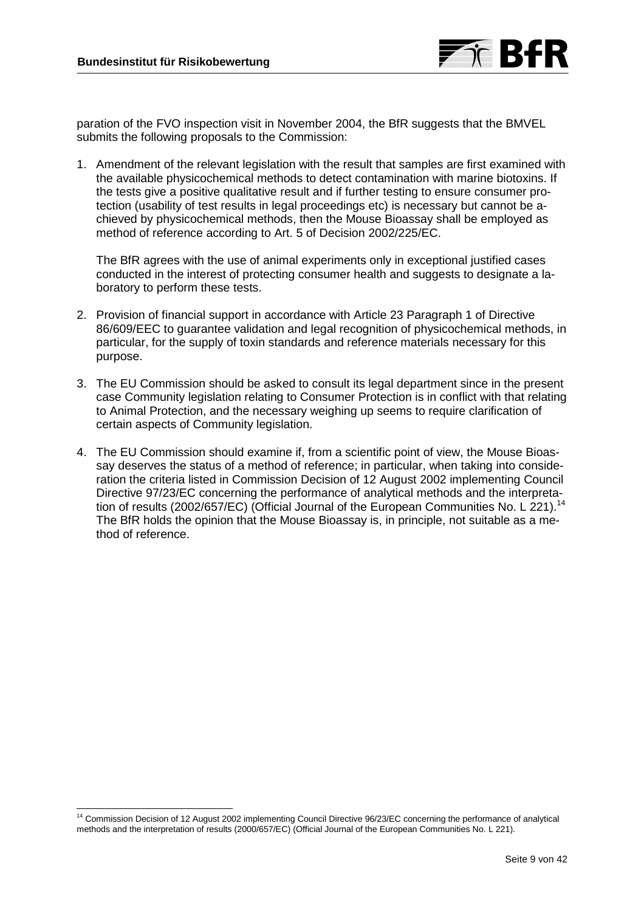paration of the FVO inspection visit in November 2004, the BfR suggests that the BMVEL submits the following proposals to the Commission:

1. Amendment of the relevant legislation with the result that samples are first examined with the available physicochemical methods to detect contamination with marine biotoxins. If the tests give a positive qualitative result and if further testing to ensure consumer protection (usability of test results in legal proceedings etc) is necessary but cannot be achieved by physicochemical methods, then the Mouse Bioassay shall be employed as method of reference according to Art. 5 of Decision 2002/225/EC.

   The BfR agrees with the use of animal experiments only in exceptional justified cases conducted in the interest of protecting consumer health and suggests to designate a laboratory to perform these tests.

2. Provision of financial support in accordance with Article 23 Paragraph 1 of Directive 86/609/EEC to guarantee validation and legal recognition of physicochemical methods, in particular, for the supply of toxin standards and reference materials necessary for this purpose.

3. The EU Commission should be asked to consult its legal department since in the present case Community legislation relating to Consumer Protection is in conflict with that relating to Animal Protection, and the necessary weighing up seems to require clarification of certain aspects of Community legislation.

4. The EU Commission should examine if, from a scientific point of view, the Mouse Bioassay deserves the status of a method of reference; in particular, when taking into consideration the criteria listed in Commission Decision of 12 August 2002 implementing Council Directive 97/23/EC concerning the performance of analytical methods and the interpretation of results (2002/657/EC) (Official Journal of the European Communities No. L 221).[14] The BfR holds the opinion that the Mouse Bioassay is, in principle, not suitable as a method of reference.

[14] Commission Decision of 12 August 2002 implementing Council Directive 96/23/EC concerning the performance of analytical methods and the interpretation of results (2000/657/EC) (Official Journal of the European Communities No. L 221).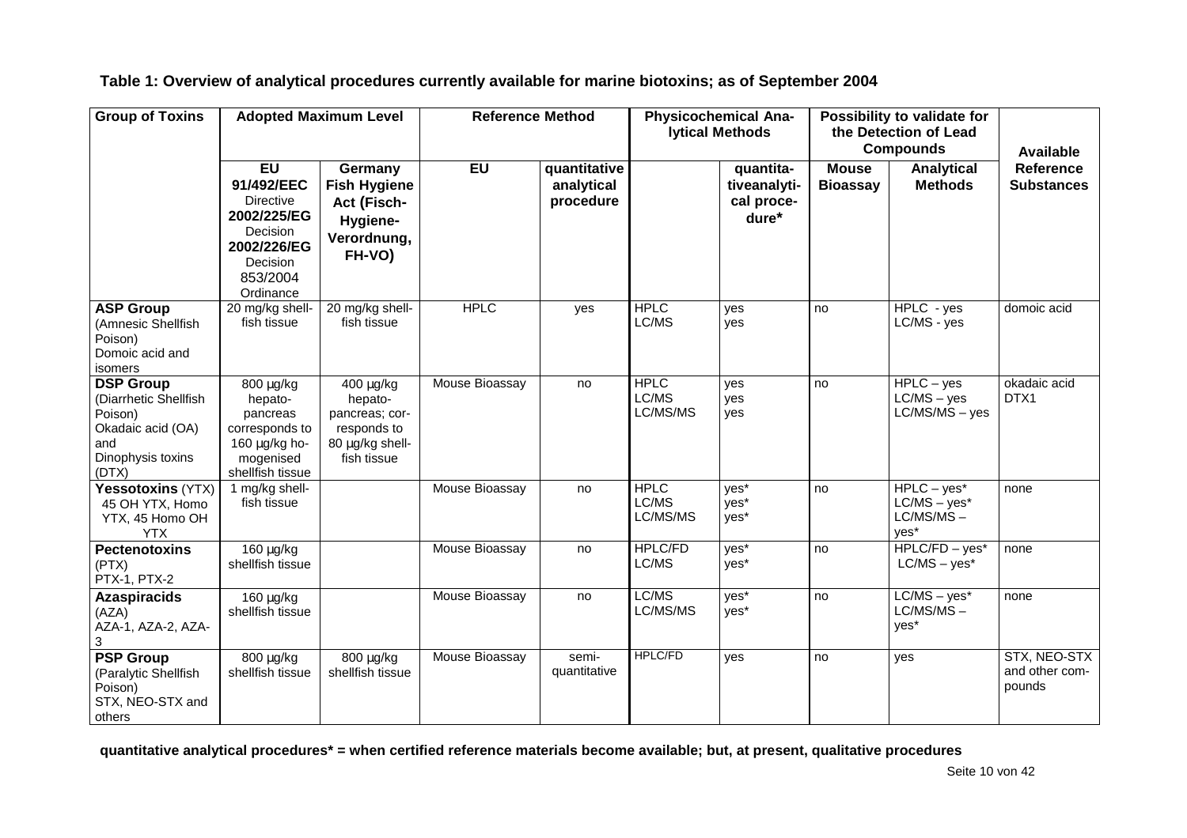**Table 1: Overview of analytical procedures currently available for marine biotoxins; as of September 2004**

| Group of Toxins | Adopted Maximum Level | | Reference Method | | Physicochemical Analytical Methods | | Possibility to validate for the Detection of Lead Compounds | | Available Reference Substances |
|---|---|---|---|---|---|---|---|---|---|
| | **EU 91/492/EEC** Directive **2002/225/EG** Decision **2002/226/EG** Decision 853/2004 Ordinance | **Germany Fish Hygiene Act (Fisch-Hygiene-Verordnung, FH-VO)** | **EU** | **quantitative analytical procedure** | | **quantitativeanalytical procedure*** | **Mouse Bioassay** | **Analytical Methods** | |
| **ASP Group** (Amnesic Shellfish Poison) Domoic acid and isomers | 20 mg/kg shellfish tissue | 20 mg/kg shellfish tissue | HPLC | yes | HPLC<br>LC/MS | yes<br>yes | no | HPLC - yes<br>LC/MS - yes | domoic acid |
| **DSP Group** (Diarrhetic Shellfish Poison) Okadaic acid (OA) and Dinophysis toxins (DTX) | 800 µg/kg hepatopancreas corresponds to 160 µg/kg homogenised shellfish tissue | 400 µg/kg hepatopancreas; corresponds to 80 µg/kg shellfish tissue | Mouse Bioassay | no | HPLC<br>LC/MS<br>LC/MS/MS | yes<br>yes<br>yes | no | HPLC – yes<br>LC/MS – yes<br>LC/MS/MS – yes | okadaic acid<br>DTX1 |
| **Yessotoxins** (YTX) 45 OH YTX, Homo YTX, 45 Homo OH YTX | 1 mg/kg shellfish tissue | | Mouse Bioassay | no | HPLC<br>LC/MS<br>LC/MS/MS | yes*<br>yes*<br>yes* | no | HPLC – yes*<br>LC/MS – yes*<br>LC/MS/MS – yes* | none |
| **Pectenotoxins** (PTX) PTX-1, PTX-2 | 160 µg/kg shellfish tissue | | Mouse Bioassay | no | HPLC/FD<br>LC/MS | yes*<br>yes* | no | HPLC/FD – yes*<br>LC/MS – yes* | none |
| **Azaspiracids** (AZA) AZA-1, AZA-2, AZA-3 | 160 µg/kg shellfish tissue | | Mouse Bioassay | no | LC/MS<br>LC/MS/MS | yes*<br>yes* | no | LC/MS – yes*<br>LC/MS/MS – yes* | none |
| **PSP Group** (Paralytic Shellfish Poison) STX, NEO-STX and others | 800 µg/kg shellfish tissue | 800 µg/kg shellfish tissue | Mouse Bioassay | semi-quantitative | HPLC/FD | yes | no | yes | STX, NEO-STX and other compounds |

**quantitative analytical procedures* = when certified reference materials become available; but, at present, qualitative procedures**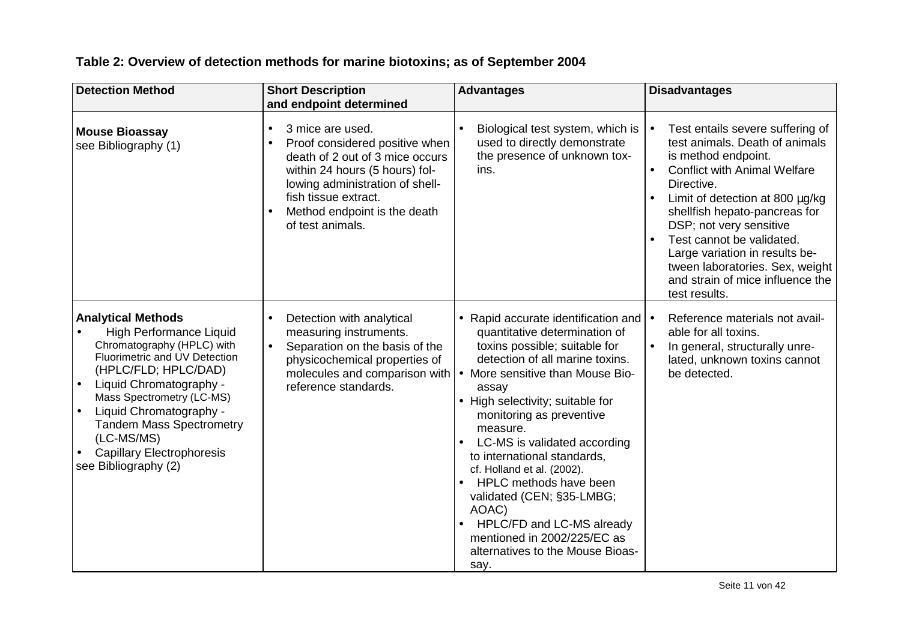**Table 2: Overview of detection methods for marine biotoxins; as of September 2004**

| Detection Method | Short Description and endpoint determined | Advantages | Disadvantages |
|---|---|---|---|
| **Mouse Bioassay**<br>see Bibliography (1) | • 3 mice are used.<br>• Proof considered positive when death of 2 out of 3 mice occurs within 24 hours (5 hours) following administration of shellfish tissue extract.<br>• Method endpoint is the death of test animals. | • Biological test system, which is used to directly demonstrate the presence of unknown toxins. | • Test entails severe suffering of test animals. Death of animals is method endpoint.<br>• Conflict with Animal Welfare Directive.<br>• Limit of detection at 800 µg/kg shellfish hepato-pancreas for DSP; not very sensitive<br>• Test cannot be validated. Large variation in results between laboratories. Sex, weight and strain of mice influence the test results. |
| **Analytical Methods**<br>• High Performance Liquid Chromatography (HPLC) with Fluorimetric and UV Detection (HPLC/FLD; HPLC/DAD)<br>• Liquid Chromatography - Mass Spectrometry (LC-MS)<br>• Liquid Chromatography - Tandem Mass Spectrometry (LC-MS/MS)<br>• Capillary Electrophoresis<br>see Bibliography (2) | • Detection with analytical measuring instruments.<br>• Separation on the basis of the physicochemical properties of molecules and comparison with reference standards. | • Rapid accurate identification and quantitative determination of toxins possible; suitable for detection of all marine toxins.<br>• More sensitive than Mouse Bioassay<br>• High selectivity; suitable for monitoring as preventive measure.<br>• LC-MS is validated according to international standards, cf. Holland et al. (2002).<br>• HPLC methods have been validated (CEN; §35-LMBG; AOAC)<br>• HPLC/FD and LC-MS already mentioned in 2002/225/EC as alternatives to the Mouse Bioassay. | • Reference materials not available for all toxins.<br>• In general, structurally unrelated, unknown toxins cannot be detected. |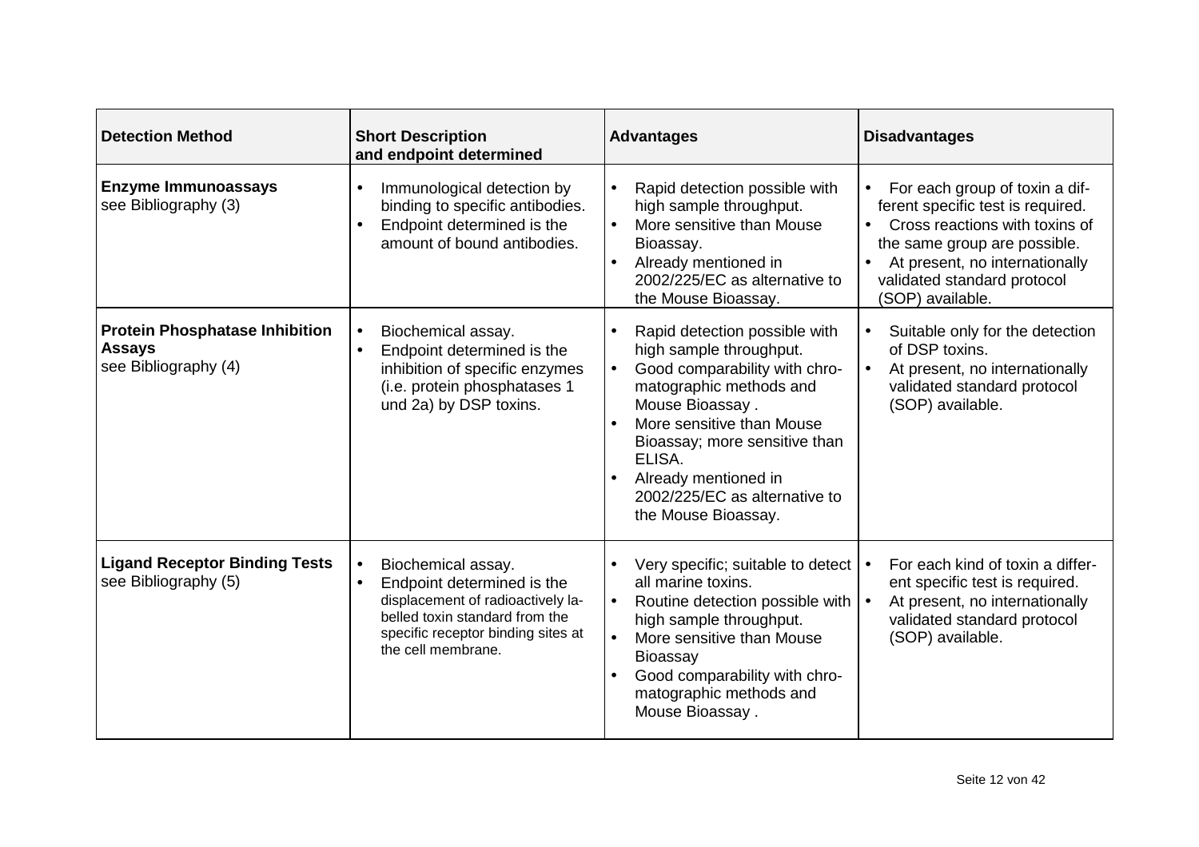| Detection Method | Short Description and endpoint determined | Advantages | Disadvantages |
|---|---|---|---|
| **Enzyme Immunoassays** see Bibliography (3) | • Immunological detection by binding to specific antibodies.<br>• Endpoint determined is the amount of bound antibodies. | • Rapid detection possible with high sample throughput.<br>• More sensitive than Mouse Bioassay.<br>• Already mentioned in 2002/225/EC as alternative to the Mouse Bioassay. | • For each group of toxin a different specific test is required.<br>• Cross reactions with toxins of the same group are possible.<br>• At present, no internationally validated standard protocol (SOP) available. |
| **Protein Phosphatase Inhibition Assays** see Bibliography (4) | • Biochemical assay.<br>• Endpoint determined is the inhibition of specific enzymes (i.e. protein phosphatases 1 und 2a) by DSP toxins. | • Rapid detection possible with high sample throughput.<br>• Good comparability with chromatographic methods and Mouse Bioassay .<br>• More sensitive than Mouse Bioassay; more sensitive than ELISA.<br>• Already mentioned in 2002/225/EC as alternative to the Mouse Bioassay. | • Suitable only for the detection of DSP toxins.<br>• At present, no internationally validated standard protocol (SOP) available. |
| **Ligand Receptor Binding Tests** see Bibliography (5) | • Biochemical assay.<br>• Endpoint determined is the displacement of radioactively labelled toxin standard from the specific receptor binding sites at the cell membrane. | • Very specific; suitable to detect all marine toxins.<br>• Routine detection possible with high sample throughput.<br>• More sensitive than Mouse Bioassay<br>• Good comparability with chromatographic methods and Mouse Bioassay . | • For each kind of toxin a different specific test is required.<br>• At present, no internationally validated standard protocol (SOP) available. |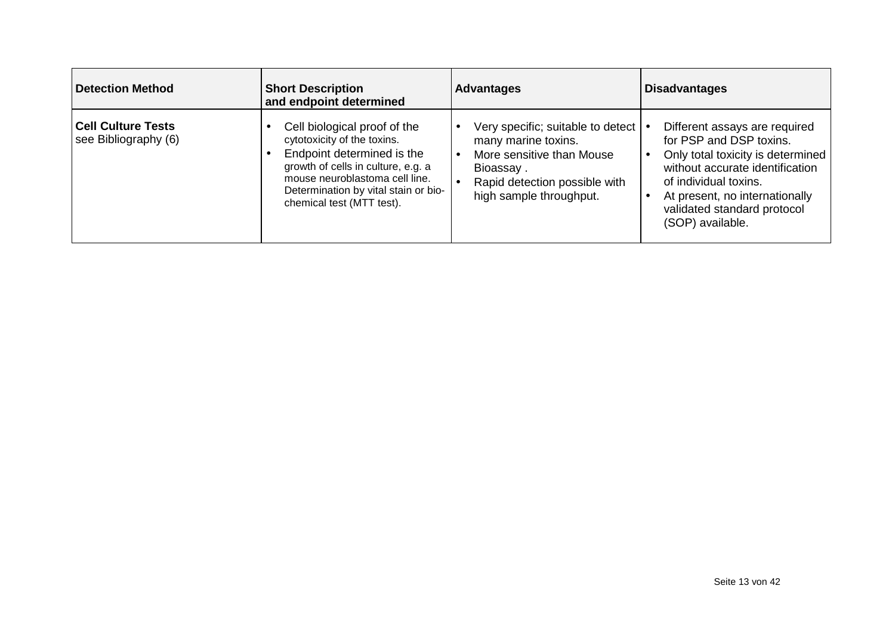| Detection Method | Short Description and endpoint determined | Advantages | Disadvantages |
|---|---|---|---|
| **Cell Culture Tests** see Bibliography (6) | • Cell biological proof of the cytotoxicity of the toxins.<br>• Endpoint determined is the growth of cells in culture, e.g. a mouse neuroblastoma cell line. Determination by vital stain or bio-chemical test (MTT test). | • Very specific; suitable to detect many marine toxins.<br>• More sensitive than Mouse Bioassay .<br>• Rapid detection possible with high sample throughput. | • Different assays are required for PSP and DSP toxins.<br>• Only total toxicity is determined without accurate identification of individual toxins.<br>• At present, no internationally validated standard protocol (SOP) available. |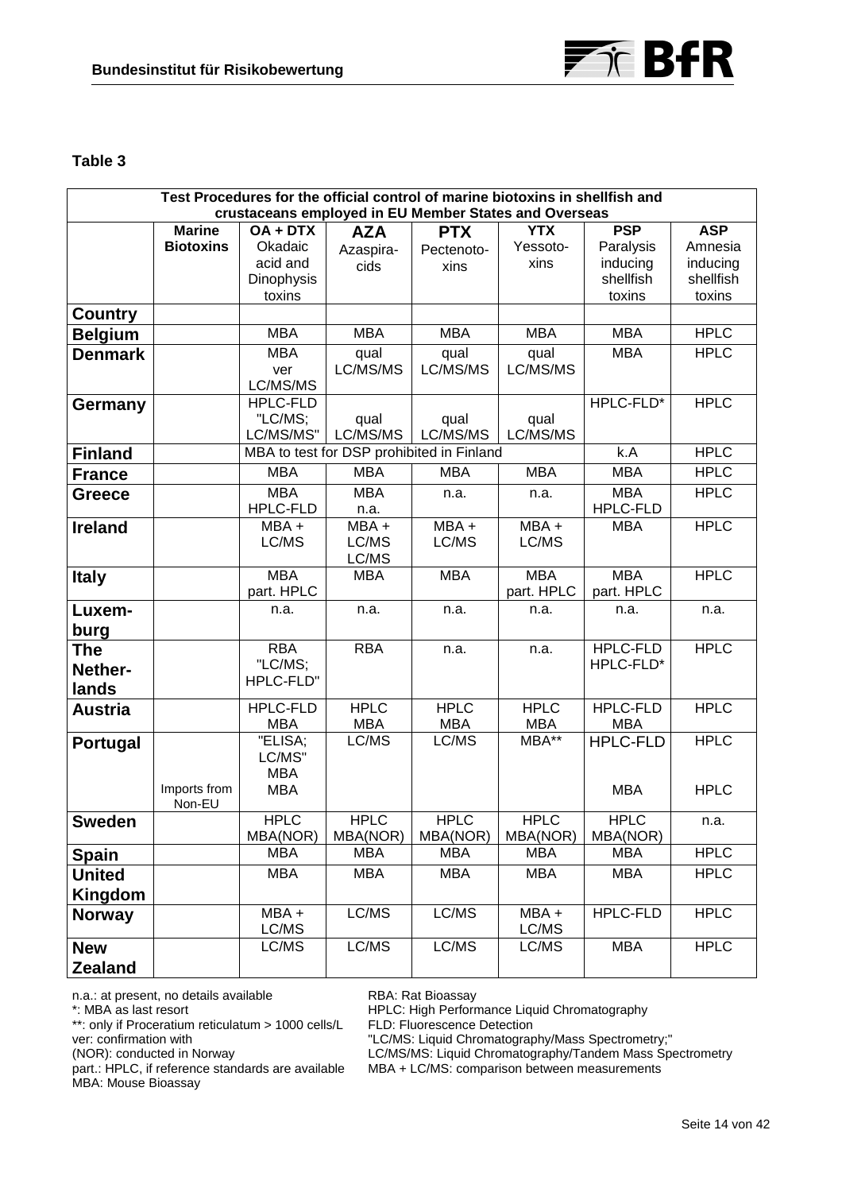**Table 3**

| Test Procedures for the official control of marine biotoxins in shellfish and crustaceans employed in EU Member States and Overseas | | | | | | | |
|---|---|---|---|---|---|---|---|
| | **Marine Biotoxins** | **OA + DTX** Okadaic acid and Dinophysis toxins | **AZA** Azaspira-cids | **PTX** Pectenoto-xins | **YTX** Yessoto-xins | **PSP** Paralysis inducing shellfish toxins | **ASP** Amnesia inducing shellfish toxins |
| **Country** | | | | | | | |
| **Belgium** | | MBA | MBA | MBA | MBA | MBA | HPLC |
| **Denmark** | | MBA ver LC/MS/MS | qual LC/MS/MS | qual LC/MS/MS | qual LC/MS/MS | MBA | HPLC |
| **Germany** | | HPLC-FLD "LC/MS; LC/MS/MS" | qual LC/MS/MS | qual LC/MS/MS | qual LC/MS/MS | HPLC-FLD* | HPLC |
| **Finland** | | MBA to test for DSP prohibited in Finland | | | | k.A | HPLC |
| **France** | | MBA | MBA | MBA | MBA | MBA | HPLC |
| **Greece** | | MBA HPLC-FLD | MBA n.a. | n.a. | n.a. | MBA HPLC-FLD | HPLC |
| **Ireland** | | MBA + LC/MS | MBA + LC/MS LC/MS | MBA + LC/MS | MBA + LC/MS | MBA | HPLC |
| **Italy** | | MBA part. HPLC | MBA | MBA | MBA part. HPLC | MBA part. HPLC | HPLC |
| **Luxem-burg** | | n.a. | n.a. | n.a. | n.a. | n.a. | n.a. |
| **The Nether-lands** | | RBA "LC/MS; HPLC-FLD" | RBA | n.a. | n.a. | HPLC-FLD HPLC-FLD* | HPLC |
| **Austria** | | HPLC-FLD MBA | HPLC MBA | HPLC MBA | HPLC MBA | HPLC-FLD MBA | HPLC |
| **Portugal** | | "ELISA; LC/MS" MBA | LC/MS | LC/MS | MBA** | HPLC-FLD | HPLC |
| | Imports from Non-EU | MBA | | | | MBA | HPLC |
| **Sweden** | | HPLC MBA(NOR) | HPLC MBA(NOR) | HPLC MBA(NOR) | HPLC MBA(NOR) | HPLC MBA(NOR) | n.a. |
| **Spain** | | MBA | MBA | MBA | MBA | MBA | HPLC |
| **United Kingdom** | | MBA | MBA | MBA | MBA | MBA | HPLC |
| **Norway** | | MBA + LC/MS | LC/MS | LC/MS | MBA + LC/MS | HPLC-FLD | HPLC |
| **New Zealand** | | LC/MS | LC/MS | LC/MS | LC/MS | MBA | HPLC |

n.a.: at present, no details available
*: MBA as last resort
**: only if Proceratium reticulatum > 1000 cells/L
ver: confirmation with
(NOR): conducted in Norway
part.: HPLC, if reference standards are available
MBA: Mouse Bioassay
RBA: Rat Bioassay
HPLC: High Performance Liquid Chromatography
FLD: Fluorescence Detection
"LC/MS: Liquid Chromatography/Mass Spectrometry;"
LC/MS/MS: Liquid Chromatography/Tandem Mass Spectrometry
MBA + LC/MS: comparison between measurements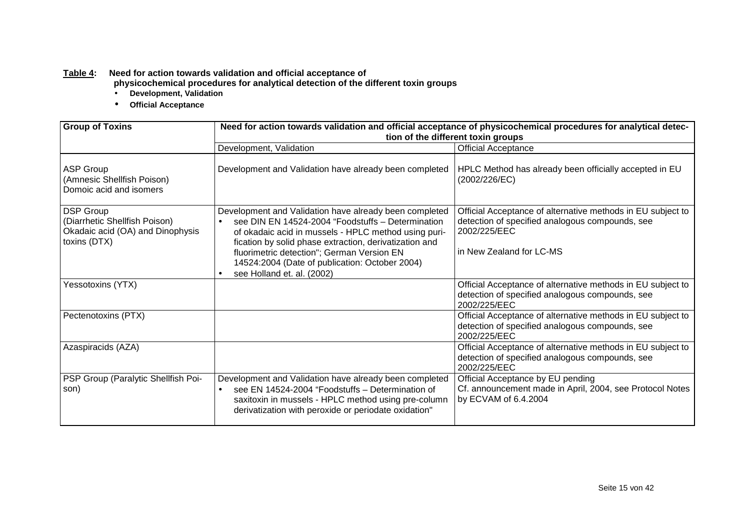**Table 4: Need for action towards validation and official acceptance of physicochemical procedures for analytical detection of the different toxin groups**

- **Development, Validation**
- **Official Acceptance**

| Group of Toxins | Need for action towards validation and official acceptance of physicochemical procedures for analytical detection of the different toxin groups | |
|---|---|---|
| | Development, Validation | Official Acceptance |
| ASP Group<br>(Amnesic Shellfish Poison)<br>Domoic acid and isomers | Development and Validation have already been completed | HPLC Method has already been officially accepted in EU (2002/226/EC) |
| DSP Group<br>(Diarrhetic Shellfish Poison)<br>Okadaic acid (OA) and Dinophysis toxins (DTX) | Development and Validation have already been completed<br>• see DIN EN 14524-2004 "Foodstuffs – Determination of okadaic acid in mussels - HPLC method using purification by solid phase extraction, derivatization and fluorimetric detection"; German Version EN 14524:2004 (Date of publication: October 2004)<br>• see Holland et. al. (2002) | Official Acceptance of alternative methods in EU subject to detection of specified analogous compounds, see 2002/225/EEC<br><br>in New Zealand for LC-MS |
| Yessotoxins (YTX) | | Official Acceptance of alternative methods in EU subject to detection of specified analogous compounds, see 2002/225/EEC |
| Pectenotoxins (PTX) | | Official Acceptance of alternative methods in EU subject to detection of specified analogous compounds, see 2002/225/EEC |
| Azaspiracids (AZA) | | Official Acceptance of alternative methods in EU subject to detection of specified analogous compounds, see 2002/225/EEC |
| PSP Group (Paralytic Shellfish Poison) | Development and Validation have already been completed<br>• see EN 14524-2004 "Foodstuffs – Determination of saxitoxin in mussels - HPLC method using pre-column derivatization with peroxide or periodate oxidation" | Official Acceptance by EU pending<br>Cf. announcement made in April, 2004, see Protocol Notes by ECVAM of 6.4.2004 |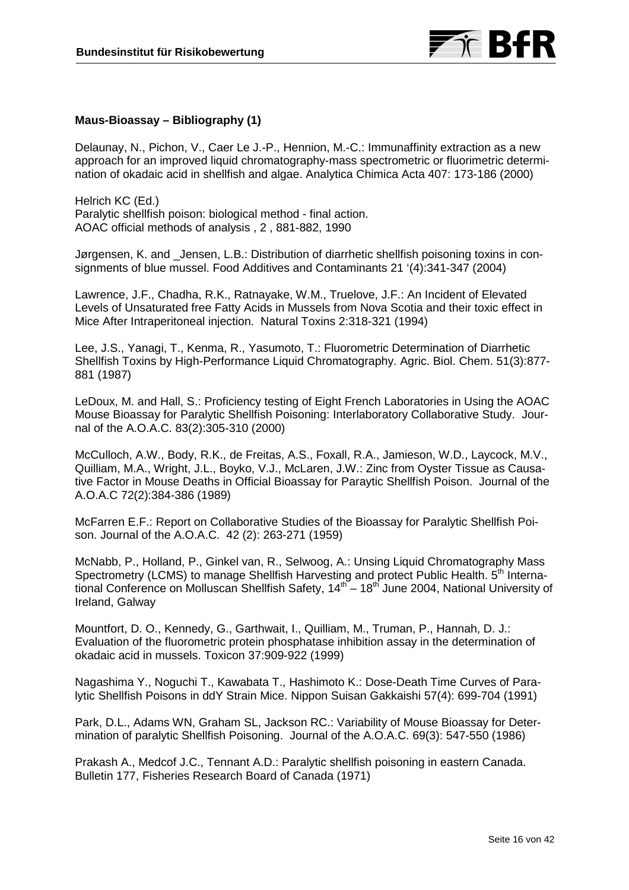**Maus-Bioassay – Bibliography (1)**

Delaunay, N., Pichon, V., Caer Le J.-P., Hennion, M.-C.: Immunaffinity extraction as a new approach for an improved liquid chromatography-mass spectrometric or fluorimetric determination of okadaic acid in shellfish and algae. Analytica Chimica Acta 407: 173-186 (2000)

Helrich KC (Ed.)
Paralytic shellfish poison: biological method - final action.
AOAC official methods of analysis , 2 , 881-882, 1990

Jørgensen, K. and _Jensen, L.B.: Distribution of diarrhetic shellfish poisoning toxins in consignments of blue mussel. Food Additives and Contaminants 21 '(4):341-347 (2004)

Lawrence, J.F., Chadha, R.K., Ratnayake, W.M., Truelove, J.F.: An Incident of Elevated Levels of Unsaturated free Fatty Acids in Mussels from Nova Scotia and their toxic effect in Mice After Intraperitoneal injection. Natural Toxins 2:318-321 (1994)

Lee, J.S., Yanagi, T., Kenma, R., Yasumoto, T.: Fluorometric Determination of Diarrhetic Shellfish Toxins by High-Performance Liquid Chromatography. Agric. Biol. Chem. 51(3):877-881 (1987)

LeDoux, M. and Hall, S.: Proficiency testing of Eight French Laboratories in Using the AOAC Mouse Bioassay for Paralytic Shellfish Poisoning: Interlaboratory Collaborative Study. Journal of the A.O.A.C. 83(2):305-310 (2000)

McCulloch, A.W., Body, R.K., de Freitas, A.S., Foxall, R.A., Jamieson, W.D., Laycock, M.V., Quilliam, M.A., Wright, J.L., Boyko, V.J., McLaren, J.W.: Zinc from Oyster Tissue as Causative Factor in Mouse Deaths in Official Bioassay for Paraytic Shellfish Poison. Journal of the A.O.A.C 72(2):384-386 (1989)

McFarren E.F.: Report on Collaborative Studies of the Bioassay for Paralytic Shellfish Poison. Journal of the A.O.A.C. 42 (2): 263-271 (1959)

McNabb, P., Holland, P., Ginkel van, R., Selwoog, A.: Unsing Liquid Chromatography Mass Spectrometry (LCMS) to manage Shellfish Harvesting and protect Public Health. 5th International Conference on Molluscan Shellfish Safety, 14th – 18th June 2004, National University of Ireland, Galway

Mountfort, D. O., Kennedy, G., Garthwait, I., Quilliam, M., Truman, P., Hannah, D. J.: Evaluation of the fluorometric protein phosphatase inhibition assay in the determination of okadaic acid in mussels. Toxicon 37:909-922 (1999)

Nagashima Y., Noguchi T., Kawabata T., Hashimoto K.: Dose-Death Time Curves of Paralytic Shellfish Poisons in ddY Strain Mice. Nippon Suisan Gakkaishi 57(4): 699-704 (1991)

Park, D.L., Adams WN, Graham SL, Jackson RC.: Variability of Mouse Bioassay for Determination of paralytic Shellfish Poisoning. Journal of the A.O.A.C. 69(3): 547-550 (1986)

Prakash A., Medcof J.C., Tennant A.D.: Paralytic shellfish poisoning in eastern Canada. Bulletin 177, Fisheries Research Board of Canada (1971)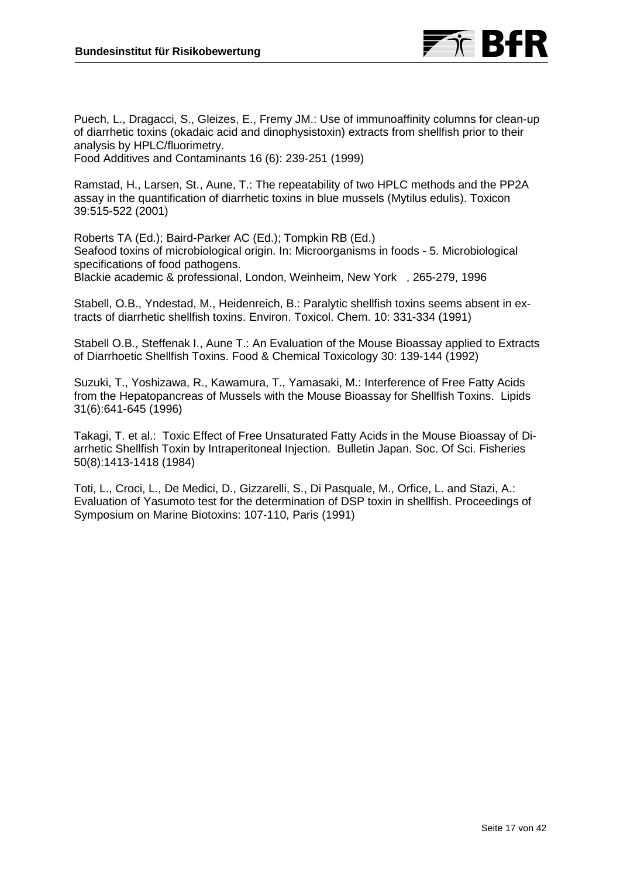Puech, L., Dragacci, S., Gleizes, E., Fremy JM.: Use of immunoaffinity columns for clean-up of diarrhetic toxins (okadaic acid and dinophysistoxin) extracts from shellfish prior to their analysis by HPLC/fluorimetry.
Food Additives and Contaminants 16 (6): 239-251 (1999)

Ramstad, H., Larsen, St., Aune, T.: The repeatability of two HPLC methods and the PP2A assay in the quantification of diarrhetic toxins in blue mussels (Mytilus edulis). Toxicon 39:515-522 (2001)

Roberts TA (Ed.); Baird-Parker AC (Ed.); Tompkin RB (Ed.)
Seafood toxins of microbiological origin. In: Microorganisms in foods - 5. Microbiological specifications of food pathogens.
Blackie academic & professional, London, Weinheim, New York , 265-279, 1996

Stabell, O.B., Yndestad, M., Heidenreich, B.: Paralytic shellfish toxins seems absent in extracts of diarrhetic shellfish toxins. Environ. Toxicol. Chem. 10: 331-334 (1991)

Stabell O.B., Steffenak I., Aune T.: An Evaluation of the Mouse Bioassay applied to Extracts of Diarrhoetic Shellfish Toxins. Food & Chemical Toxicology 30: 139-144 (1992)

Suzuki, T., Yoshizawa, R., Kawamura, T., Yamasaki, M.: Interference of Free Fatty Acids from the Hepatopancreas of Mussels with the Mouse Bioassay for Shellfish Toxins. Lipids 31(6):641-645 (1996)

Takagi, T. et al.: Toxic Effect of Free Unsaturated Fatty Acids in the Mouse Bioassay of Diarrhetic Shellfish Toxin by Intraperitoneal Injection. Bulletin Japan. Soc. Of Sci. Fisheries 50(8):1413-1418 (1984)

Toti, L., Croci, L., De Medici, D., Gizzarelli, S., Di Pasquale, M., Orfice, L. and Stazi, A.: Evaluation of Yasumoto test for the determination of DSP toxin in shellfish. Proceedings of Symposium on Marine Biotoxins: 107-110, Paris (1991)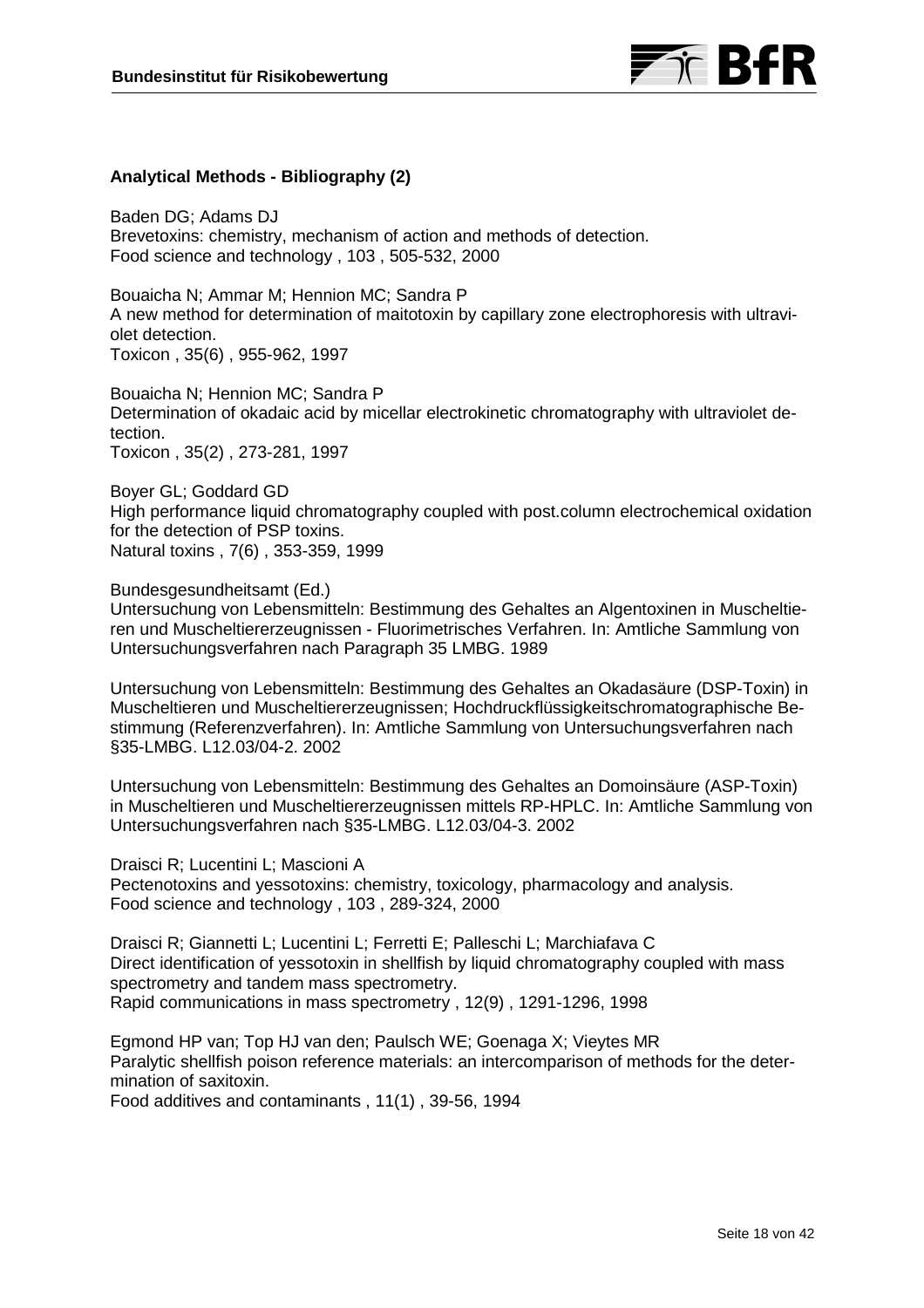**Analytical Methods - Bibliography (2)**

Baden DG; Adams DJ
Brevetoxins: chemistry, mechanism of action and methods of detection.
Food science and technology , 103 , 505-532, 2000

Bouaicha N; Ammar M; Hennion MC; Sandra P
A new method for determination of maitotoxin by capillary zone electrophoresis with ultraviolet detection.
Toxicon , 35(6) , 955-962, 1997

Bouaicha N; Hennion MC; Sandra P
Determination of okadaic acid by micellar electrokinetic chromatography with ultraviolet detection.
Toxicon , 35(2) , 273-281, 1997

Boyer GL; Goddard GD
High performance liquid chromatography coupled with post.column electrochemical oxidation for the detection of PSP toxins.
Natural toxins , 7(6) , 353-359, 1999

Bundesgesundheitsamt (Ed.)
Untersuchung von Lebensmitteln: Bestimmung des Gehaltes an Algentoxinen in Muscheltieren und Muscheltiererzeugnissen - Fluorimetrisches Verfahren. In: Amtliche Sammlung von Untersuchungsverfahren nach Paragraph 35 LMBG. 1989

Untersuchung von Lebensmitteln: Bestimmung des Gehaltes an Okadasäure (DSP-Toxin) in Muscheltieren und Muscheltiererzeugnissen; Hochdruckflüssigkeitschromatographische Bestimmung (Referenzverfahren). In: Amtliche Sammlung von Untersuchungsverfahren nach §35-LMBG. L12.03/04-2. 2002

Untersuchung von Lebensmitteln: Bestimmung des Gehaltes an Domoinsäure (ASP-Toxin) in Muscheltieren und Muscheltiererzeugnissen mittels RP-HPLC. In: Amtliche Sammlung von Untersuchungsverfahren nach §35-LMBG. L12.03/04-3. 2002

Draisci R; Lucentini L; Mascioni A
Pectenotoxins and yessotoxins: chemistry, toxicology, pharmacology and analysis.
Food science and technology , 103 , 289-324, 2000

Draisci R; Giannetti L; Lucentini L; Ferretti E; Palleschi L; Marchiafava C
Direct identification of yessotoxin in shellfish by liquid chromatography coupled with mass spectrometry and tandem mass spectrometry.
Rapid communications in mass spectrometry , 12(9) , 1291-1296, 1998

Egmond HP van; Top HJ van den; Paulsch WE; Goenaga X; Vieytes MR
Paralytic shellfish poison reference materials: an intercomparison of methods for the determination of saxitoxin.
Food additives and contaminants , 11(1) , 39-56, 1994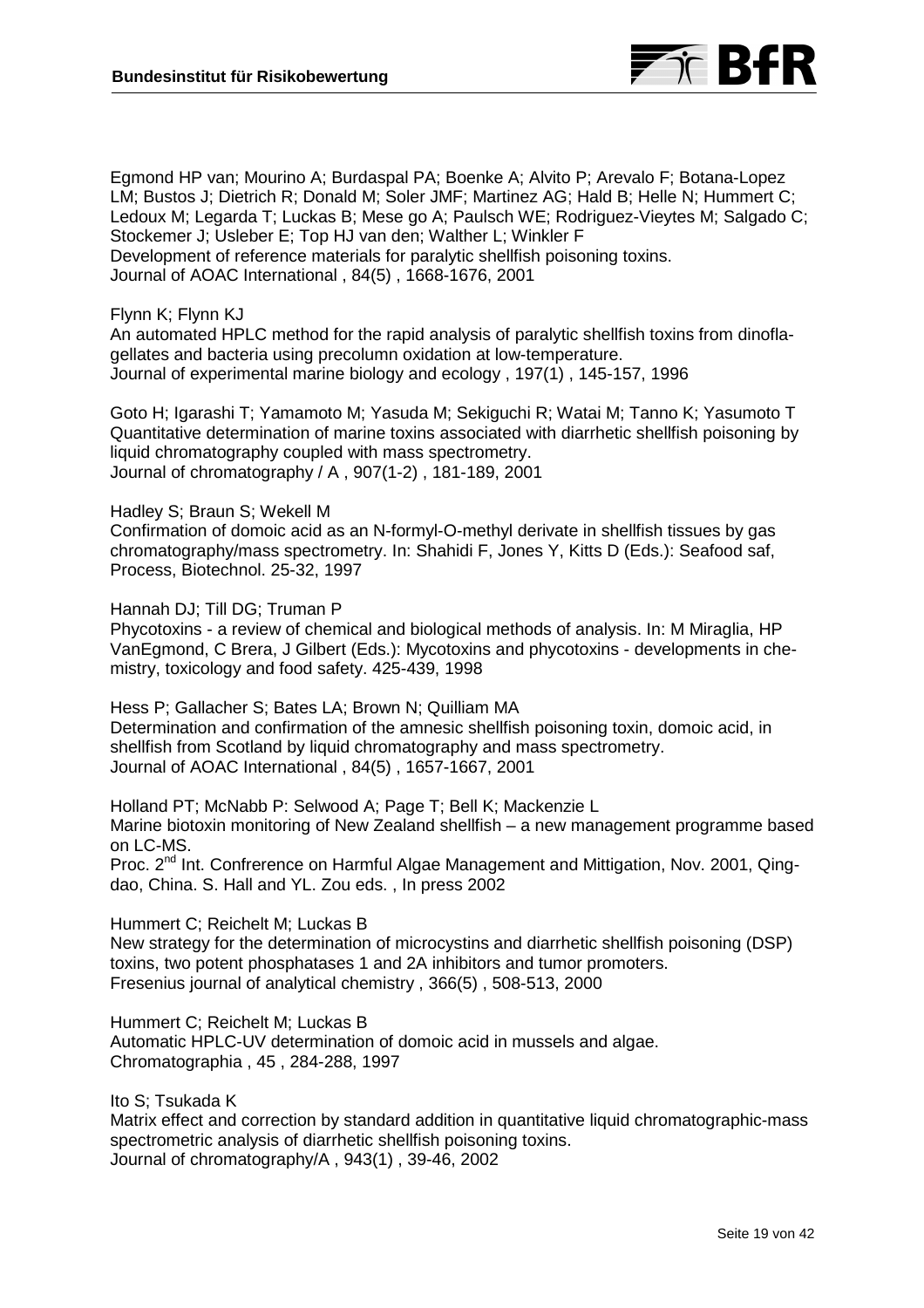Egmond HP van; Mourino A; Burdaspal PA; Boenke A; Alvito P; Arevalo F; Botana-Lopez LM; Bustos J; Dietrich R; Donald M; Soler JMF; Martinez AG; Hald B; Helle N; Hummert C; Ledoux M; Legarda T; Luckas B; Mese go A; Paulsch WE; Rodriguez-Vieytes M; Salgado C; Stockemer J; Usleber E; Top HJ van den; Walther L; Winkler F
Development of reference materials for paralytic shellfish poisoning toxins.
Journal of AOAC International , 84(5) , 1668-1676, 2001

Flynn K; Flynn KJ
An automated HPLC method for the rapid analysis of paralytic shellfish toxins from dinoflagellates and bacteria using precolumn oxidation at low-temperature.
Journal of experimental marine biology and ecology , 197(1) , 145-157, 1996

Goto H; Igarashi T; Yamamoto M; Yasuda M; Sekiguchi R; Watai M; Tanno K; Yasumoto T
Quantitative determination of marine toxins associated with diarrhetic shellfish poisoning by liquid chromatography coupled with mass spectrometry.
Journal of chromatography / A , 907(1-2) , 181-189, 2001

Hadley S; Braun S; Wekell M
Confirmation of domoic acid as an N-formyl-O-methyl derivate in shellfish tissues by gas chromatography/mass spectrometry. In: Shahidi F, Jones Y, Kitts D (Eds.): Seafood saf, Process, Biotechnol. 25-32, 1997

Hannah DJ; Till DG; Truman P
Phycotoxins - a review of chemical and biological methods of analysis. In: M Miraglia, HP VanEgmond, C Brera, J Gilbert (Eds.): Mycotoxins and phycotoxins - developments in chemistry, toxicology and food safety. 425-439, 1998

Hess P; Gallacher S; Bates LA; Brown N; Quilliam MA
Determination and confirmation of the amnesic shellfish poisoning toxin, domoic acid, in shellfish from Scotland by liquid chromatography and mass spectrometry.
Journal of AOAC International , 84(5) , 1657-1667, 2001

Holland PT; McNabb P: Selwood A; Page T; Bell K; Mackenzie L
Marine biotoxin monitoring of New Zealand shellfish – a new management programme based on LC-MS.
Proc. 2nd Int. Confrerence on Harmful Algae Management and Mittigation, Nov. 2001, Qingdao, China. S. Hall and YL. Zou eds. , In press 2002

Hummert C; Reichelt M; Luckas B
New strategy for the determination of microcystins and diarrhetic shellfish poisoning (DSP) toxins, two potent phosphatases 1 and 2A inhibitors and tumor promoters.
Fresenius journal of analytical chemistry , 366(5) , 508-513, 2000

Hummert C; Reichelt M; Luckas B
Automatic HPLC-UV determination of domoic acid in mussels and algae.
Chromatographia , 45 , 284-288, 1997

Ito S; Tsukada K
Matrix effect and correction by standard addition in quantitative liquid chromatographic-mass spectrometric analysis of diarrhetic shellfish poisoning toxins.
Journal of chromatography/A , 943(1) , 39-46, 2002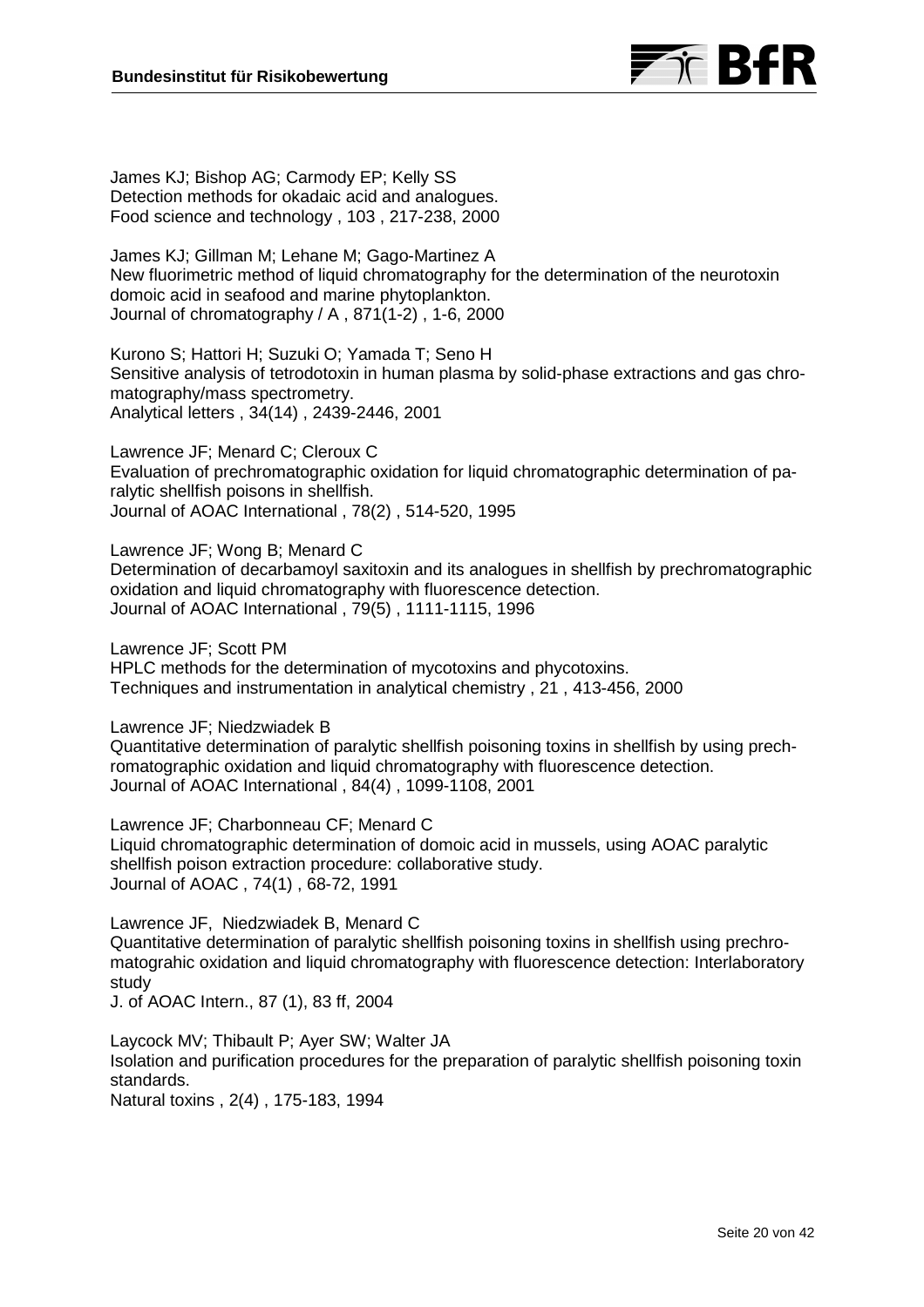James KJ; Bishop AG; Carmody EP; Kelly SS
Detection methods for okadaic acid and analogues.
Food science and technology , 103 , 217-238, 2000

James KJ; Gillman M; Lehane M; Gago-Martinez A
New fluorimetric method of liquid chromatography for the determination of the neurotoxin domoic acid in seafood and marine phytoplankton.
Journal of chromatography / A , 871(1-2) , 1-6, 2000

Kurono S; Hattori H; Suzuki O; Yamada T; Seno H
Sensitive analysis of tetrodotoxin in human plasma by solid-phase extractions and gas chromatography/mass spectrometry.
Analytical letters , 34(14) , 2439-2446, 2001

Lawrence JF; Menard C; Cleroux C
Evaluation of prechromatographic oxidation for liquid chromatographic determination of paralytic shellfish poisons in shellfish.
Journal of AOAC International , 78(2) , 514-520, 1995

Lawrence JF; Wong B; Menard C
Determination of decarbamoyl saxitoxin and its analogues in shellfish by prechromatographic oxidation and liquid chromatography with fluorescence detection.
Journal of AOAC International , 79(5) , 1111-1115, 1996

Lawrence JF; Scott PM
HPLC methods for the determination of mycotoxins and phycotoxins.
Techniques and instrumentation in analytical chemistry , 21 , 413-456, 2000

Lawrence JF; Niedzwiadek B
Quantitative determination of paralytic shellfish poisoning toxins in shellfish by using prechromatographic oxidation and liquid chromatography with fluorescence detection.
Journal of AOAC International , 84(4) , 1099-1108, 2001

Lawrence JF; Charbonneau CF; Menard C
Liquid chromatographic determination of domoic acid in mussels, using AOAC paralytic shellfish poison extraction procedure: collaborative study.
Journal of AOAC , 74(1) , 68-72, 1991

Lawrence JF, Niedzwiadek B, Menard C
Quantitative determination of paralytic shellfish poisoning toxins in shellfish using prechromatograhic oxidation and liquid chromatography with fluorescence detection: Interlaboratory study
J. of AOAC Intern., 87 (1), 83 ff, 2004

Laycock MV; Thibault P; Ayer SW; Walter JA
Isolation and purification procedures for the preparation of paralytic shellfish poisoning toxin standards.
Natural toxins , 2(4) , 175-183, 1994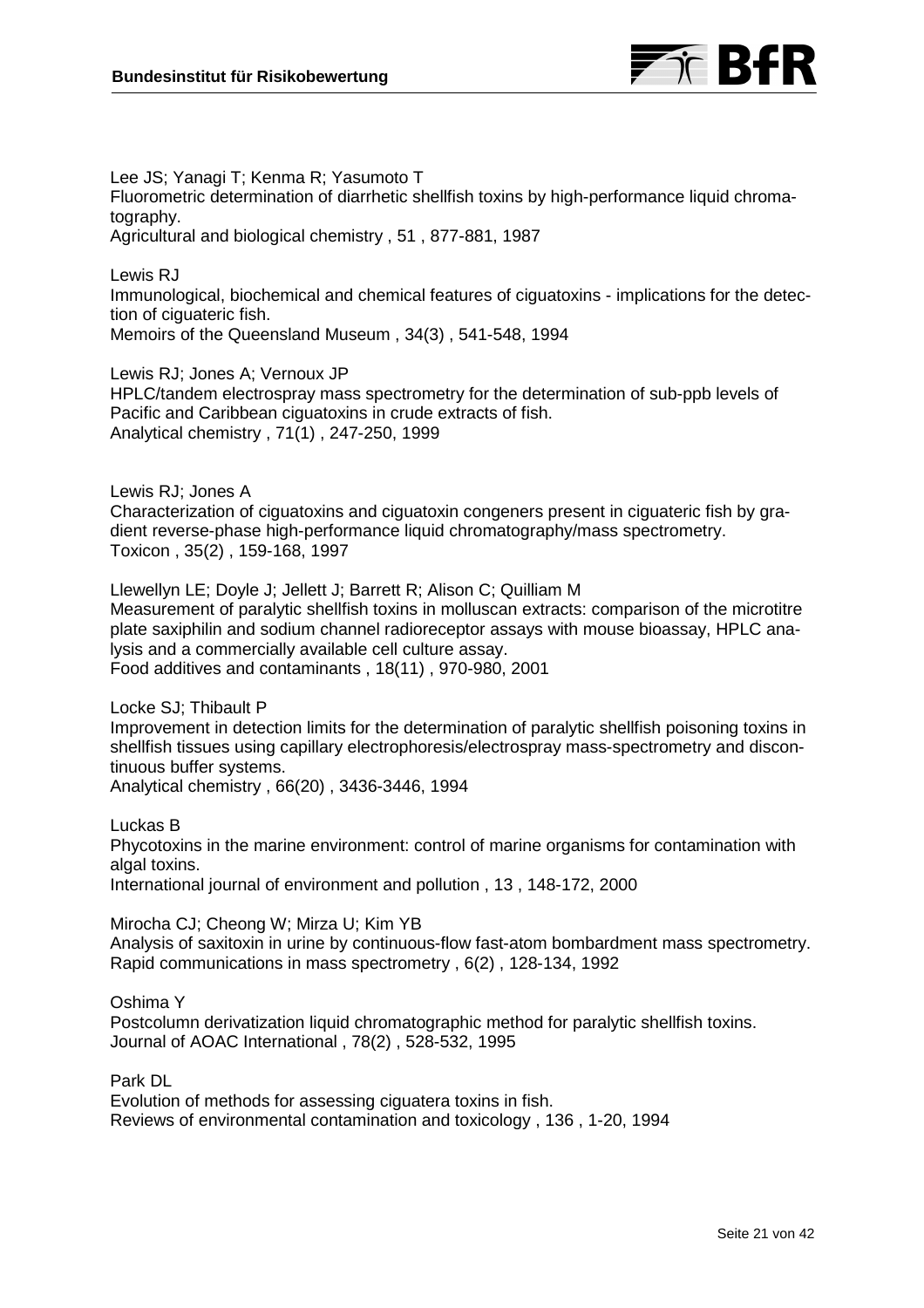Lee JS; Yanagi T; Kenma R; Yasumoto T
Fluorometric determination of diarrhetic shellfish toxins by high-performance liquid chromatography.
Agricultural and biological chemistry , 51 , 877-881, 1987

Lewis RJ
Immunological, biochemical and chemical features of ciguatoxins - implications for the detection of ciguateric fish.
Memoirs of the Queensland Museum , 34(3) , 541-548, 1994

Lewis RJ; Jones A; Vernoux JP
HPLC/tandem electrospray mass spectrometry for the determination of sub-ppb levels of Pacific and Caribbean ciguatoxins in crude extracts of fish.
Analytical chemistry , 71(1) , 247-250, 1999

Lewis RJ; Jones A
Characterization of ciguatoxins and ciguatoxin congeners present in ciguateric fish by gradient reverse-phase high-performance liquid chromatography/mass spectrometry.
Toxicon , 35(2) , 159-168, 1997

Llewellyn LE; Doyle J; Jellett J; Barrett R; Alison C; Quilliam M
Measurement of paralytic shellfish toxins in molluscan extracts: comparison of the microtitre plate saxiphilin and sodium channel radioreceptor assays with mouse bioassay, HPLC analysis and a commercially available cell culture assay.
Food additives and contaminants , 18(11) , 970-980, 2001

Locke SJ; Thibault P
Improvement in detection limits for the determination of paralytic shellfish poisoning toxins in shellfish tissues using capillary electrophoresis/electrospray mass-spectrometry and discontinuous buffer systems.
Analytical chemistry , 66(20) , 3436-3446, 1994

Luckas B
Phycotoxins in the marine environment: control of marine organisms for contamination with algal toxins.
International journal of environment and pollution , 13 , 148-172, 2000

Mirocha CJ; Cheong W; Mirza U; Kim YB
Analysis of saxitoxin in urine by continuous-flow fast-atom bombardment mass spectrometry.
Rapid communications in mass spectrometry , 6(2) , 128-134, 1992

Oshima Y
Postcolumn derivatization liquid chromatographic method for paralytic shellfish toxins.
Journal of AOAC International , 78(2) , 528-532, 1995

Park DL
Evolution of methods for assessing ciguatera toxins in fish.
Reviews of environmental contamination and toxicology , 136 , 1-20, 1994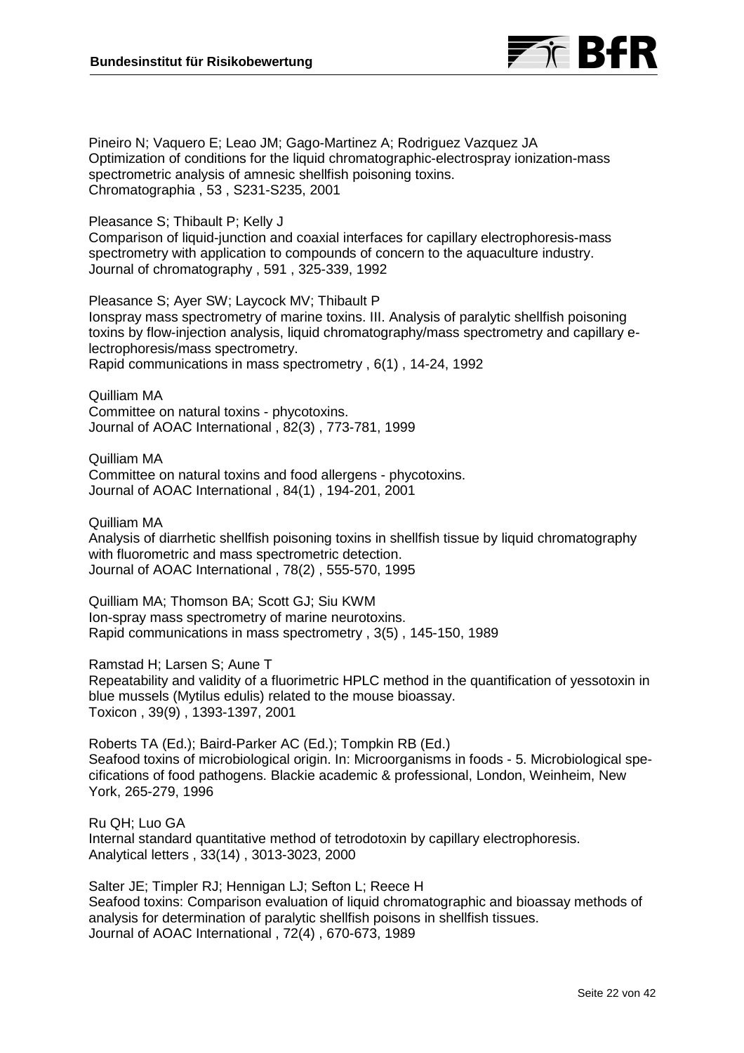Pineiro N; Vaquero E; Leao JM; Gago-Martinez A; Rodriguez Vazquez JA
Optimization of conditions for the liquid chromatographic-electrospray ionization-mass spectrometric analysis of amnesic shellfish poisoning toxins.
Chromatographia , 53 , S231-S235, 2001

Pleasance S; Thibault P; Kelly J
Comparison of liquid-junction and coaxial interfaces for capillary electrophoresis-mass spectrometry with application to compounds of concern to the aquaculture industry.
Journal of chromatography , 591 , 325-339, 1992

Pleasance S; Ayer SW; Laycock MV; Thibault P
Ionspray mass spectrometry of marine toxins. III. Analysis of paralytic shellfish poisoning toxins by flow-injection analysis, liquid chromatography/mass spectrometry and capillary electrophoresis/mass spectrometry.
Rapid communications in mass spectrometry , 6(1) , 14-24, 1992

Quilliam MA
Committee on natural toxins - phycotoxins.
Journal of AOAC International , 82(3) , 773-781, 1999

Quilliam MA
Committee on natural toxins and food allergens - phycotoxins.
Journal of AOAC International , 84(1) , 194-201, 2001

Quilliam MA
Analysis of diarrhetic shellfish poisoning toxins in shellfish tissue by liquid chromatography with fluorometric and mass spectrometric detection.
Journal of AOAC International , 78(2) , 555-570, 1995

Quilliam MA; Thomson BA; Scott GJ; Siu KWM
Ion-spray mass spectrometry of marine neurotoxins.
Rapid communications in mass spectrometry , 3(5) , 145-150, 1989

Ramstad H; Larsen S; Aune T
Repeatability and validity of a fluorimetric HPLC method in the quantification of yessotoxin in blue mussels (Mytilus edulis) related to the mouse bioassay.
Toxicon , 39(9) , 1393-1397, 2001

Roberts TA (Ed.); Baird-Parker AC (Ed.); Tompkin RB (Ed.)
Seafood toxins of microbiological origin. In: Microorganisms in foods - 5. Microbiological specifications of food pathogens. Blackie academic & professional, London, Weinheim, New York, 265-279, 1996

Ru QH; Luo GA
Internal standard quantitative method of tetrodotoxin by capillary electrophoresis.
Analytical letters , 33(14) , 3013-3023, 2000

Salter JE; Timpler RJ; Hennigan LJ; Sefton L; Reece H
Seafood toxins: Comparison evaluation of liquid chromatographic and bioassay methods of analysis for determination of paralytic shellfish poisons in shellfish tissues.
Journal of AOAC International , 72(4) , 670-673, 1989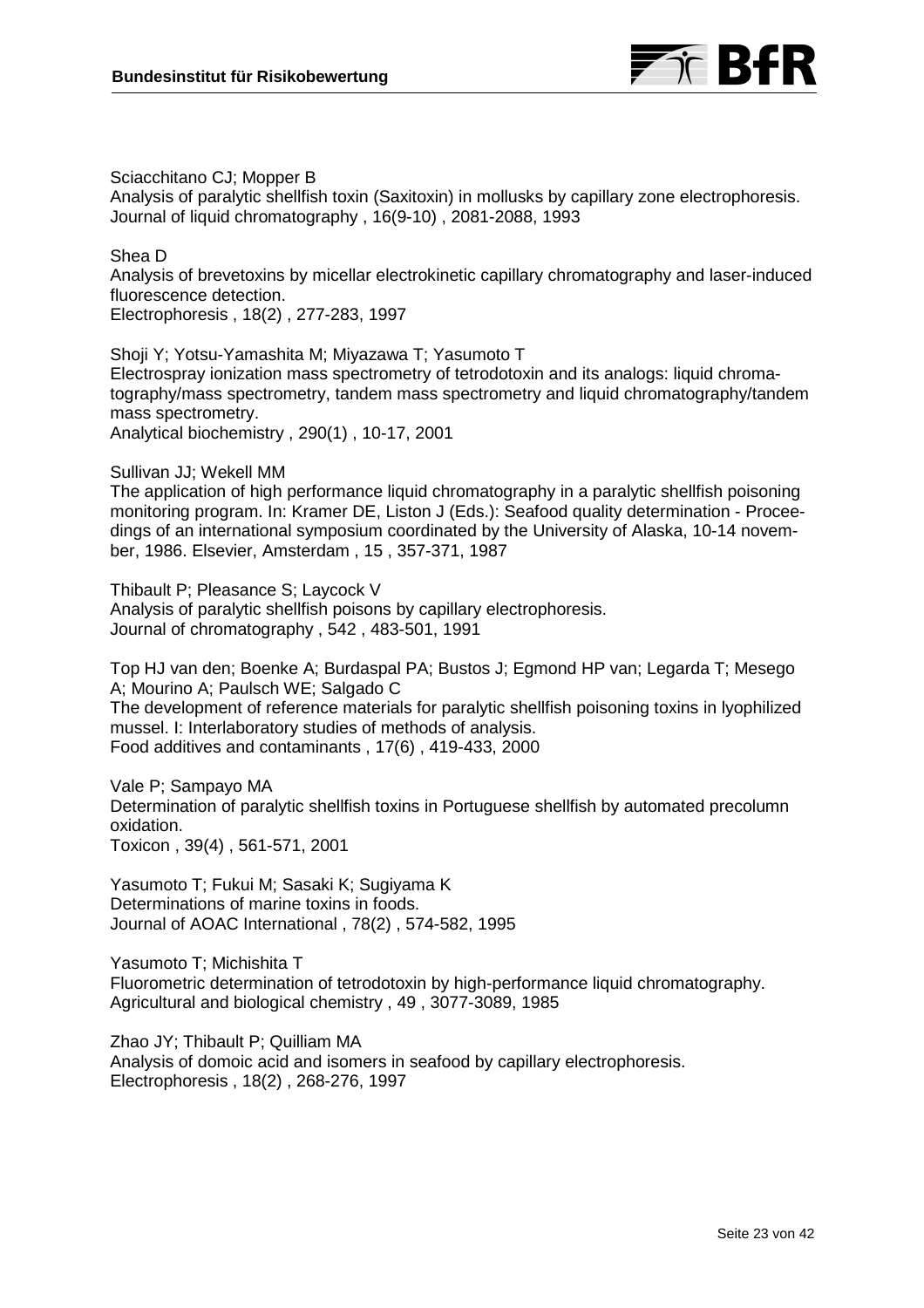Sciacchitano CJ; Mopper B
Analysis of paralytic shellfish toxin (Saxitoxin) in mollusks by capillary zone electrophoresis.
Journal of liquid chromatography , 16(9-10) , 2081-2088, 1993

Shea D
Analysis of brevetoxins by micellar electrokinetic capillary chromatography and laser-induced fluorescence detection.
Electrophoresis , 18(2) , 277-283, 1997

Shoji Y; Yotsu-Yamashita M; Miyazawa T; Yasumoto T
Electrospray ionization mass spectrometry of tetrodotoxin and its analogs: liquid chromatography/mass spectrometry, tandem mass spectrometry and liquid chromatography/tandem mass spectrometry.
Analytical biochemistry , 290(1) , 10-17, 2001

Sullivan JJ; Wekell MM
The application of high performance liquid chromatography in a paralytic shellfish poisoning monitoring program. In: Kramer DE, Liston J (Eds.): Seafood quality determination - Proceedings of an international symposium coordinated by the University of Alaska, 10-14 november, 1986. Elsevier, Amsterdam , 15 , 357-371, 1987

Thibault P; Pleasance S; Laycock V
Analysis of paralytic shellfish poisons by capillary electrophoresis.
Journal of chromatography , 542 , 483-501, 1991

Top HJ van den; Boenke A; Burdaspal PA; Bustos J; Egmond HP van; Legarda T; Mesego A; Mourino A; Paulsch WE; Salgado C
The development of reference materials for paralytic shellfish poisoning toxins in lyophilized mussel. I: Interlaboratory studies of methods of analysis.
Food additives and contaminants , 17(6) , 419-433, 2000

Vale P; Sampayo MA
Determination of paralytic shellfish toxins in Portuguese shellfish by automated precolumn oxidation.
Toxicon , 39(4) , 561-571, 2001

Yasumoto T; Fukui M; Sasaki K; Sugiyama K
Determinations of marine toxins in foods.
Journal of AOAC International , 78(2) , 574-582, 1995

Yasumoto T; Michishita T
Fluorometric determination of tetrodotoxin by high-performance liquid chromatography.
Agricultural and biological chemistry , 49 , 3077-3089, 1985

Zhao JY; Thibault P; Quilliam MA
Analysis of domoic acid and isomers in seafood by capillary electrophoresis.
Electrophoresis , 18(2) , 268-276, 1997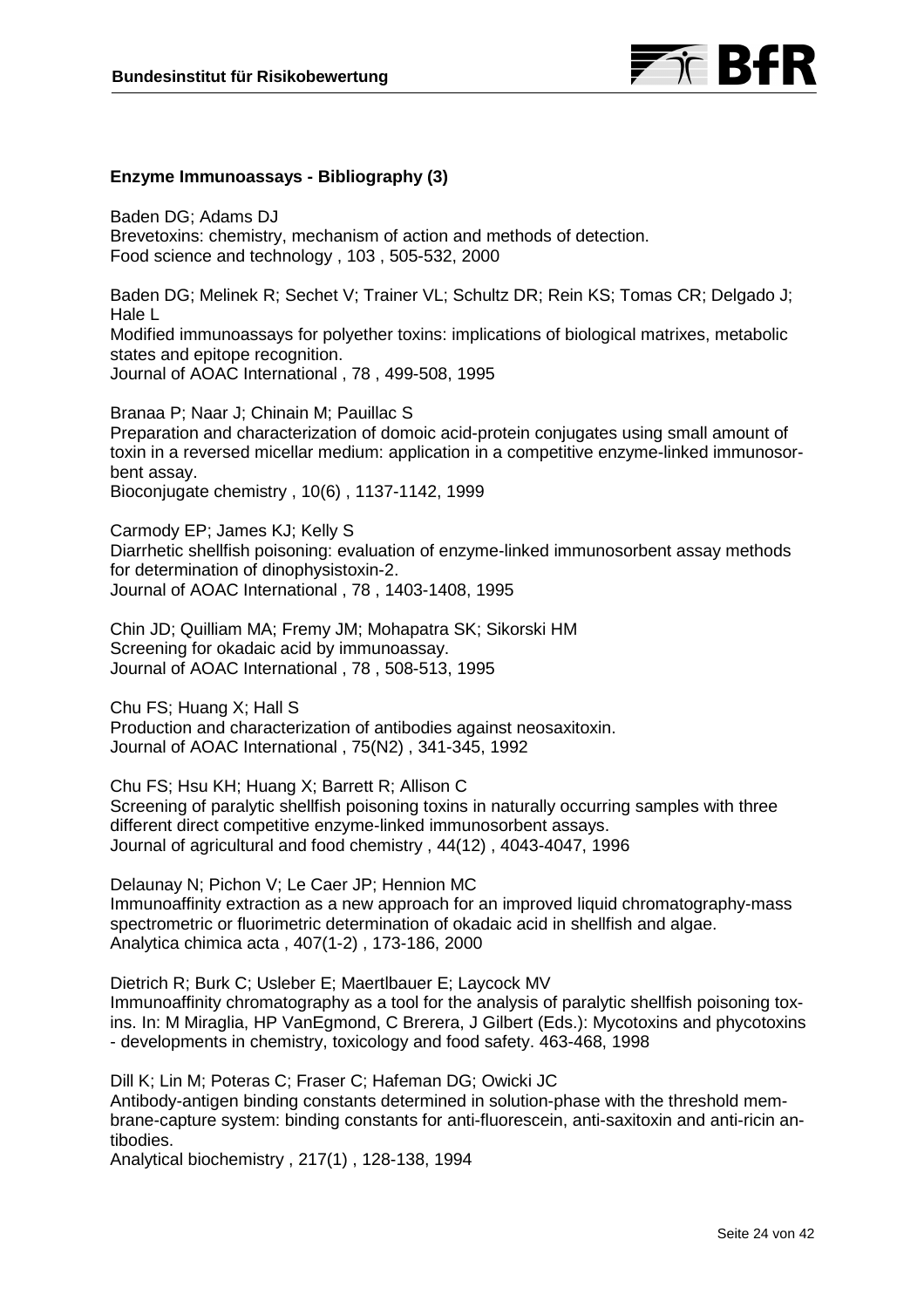**Enzyme Immunoassays - Bibliography (3)**

Baden DG; Adams DJ
Brevetoxins: chemistry, mechanism of action and methods of detection.
Food science and technology , 103 , 505-532, 2000

Baden DG; Melinek R; Sechet V; Trainer VL; Schultz DR; Rein KS; Tomas CR; Delgado J; Hale L
Modified immunoassays for polyether toxins: implications of biological matrixes, metabolic states and epitope recognition.
Journal of AOAC International , 78 , 499-508, 1995

Branaa P; Naar J; Chinain M; Pauillac S
Preparation and characterization of domoic acid-protein conjugates using small amount of toxin in a reversed micellar medium: application in a competitive enzyme-linked immunosorbent assay.
Bioconjugate chemistry , 10(6) , 1137-1142, 1999

Carmody EP; James KJ; Kelly S
Diarrhetic shellfish poisoning: evaluation of enzyme-linked immunosorbent assay methods for determination of dinophysistoxin-2.
Journal of AOAC International , 78 , 1403-1408, 1995

Chin JD; Quilliam MA; Fremy JM; Mohapatra SK; Sikorski HM
Screening for okadaic acid by immunoassay.
Journal of AOAC International , 78 , 508-513, 1995

Chu FS; Huang X; Hall S
Production and characterization of antibodies against neosaxitoxin.
Journal of AOAC International , 75(N2) , 341-345, 1992

Chu FS; Hsu KH; Huang X; Barrett R; Allison C
Screening of paralytic shellfish poisoning toxins in naturally occurring samples with three different direct competitive enzyme-linked immunosorbent assays.
Journal of agricultural and food chemistry , 44(12) , 4043-4047, 1996

Delaunay N; Pichon V; Le Caer JP; Hennion MC
Immunoaffinity extraction as a new approach for an improved liquid chromatography-mass spectrometric or fluorimetric determination of okadaic acid in shellfish and algae.
Analytica chimica acta , 407(1-2) , 173-186, 2000

Dietrich R; Burk C; Usleber E; Maertlbauer E; Laycock MV
Immunoaffinity chromatography as a tool for the analysis of paralytic shellfish poisoning toxins. In: M Miraglia, HP VanEgmond, C Brerera, J Gilbert (Eds.): Mycotoxins and phycotoxins - developments in chemistry, toxicology and food safety. 463-468, 1998

Dill K; Lin M; Poteras C; Fraser C; Hafeman DG; Owicki JC
Antibody-antigen binding constants determined in solution-phase with the threshold membrane-capture system: binding constants for anti-fluorescein, anti-saxitoxin and anti-ricin antibodies.
Analytical biochemistry , 217(1) , 128-138, 1994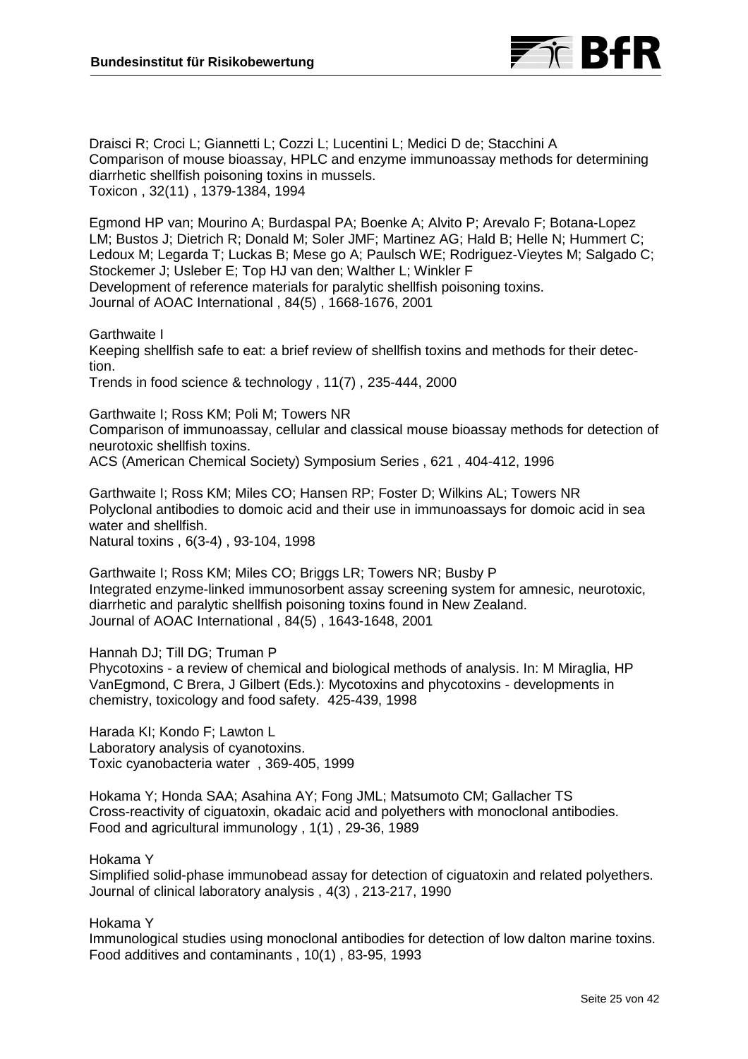Draisci R; Croci L; Giannetti L; Cozzi L; Lucentini L; Medici D de; Stacchini A
Comparison of mouse bioassay, HPLC and enzyme immunoassay methods for determining diarrhetic shellfish poisoning toxins in mussels.
Toxicon , 32(11) , 1379-1384, 1994

Egmond HP van; Mourino A; Burdaspal PA; Boenke A; Alvito P; Arevalo F; Botana-Lopez LM; Bustos J; Dietrich R; Donald M; Soler JMF; Martinez AG; Hald B; Helle N; Hummert C; Ledoux M; Legarda T; Luckas B; Mese go A; Paulsch WE; Rodriguez-Vieytes M; Salgado C; Stockemer J; Usleber E; Top HJ van den; Walther L; Winkler F
Development of reference materials for paralytic shellfish poisoning toxins.
Journal of AOAC International , 84(5) , 1668-1676, 2001

Garthwaite I
Keeping shellfish safe to eat: a brief review of shellfish toxins and methods for their detection.
Trends in food science & technology , 11(7) , 235-444, 2000

Garthwaite I; Ross KM; Poli M; Towers NR
Comparison of immunoassay, cellular and classical mouse bioassay methods for detection of neurotoxic shellfish toxins.
ACS (American Chemical Society) Symposium Series , 621 , 404-412, 1996

Garthwaite I; Ross KM; Miles CO; Hansen RP; Foster D; Wilkins AL; Towers NR
Polyclonal antibodies to domoic acid and their use in immunoassays for domoic acid in sea water and shellfish.
Natural toxins , 6(3-4) , 93-104, 1998

Garthwaite I; Ross KM; Miles CO; Briggs LR; Towers NR; Busby P
Integrated enzyme-linked immunosorbent assay screening system for amnesic, neurotoxic, diarrhetic and paralytic shellfish poisoning toxins found in New Zealand.
Journal of AOAC International , 84(5) , 1643-1648, 2001

Hannah DJ; Till DG; Truman P
Phycotoxins - a review of chemical and biological methods of analysis. In: M Miraglia, HP VanEgmond, C Brera, J Gilbert (Eds.): Mycotoxins and phycotoxins - developments in chemistry, toxicology and food safety. 425-439, 1998

Harada KI; Kondo F; Lawton L
Laboratory analysis of cyanotoxins.
Toxic cyanobacteria water , 369-405, 1999

Hokama Y; Honda SAA; Asahina AY; Fong JML; Matsumoto CM; Gallacher TS
Cross-reactivity of ciguatoxin, okadaic acid and polyethers with monoclonal antibodies.
Food and agricultural immunology , 1(1) , 29-36, 1989

Hokama Y
Simplified solid-phase immunobead assay for detection of ciguatoxin and related polyethers.
Journal of clinical laboratory analysis , 4(3) , 213-217, 1990

Hokama Y
Immunological studies using monoclonal antibodies for detection of low dalton marine toxins.
Food additives and contaminants , 10(1) , 83-95, 1993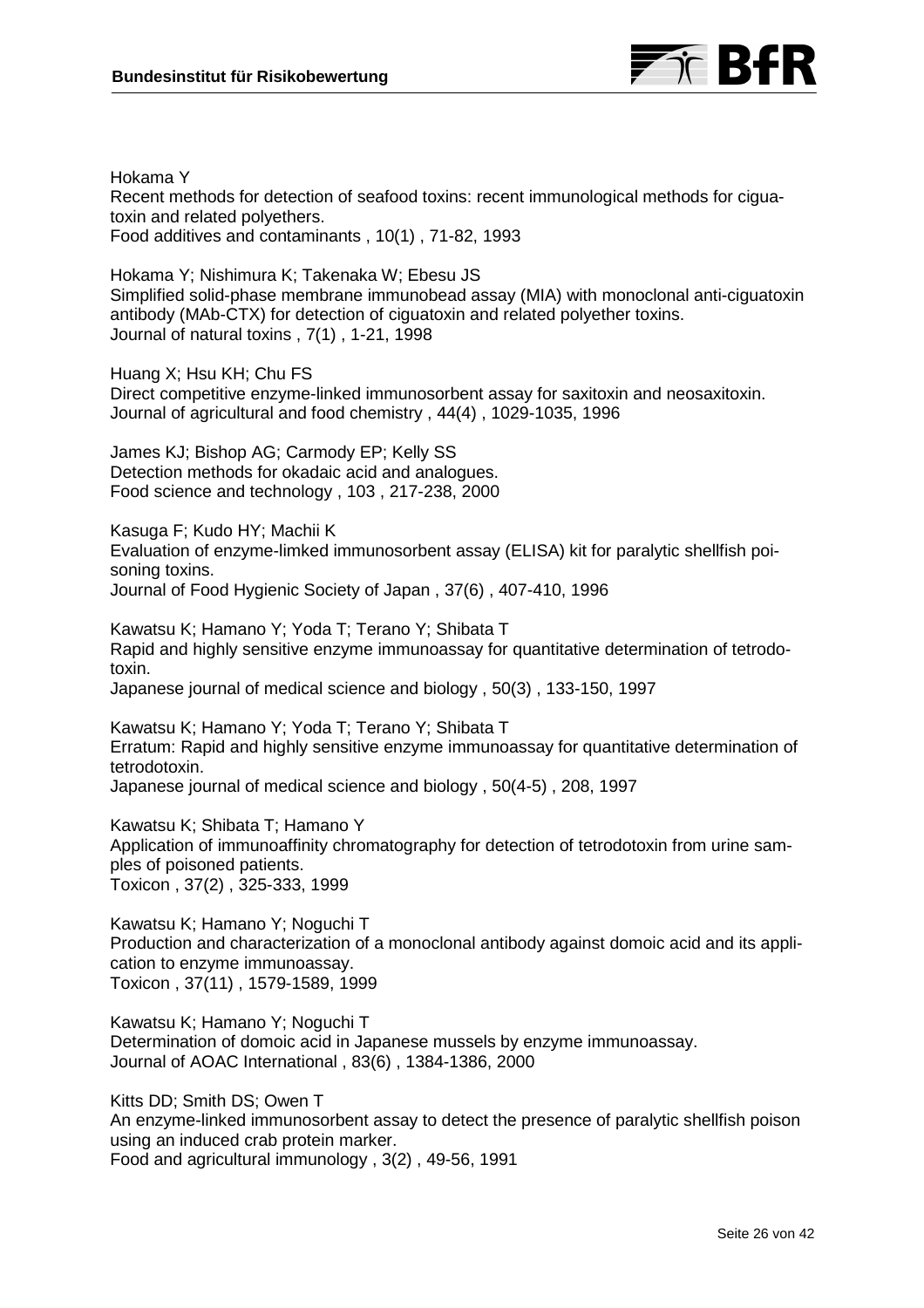Hokama Y
Recent methods for detection of seafood toxins: recent immunological methods for ciguatoxin and related polyethers.
Food additives and contaminants , 10(1) , 71-82, 1993

Hokama Y; Nishimura K; Takenaka W; Ebesu JS
Simplified solid-phase membrane immunobead assay (MIA) with monoclonal anti-ciguatoxin antibody (MAb-CTX) for detection of ciguatoxin and related polyether toxins.
Journal of natural toxins , 7(1) , 1-21, 1998

Huang X; Hsu KH; Chu FS
Direct competitive enzyme-linked immunosorbent assay for saxitoxin and neosaxitoxin.
Journal of agricultural and food chemistry , 44(4) , 1029-1035, 1996

James KJ; Bishop AG; Carmody EP; Kelly SS
Detection methods for okadaic acid and analogues.
Food science and technology , 103 , 217-238, 2000

Kasuga F; Kudo HY; Machii K
Evaluation of enzyme-limked immunosorbent assay (ELISA) kit for paralytic shellfish poisoning toxins.
Journal of Food Hygienic Society of Japan , 37(6) , 407-410, 1996

Kawatsu K; Hamano Y; Yoda T; Terano Y; Shibata T
Rapid and highly sensitive enzyme immunoassay for quantitative determination of tetrodotoxin.
Japanese journal of medical science and biology , 50(3) , 133-150, 1997

Kawatsu K; Hamano Y; Yoda T; Terano Y; Shibata T
Erratum: Rapid and highly sensitive enzyme immunoassay for quantitative determination of tetrodotoxin.
Japanese journal of medical science and biology , 50(4-5) , 208, 1997

Kawatsu K; Shibata T; Hamano Y
Application of immunoaffinity chromatography for detection of tetrodotoxin from urine samples of poisoned patients.
Toxicon , 37(2) , 325-333, 1999

Kawatsu K; Hamano Y; Noguchi T
Production and characterization of a monoclonal antibody against domoic acid and its application to enzyme immunoassay.
Toxicon , 37(11) , 1579-1589, 1999

Kawatsu K; Hamano Y; Noguchi T
Determination of domoic acid in Japanese mussels by enzyme immunoassay.
Journal of AOAC International , 83(6) , 1384-1386, 2000

Kitts DD; Smith DS; Owen T
An enzyme-linked immunosorbent assay to detect the presence of paralytic shellfish poison using an induced crab protein marker.
Food and agricultural immunology , 3(2) , 49-56, 1991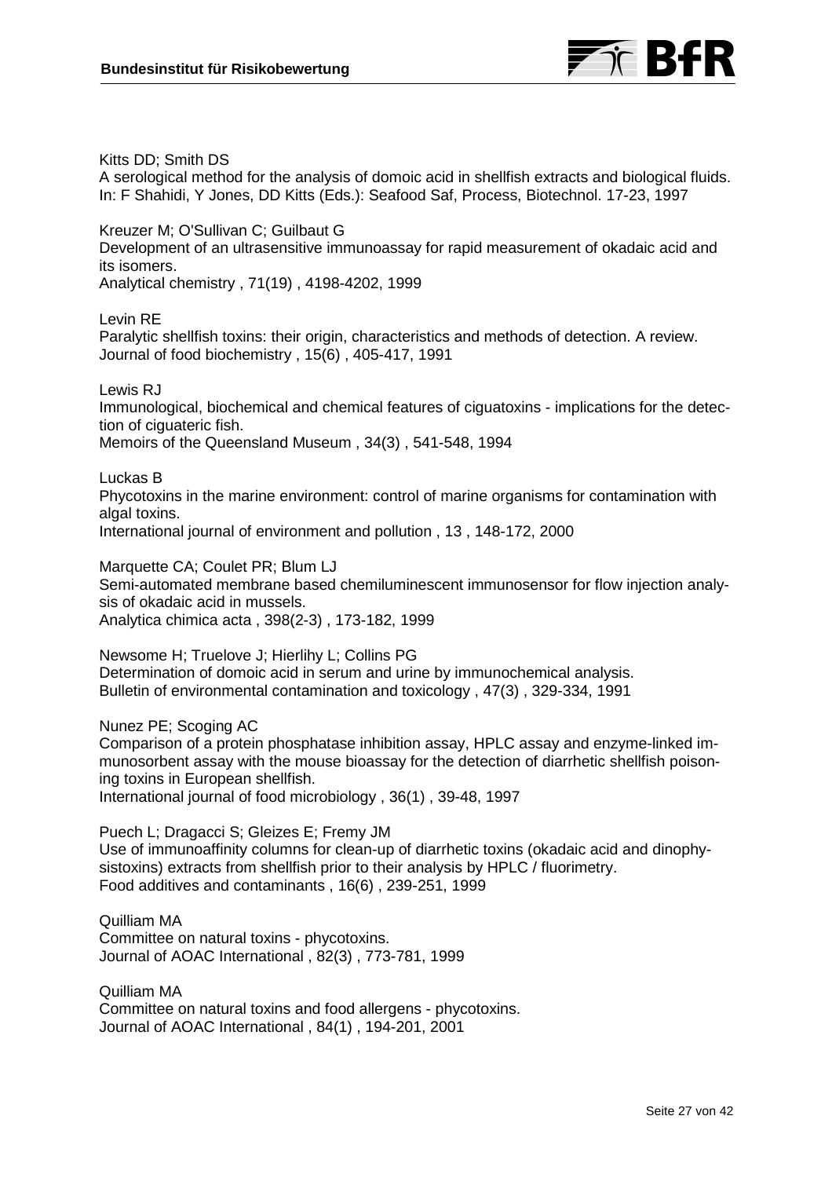Kitts DD; Smith DS
A serological method for the analysis of domoic acid in shellfish extracts and biological fluids.
In: F Shahidi, Y Jones, DD Kitts (Eds.): Seafood Saf, Process, Biotechnol. 17-23, 1997

Kreuzer M; O'Sullivan C; Guilbaut G
Development of an ultrasensitive immunoassay for rapid measurement of okadaic acid and its isomers.
Analytical chemistry , 71(19) , 4198-4202, 1999

Levin RE
Paralytic shellfish toxins: their origin, characteristics and methods of detection. A review.
Journal of food biochemistry , 15(6) , 405-417, 1991

Lewis RJ
Immunological, biochemical and chemical features of ciguatoxins - implications for the detection of ciguateric fish.
Memoirs of the Queensland Museum , 34(3) , 541-548, 1994

Luckas B
Phycotoxins in the marine environment: control of marine organisms for contamination with algal toxins.
International journal of environment and pollution , 13 , 148-172, 2000

Marquette CA; Coulet PR; Blum LJ
Semi-automated membrane based chemiluminescent immunosensor for flow injection analysis of okadaic acid in mussels.
Analytica chimica acta , 398(2-3) , 173-182, 1999

Newsome H; Truelove J; Hierlihy L; Collins PG
Determination of domoic acid in serum and urine by immunochemical analysis.
Bulletin of environmental contamination and toxicology , 47(3) , 329-334, 1991

Nunez PE; Scoging AC
Comparison of a protein phosphatase inhibition assay, HPLC assay and enzyme-linked immunosorbent assay with the mouse bioassay for the detection of diarrhetic shellfish poisoning toxins in European shellfish.
International journal of food microbiology , 36(1) , 39-48, 1997

Puech L; Dragacci S; Gleizes E; Fremy JM
Use of immunoaffinity columns for clean-up of diarrhetic toxins (okadaic acid and dinophysistoxins) extracts from shellfish prior to their analysis by HPLC / fluorimetry.
Food additives and contaminants , 16(6) , 239-251, 1999

Quilliam MA
Committee on natural toxins - phycotoxins.
Journal of AOAC International , 82(3) , 773-781, 1999

Quilliam MA
Committee on natural toxins and food allergens - phycotoxins.
Journal of AOAC International , 84(1) , 194-201, 2001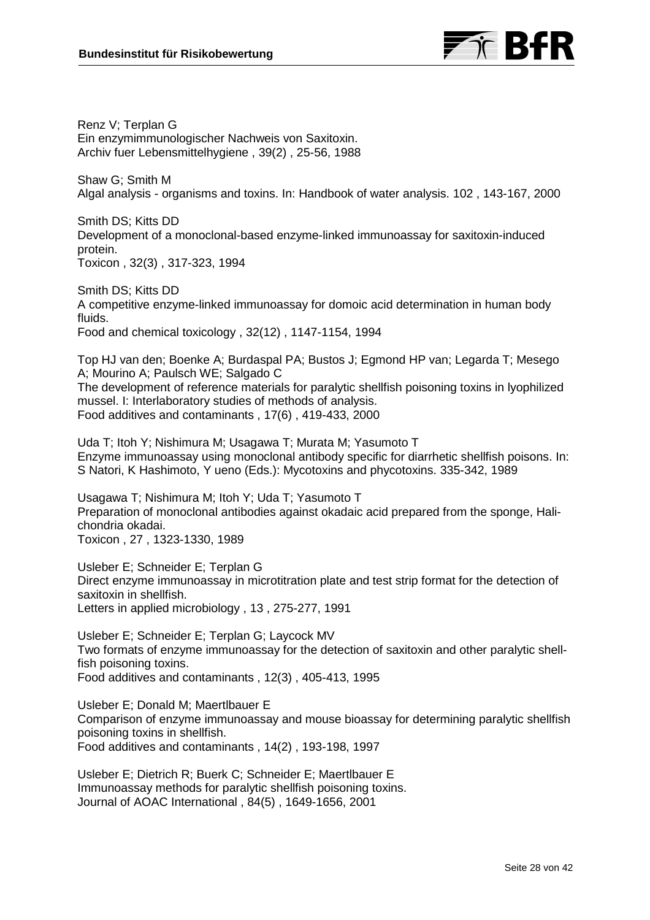Renz V; Terplan G  
Ein enzymimmunologischer Nachweis von Saxitoxin.  
Archiv fuer Lebensmittelhygiene , 39(2) , 25-56, 1988

Shaw G; Smith M  
Algal analysis - organisms and toxins. In: Handbook of water analysis. 102 , 143-167, 2000

Smith DS; Kitts DD  
Development of a monoclonal-based enzyme-linked immunoassay for saxitoxin-induced protein.  
Toxicon , 32(3) , 317-323, 1994

Smith DS; Kitts DD  
A competitive enzyme-linked immunoassay for domoic acid determination in human body fluids.  
Food and chemical toxicology , 32(12) , 1147-1154, 1994

Top HJ van den; Boenke A; Burdaspal PA; Bustos J; Egmond HP van; Legarda T; Mesego A; Mourino A; Paulsch WE; Salgado C  
The development of reference materials for paralytic shellfish poisoning toxins in lyophilized mussel. I: Interlaboratory studies of methods of analysis.  
Food additives and contaminants , 17(6) , 419-433, 2000

Uda T; Itoh Y; Nishimura M; Usagawa T; Murata M; Yasumoto T  
Enzyme immunoassay using monoclonal antibody specific for diarrhetic shellfish poisons. In: S Natori, K Hashimoto, Y ueno (Eds.): Mycotoxins and phycotoxins. 335-342, 1989

Usagawa T; Nishimura M; Itoh Y; Uda T; Yasumoto T  
Preparation of monoclonal antibodies against okadaic acid prepared from the sponge, Halichondria okadai.  
Toxicon , 27 , 1323-1330, 1989

Usleber E; Schneider E; Terplan G  
Direct enzyme immunoassay in microtitration plate and test strip format for the detection of saxitoxin in shellfish.  
Letters in applied microbiology , 13 , 275-277, 1991

Usleber E; Schneider E; Terplan G; Laycock MV  
Two formats of enzyme immunoassay for the detection of saxitoxin and other paralytic shellfish poisoning toxins.  
Food additives and contaminants , 12(3) , 405-413, 1995

Usleber E; Donald M; Maertlbauer E  
Comparison of enzyme immunoassay and mouse bioassay for determining paralytic shellfish poisoning toxins in shellfish.  
Food additives and contaminants , 14(2) , 193-198, 1997

Usleber E; Dietrich R; Buerk C; Schneider E; Maertlbauer E  
Immunoassay methods for paralytic shellfish poisoning toxins.  
Journal of AOAC International , 84(5) , 1649-1656, 2001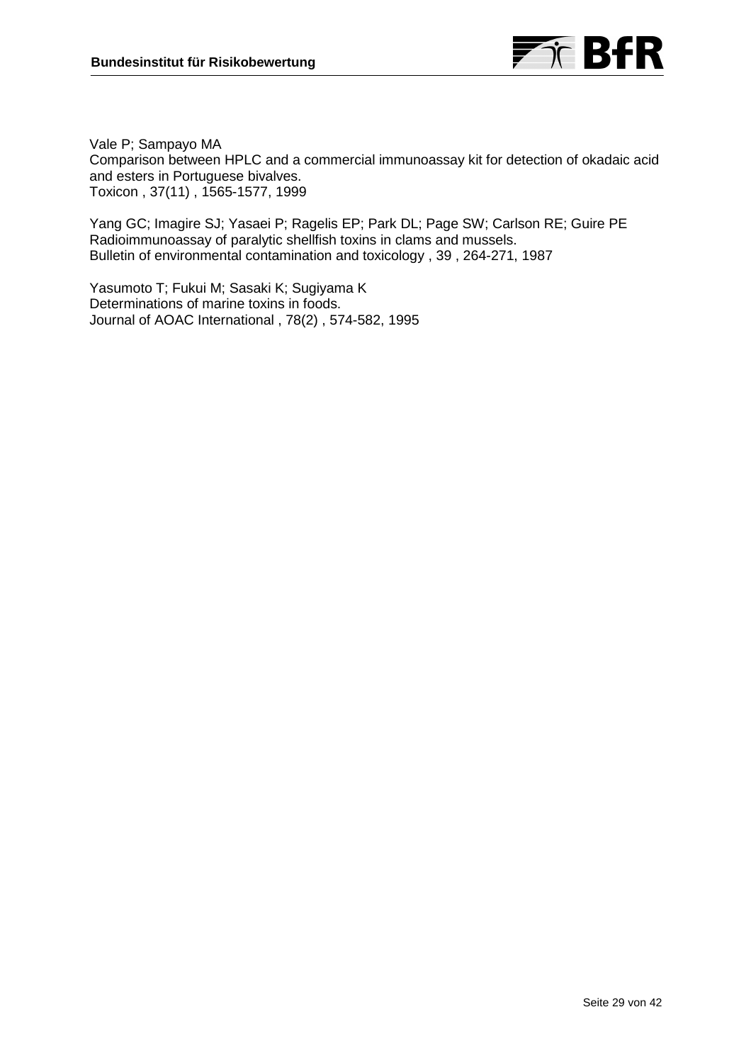Vale P; Sampayo MA
Comparison between HPLC and a commercial immunoassay kit for detection of okadaic acid and esters in Portuguese bivalves.
Toxicon , 37(11) , 1565-1577, 1999

Yang GC; Imagire SJ; Yasaei P; Ragelis EP; Park DL; Page SW; Carlson RE; Guire PE
Radioimmunoassay of paralytic shellfish toxins in clams and mussels.
Bulletin of environmental contamination and toxicology , 39 , 264-271, 1987

Yasumoto T; Fukui M; Sasaki K; Sugiyama K
Determinations of marine toxins in foods.
Journal of AOAC International , 78(2) , 574-582, 1995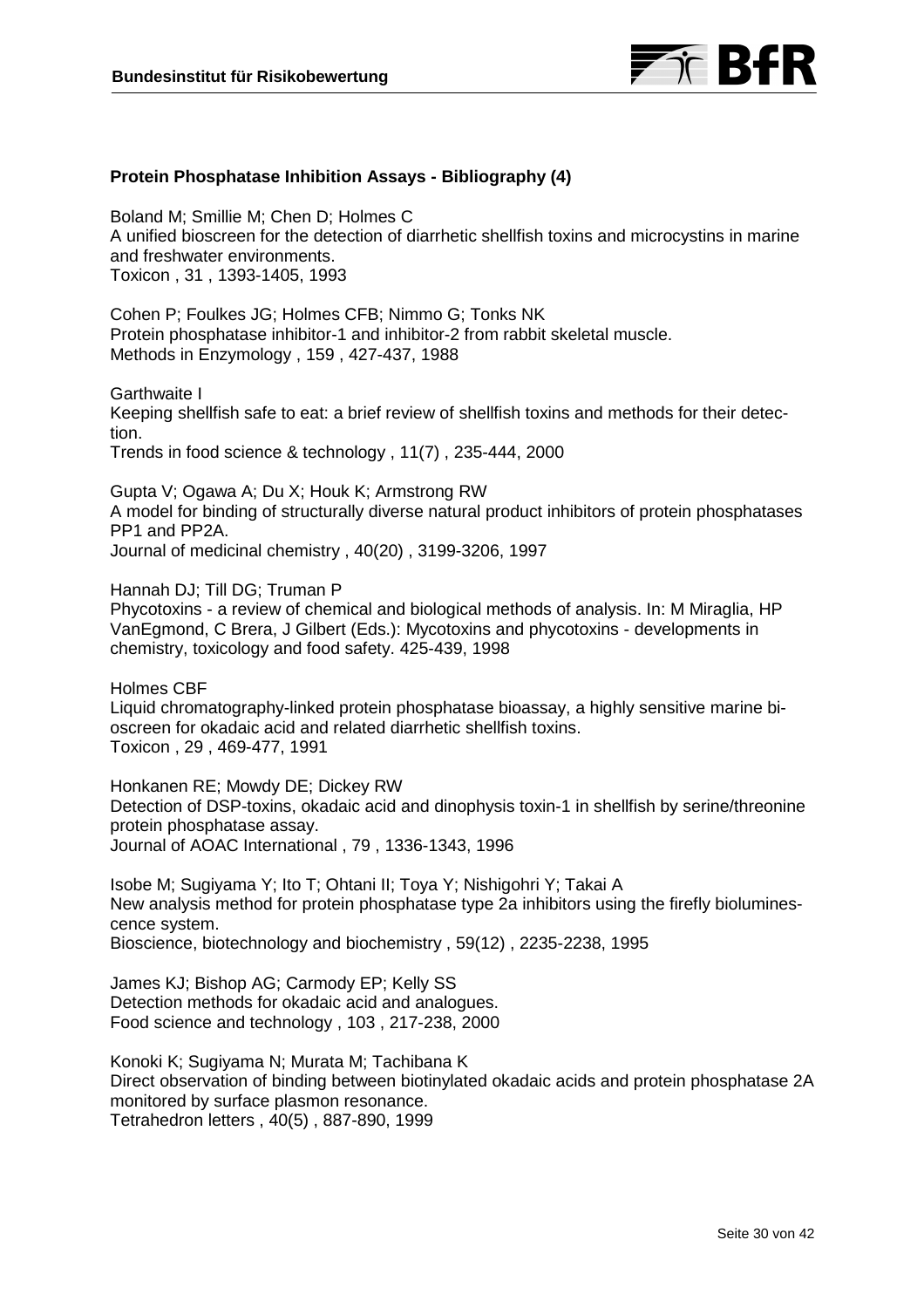### Protein Phosphatase Inhibition Assays - Bibliography (4)

Boland M; Smillie M; Chen D; Holmes C
A unified bioscreen for the detection of diarrhetic shellfish toxins and microcystins in marine and freshwater environments.
Toxicon , 31 , 1393-1405, 1993

Cohen P; Foulkes JG; Holmes CFB; Nimmo G; Tonks NK
Protein phosphatase inhibitor-1 and inhibitor-2 from rabbit skeletal muscle.
Methods in Enzymology , 159 , 427-437, 1988

Garthwaite I
Keeping shellfish safe to eat: a brief review of shellfish toxins and methods for their detection.
Trends in food science & technology , 11(7) , 235-444, 2000

Gupta V; Ogawa A; Du X; Houk K; Armstrong RW
A model for binding of structurally diverse natural product inhibitors of protein phosphatases PP1 and PP2A.
Journal of medicinal chemistry , 40(20) , 3199-3206, 1997

Hannah DJ; Till DG; Truman P
Phycotoxins - a review of chemical and biological methods of analysis. In: M Miraglia, HP VanEgmond, C Brera, J Gilbert (Eds.): Mycotoxins and phycotoxins - developments in chemistry, toxicology and food safety. 425-439, 1998

Holmes CBF
Liquid chromatography-linked protein phosphatase bioassay, a highly sensitive marine bioscreen for okadaic acid and related diarrhetic shellfish toxins.
Toxicon , 29 , 469-477, 1991

Honkanen RE; Mowdy DE; Dickey RW
Detection of DSP-toxins, okadaic acid and dinophysis toxin-1 in shellfish by serine/threonine protein phosphatase assay.
Journal of AOAC International , 79 , 1336-1343, 1996

Isobe M; Sugiyama Y; Ito T; Ohtani II; Toya Y; Nishigohri Y; Takai A
New analysis method for protein phosphatase type 2a inhibitors using the firefly bioluminescence system.
Bioscience, biotechnology and biochemistry , 59(12) , 2235-2238, 1995

James KJ; Bishop AG; Carmody EP; Kelly SS
Detection methods for okadaic acid and analogues.
Food science and technology , 103 , 217-238, 2000

Konoki K; Sugiyama N; Murata M; Tachibana K
Direct observation of binding between biotinylated okadaic acids and protein phosphatase 2A monitored by surface plasmon resonance.
Tetrahedron letters , 40(5) , 887-890, 1999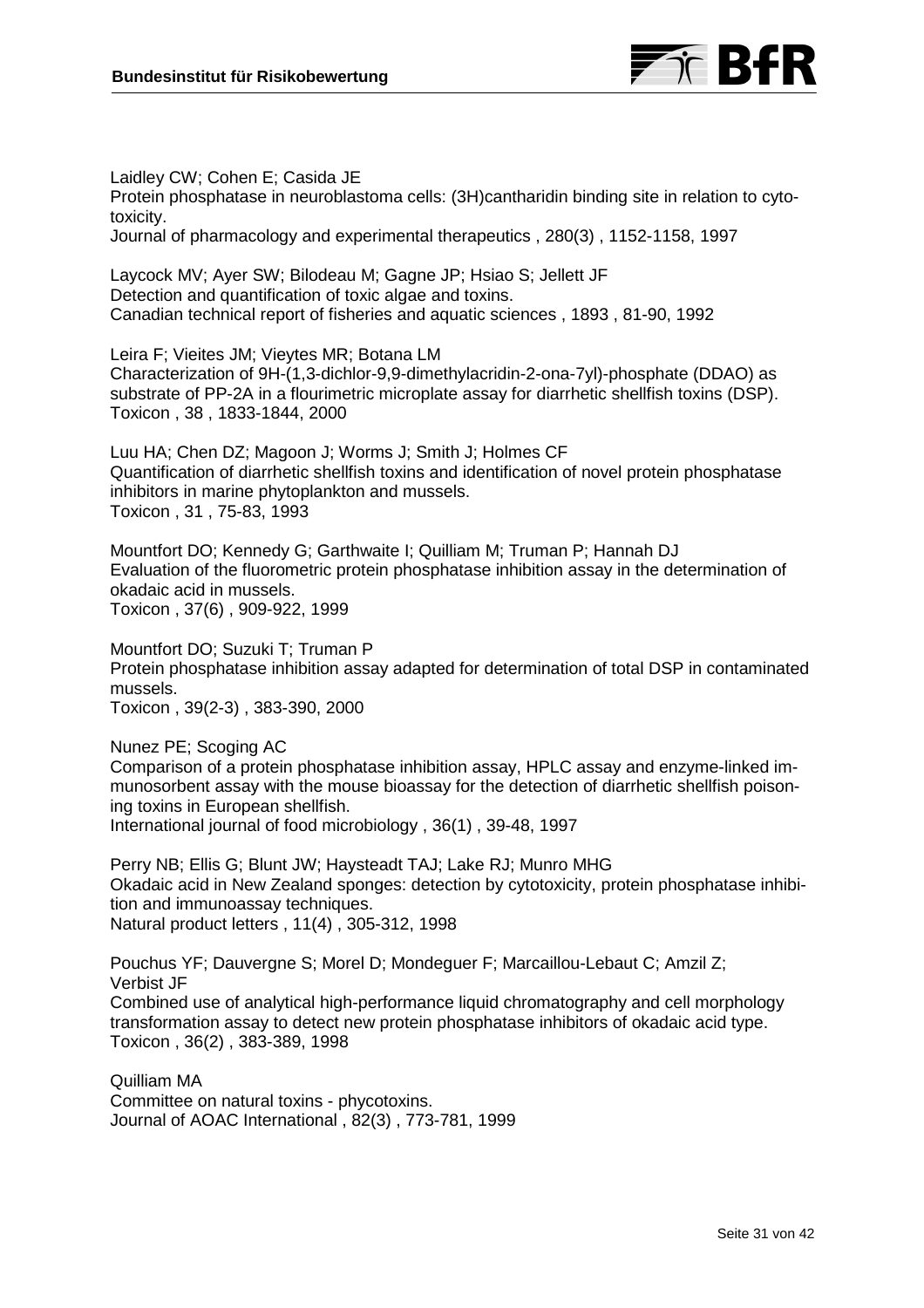Laidley CW; Cohen E; Casida JE
Protein phosphatase in neuroblastoma cells: (3H)cantharidin binding site in relation to cytotoxicity.
Journal of pharmacology and experimental therapeutics , 280(3) , 1152-1158, 1997

Laycock MV; Ayer SW; Bilodeau M; Gagne JP; Hsiao S; Jellett JF
Detection and quantification of toxic algae and toxins.
Canadian technical report of fisheries and aquatic sciences , 1893 , 81-90, 1992

Leira F; Vieites JM; Vieytes MR; Botana LM
Characterization of 9H-(1,3-dichlor-9,9-dimethylacridin-2-ona-7yl)-phosphate (DDAO) as substrate of PP-2A in a flourimetric microplate assay for diarrhetic shellfish toxins (DSP).
Toxicon , 38 , 1833-1844, 2000

Luu HA; Chen DZ; Magoon J; Worms J; Smith J; Holmes CF
Quantification of diarrhetic shellfish toxins and identification of novel protein phosphatase inhibitors in marine phytoplankton and mussels.
Toxicon , 31 , 75-83, 1993

Mountfort DO; Kennedy G; Garthwaite I; Quilliam M; Truman P; Hannah DJ
Evaluation of the fluorometric protein phosphatase inhibition assay in the determination of okadaic acid in mussels.
Toxicon , 37(6) , 909-922, 1999

Mountfort DO; Suzuki T; Truman P
Protein phosphatase inhibition assay adapted for determination of total DSP in contaminated mussels.
Toxicon , 39(2-3) , 383-390, 2000

Nunez PE; Scoging AC
Comparison of a protein phosphatase inhibition assay, HPLC assay and enzyme-linked immunosorbent assay with the mouse bioassay for the detection of diarrhetic shellfish poisoning toxins in European shellfish.
International journal of food microbiology , 36(1) , 39-48, 1997

Perry NB; Ellis G; Blunt JW; Haysteadt TAJ; Lake RJ; Munro MHG
Okadaic acid in New Zealand sponges: detection by cytotoxicity, protein phosphatase inhibition and immunoassay techniques.
Natural product letters , 11(4) , 305-312, 1998

Pouchus YF; Dauvergne S; Morel D; Mondeguer F; Marcaillou-Lebaut C; Amzil Z; Verbist JF
Combined use of analytical high-performance liquid chromatography and cell morphology transformation assay to detect new protein phosphatase inhibitors of okadaic acid type.
Toxicon , 36(2) , 383-389, 1998

Quilliam MA
Committee on natural toxins - phycotoxins.
Journal of AOAC International , 82(3) , 773-781, 1999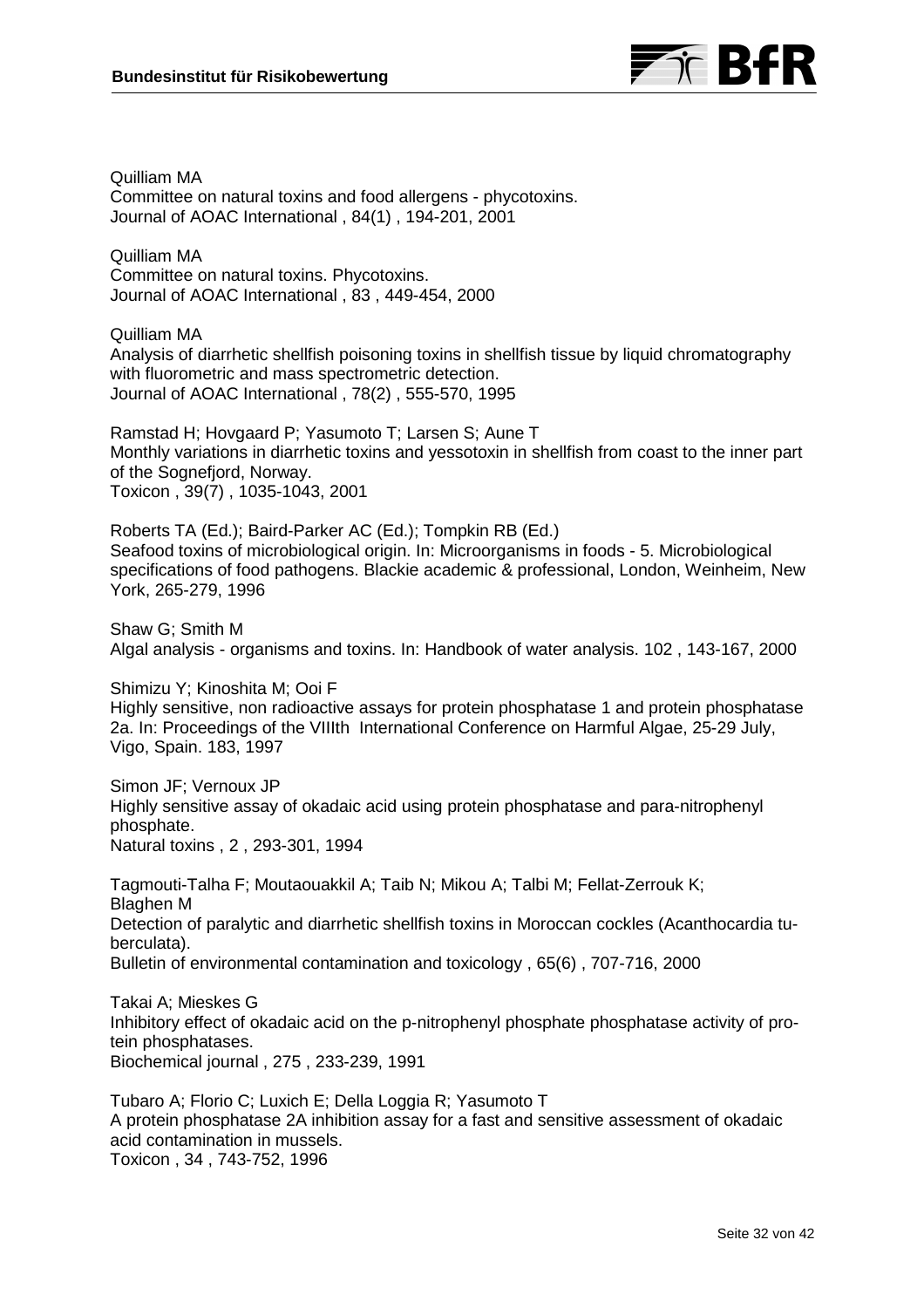Quilliam MA
Committee on natural toxins and food allergens - phycotoxins.
Journal of AOAC International , 84(1) , 194-201, 2001

Quilliam MA
Committee on natural toxins. Phycotoxins.
Journal of AOAC International , 83 , 449-454, 2000

Quilliam MA
Analysis of diarrhetic shellfish poisoning toxins in shellfish tissue by liquid chromatography with fluorometric and mass spectrometric detection.
Journal of AOAC International , 78(2) , 555-570, 1995

Ramstad H; Hovgaard P; Yasumoto T; Larsen S; Aune T
Monthly variations in diarrhetic toxins and yessotoxin in shellfish from coast to the inner part of the Sognefjord, Norway.
Toxicon , 39(7) , 1035-1043, 2001

Roberts TA (Ed.); Baird-Parker AC (Ed.); Tompkin RB (Ed.)
Seafood toxins of microbiological origin. In: Microorganisms in foods - 5. Microbiological specifications of food pathogens. Blackie academic & professional, London, Weinheim, New York, 265-279, 1996

Shaw G; Smith M
Algal analysis - organisms and toxins. In: Handbook of water analysis. 102 , 143-167, 2000

Shimizu Y; Kinoshita M; Ooi F
Highly sensitive, non radioactive assays for protein phosphatase 1 and protein phosphatase 2a. In: Proceedings of the VIIIth International Conference on Harmful Algae, 25-29 July, Vigo, Spain. 183, 1997

Simon JF; Vernoux JP
Highly sensitive assay of okadaic acid using protein phosphatase and para-nitrophenyl phosphate.
Natural toxins , 2 , 293-301, 1994

Tagmouti-Talha F; Moutaouakkil A; Taib N; Mikou A; Talbi M; Fellat-Zerrouk K; Blaghen M
Detection of paralytic and diarrhetic shellfish toxins in Moroccan cockles (Acanthocardia tuberculata).
Bulletin of environmental contamination and toxicology , 65(6) , 707-716, 2000

Takai A; Mieskes G
Inhibitory effect of okadaic acid on the p-nitrophenyl phosphate phosphatase activity of protein phosphatases.
Biochemical journal , 275 , 233-239, 1991

Tubaro A; Florio C; Luxich E; Della Loggia R; Yasumoto T
A protein phosphatase 2A inhibition assay for a fast and sensitive assessment of okadaic acid contamination in mussels.
Toxicon , 34 , 743-752, 1996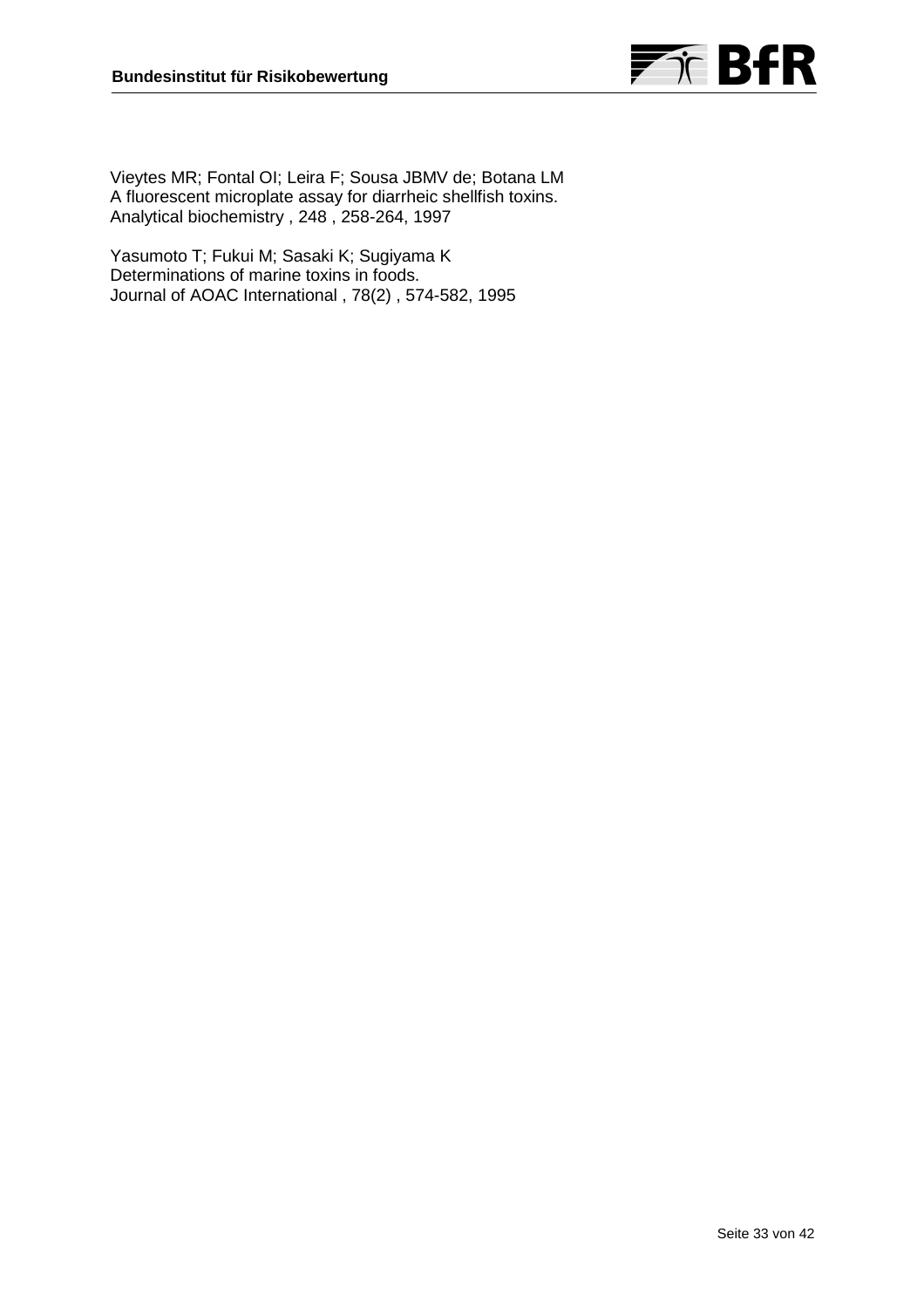Vieytes MR; Fontal OI; Leira F; Sousa JBMV de; Botana LM
A fluorescent microplate assay for diarrheic shellfish toxins.
Analytical biochemistry , 248 , 258-264, 1997

Yasumoto T; Fukui M; Sasaki K; Sugiyama K
Determinations of marine toxins in foods.
Journal of AOAC International , 78(2) , 574-582, 1995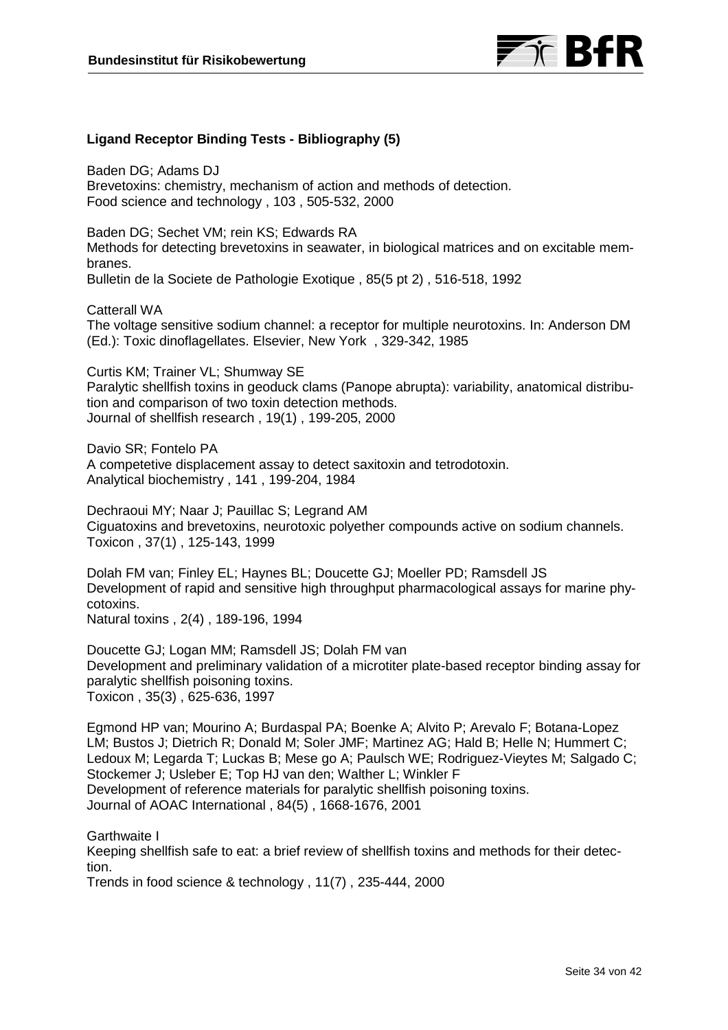**Ligand Receptor Binding Tests - Bibliography (5)**

Baden DG; Adams DJ
Brevetoxins: chemistry, mechanism of action and methods of detection.
Food science and technology , 103 , 505-532, 2000

Baden DG; Sechet VM; rein KS; Edwards RA
Methods for detecting brevetoxins in seawater, in biological matrices and on excitable membranes.
Bulletin de la Societe de Pathologie Exotique , 85(5 pt 2) , 516-518, 1992

Catterall WA
The voltage sensitive sodium channel: a receptor for multiple neurotoxins. In: Anderson DM (Ed.): Toxic dinoflagellates. Elsevier, New York , 329-342, 1985

Curtis KM; Trainer VL; Shumway SE
Paralytic shellfish toxins in geoduck clams (Panope abrupta): variability, anatomical distribution and comparison of two toxin detection methods.
Journal of shellfish research , 19(1) , 199-205, 2000

Davio SR; Fontelo PA
A competetive displacement assay to detect saxitoxin and tetrodotoxin.
Analytical biochemistry , 141 , 199-204, 1984

Dechraoui MY; Naar J; Pauillac S; Legrand AM
Ciguatoxins and brevetoxins, neurotoxic polyether compounds active on sodium channels.
Toxicon , 37(1) , 125-143, 1999

Dolah FM van; Finley EL; Haynes BL; Doucette GJ; Moeller PD; Ramsdell JS
Development of rapid and sensitive high throughput pharmacological assays for marine phycotoxins.
Natural toxins , 2(4) , 189-196, 1994

Doucette GJ; Logan MM; Ramsdell JS; Dolah FM van
Development and preliminary validation of a microtiter plate-based receptor binding assay for paralytic shellfish poisoning toxins.
Toxicon , 35(3) , 625-636, 1997

Egmond HP van; Mourino A; Burdaspal PA; Boenke A; Alvito P; Arevalo F; Botana-Lopez LM; Bustos J; Dietrich R; Donald M; Soler JMF; Martinez AG; Hald B; Helle N; Hummert C; Ledoux M; Legarda T; Luckas B; Mese go A; Paulsch WE; Rodriguez-Vieytes M; Salgado C; Stockemer J; Usleber E; Top HJ van den; Walther L; Winkler F
Development of reference materials for paralytic shellfish poisoning toxins.
Journal of AOAC International , 84(5) , 1668-1676, 2001

Garthwaite I
Keeping shellfish safe to eat: a brief review of shellfish toxins and methods for their detection.
Trends in food science & technology , 11(7) , 235-444, 2000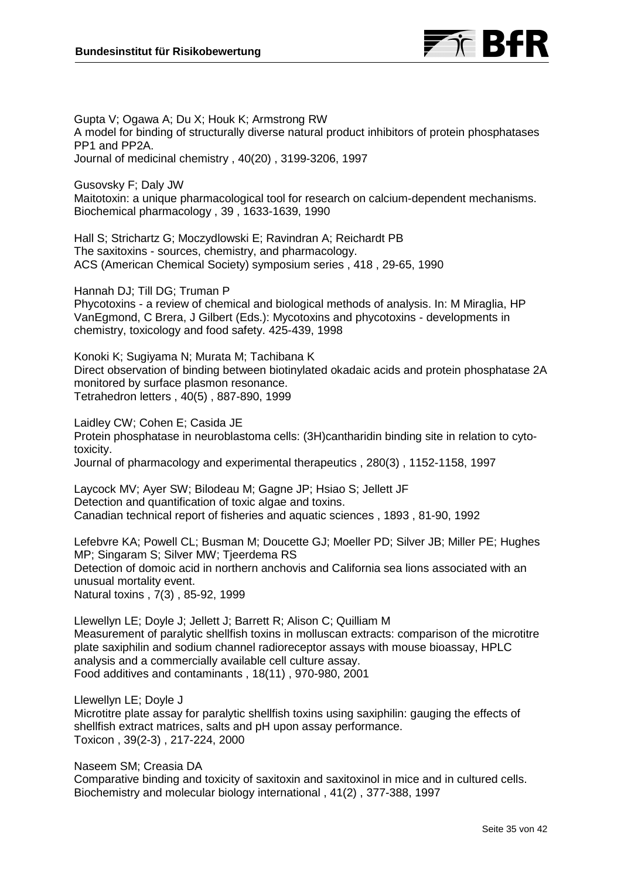Gupta V; Ogawa A; Du X; Houk K; Armstrong RW
A model for binding of structurally diverse natural product inhibitors of protein phosphatases PP1 and PP2A.
Journal of medicinal chemistry , 40(20) , 3199-3206, 1997

Gusovsky F; Daly JW
Maitotoxin: a unique pharmacological tool for research on calcium-dependent mechanisms.
Biochemical pharmacology , 39 , 1633-1639, 1990

Hall S; Strichartz G; Moczydlowski E; Ravindran A; Reichardt PB
The saxitoxins - sources, chemistry, and pharmacology.
ACS (American Chemical Society) symposium series , 418 , 29-65, 1990

Hannah DJ; Till DG; Truman P
Phycotoxins - a review of chemical and biological methods of analysis. In: M Miraglia, HP VanEgmond, C Brera, J Gilbert (Eds.): Mycotoxins and phycotoxins - developments in chemistry, toxicology and food safety. 425-439, 1998

Konoki K; Sugiyama N; Murata M; Tachibana K
Direct observation of binding between biotinylated okadaic acids and protein phosphatase 2A monitored by surface plasmon resonance.
Tetrahedron letters , 40(5) , 887-890, 1999

Laidley CW; Cohen E; Casida JE
Protein phosphatase in neuroblastoma cells: (3H)cantharidin binding site in relation to cytotoxicity.
Journal of pharmacology and experimental therapeutics , 280(3) , 1152-1158, 1997

Laycock MV; Ayer SW; Bilodeau M; Gagne JP; Hsiao S; Jellett JF
Detection and quantification of toxic algae and toxins.
Canadian technical report of fisheries and aquatic sciences , 1893 , 81-90, 1992

Lefebvre KA; Powell CL; Busman M; Doucette GJ; Moeller PD; Silver JB; Miller PE; Hughes MP; Singaram S; Silver MW; Tjeerdema RS
Detection of domoic acid in northern anchovis and California sea lions associated with an unusual mortality event.
Natural toxins , 7(3) , 85-92, 1999

Llewellyn LE; Doyle J; Jellett J; Barrett R; Alison C; Quilliam M
Measurement of paralytic shellfish toxins in molluscan extracts: comparison of the microtitre plate saxiphilin and sodium channel radioreceptor assays with mouse bioassay, HPLC analysis and a commercially available cell culture assay.
Food additives and contaminants , 18(11) , 970-980, 2001

Llewellyn LE; Doyle J
Microtitre plate assay for paralytic shellfish toxins using saxiphilin: gauging the effects of shellfish extract matrices, salts and pH upon assay performance.
Toxicon , 39(2-3) , 217-224, 2000

Naseem SM; Creasia DA
Comparative binding and toxicity of saxitoxin and saxitoxinol in mice and in cultured cells.
Biochemistry and molecular biology international , 41(2) , 377-388, 1997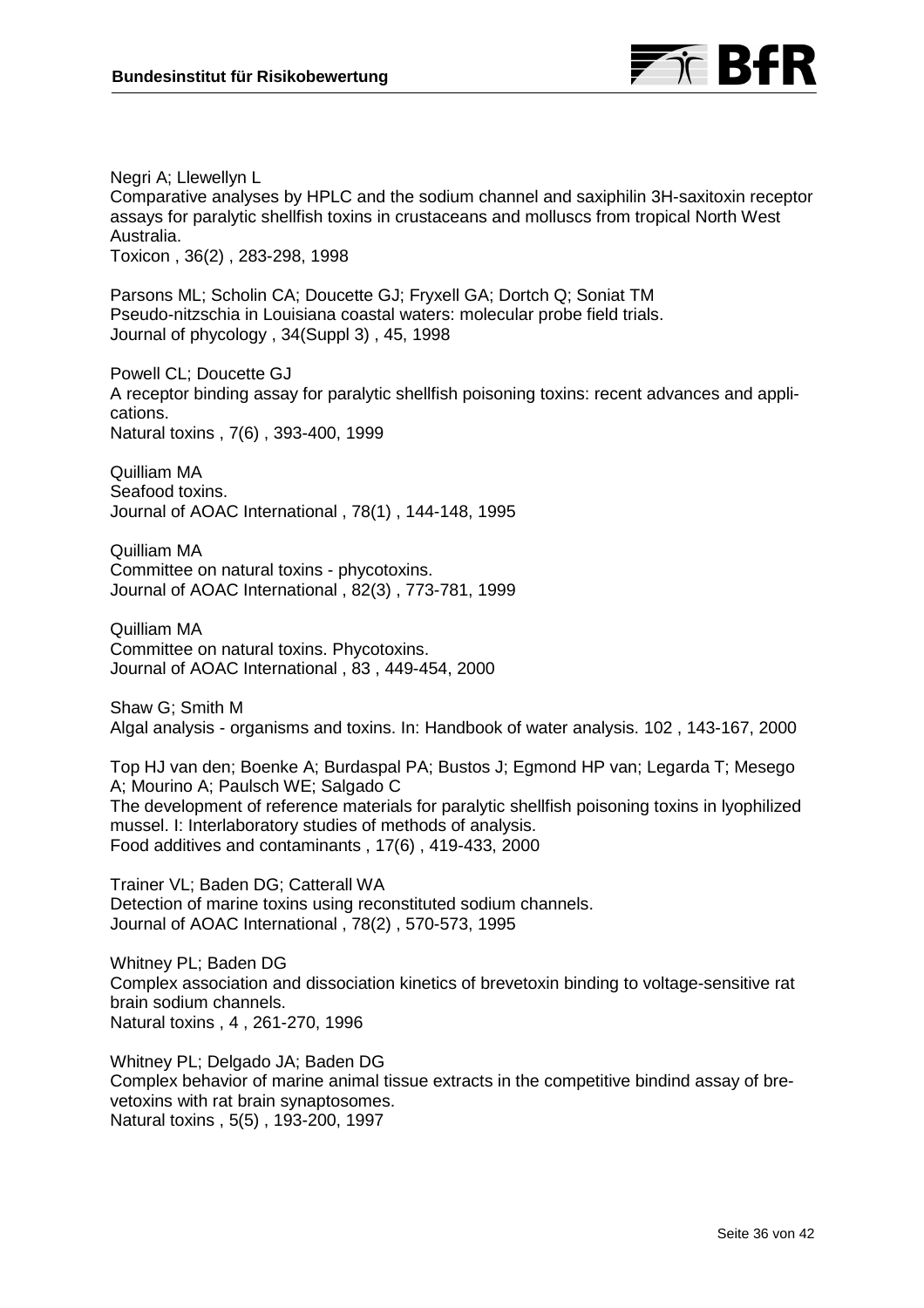Negri A; Llewellyn L
Comparative analyses by HPLC and the sodium channel and saxiphilin 3H-saxitoxin receptor assays for paralytic shellfish toxins in crustaceans and molluscs from tropical North West Australia.
Toxicon , 36(2) , 283-298, 1998

Parsons ML; Scholin CA; Doucette GJ; Fryxell GA; Dortch Q; Soniat TM
Pseudo-nitzschia in Louisiana coastal waters: molecular probe field trials.
Journal of phycology , 34(Suppl 3) , 45, 1998

Powell CL; Doucette GJ
A receptor binding assay for paralytic shellfish poisoning toxins: recent advances and applications.
Natural toxins , 7(6) , 393-400, 1999

Quilliam MA
Seafood toxins.
Journal of AOAC International , 78(1) , 144-148, 1995

Quilliam MA
Committee on natural toxins - phycotoxins.
Journal of AOAC International , 82(3) , 773-781, 1999

Quilliam MA
Committee on natural toxins. Phycotoxins.
Journal of AOAC International , 83 , 449-454, 2000

Shaw G; Smith M
Algal analysis - organisms and toxins. In: Handbook of water analysis. 102 , 143-167, 2000

Top HJ van den; Boenke A; Burdaspal PA; Bustos J; Egmond HP van; Legarda T; Mesego A; Mourino A; Paulsch WE; Salgado C
The development of reference materials for paralytic shellfish poisoning toxins in lyophilized mussel. I: Interlaboratory studies of methods of analysis.
Food additives and contaminants , 17(6) , 419-433, 2000

Trainer VL; Baden DG; Catterall WA
Detection of marine toxins using reconstituted sodium channels.
Journal of AOAC International , 78(2) , 570-573, 1995

Whitney PL; Baden DG
Complex association and dissociation kinetics of brevetoxin binding to voltage-sensitive rat brain sodium channels.
Natural toxins , 4 , 261-270, 1996

Whitney PL; Delgado JA; Baden DG
Complex behavior of marine animal tissue extracts in the competitive bindind assay of brevetoxins with rat brain synaptosomes.
Natural toxins , 5(5) , 193-200, 1997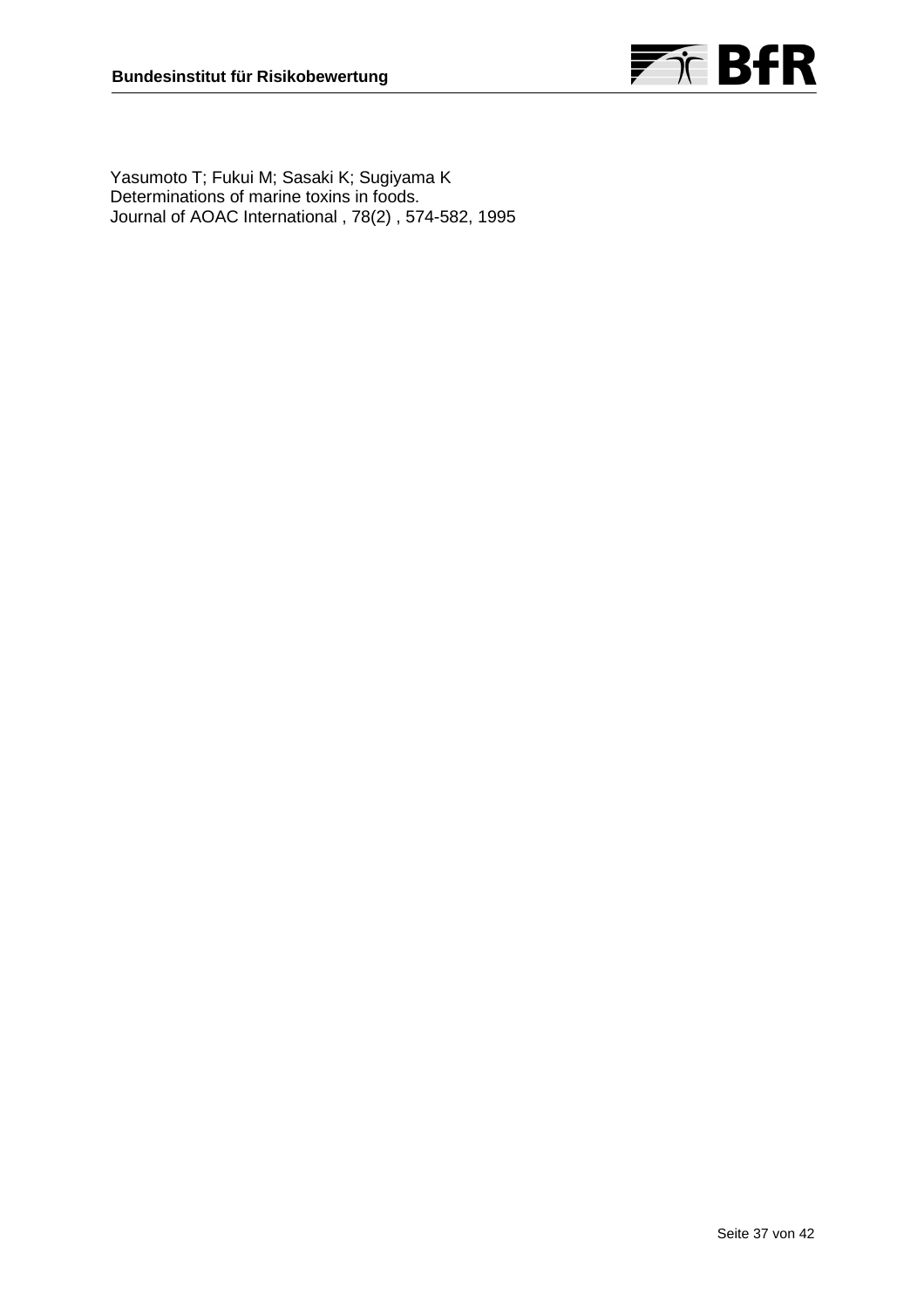Yasumoto T; Fukui M; Sasaki K; Sugiyama K
Determinations of marine toxins in foods.
Journal of AOAC International , 78(2) , 574-582, 1995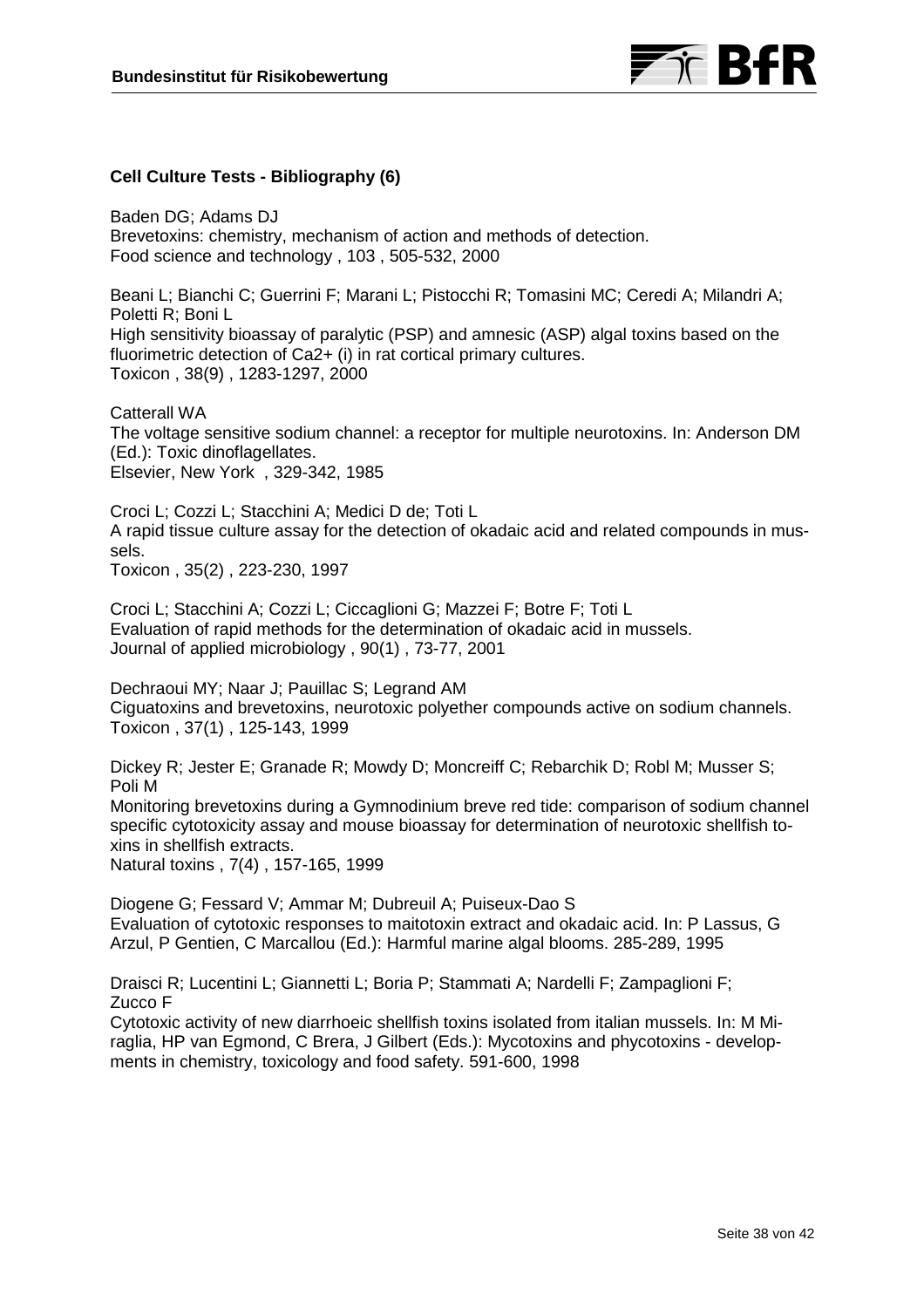### Cell Culture Tests - Bibliography (6)

Baden DG; Adams DJ
Brevetoxins: chemistry, mechanism of action and methods of detection.
Food science and technology , 103 , 505-532, 2000

Beani L; Bianchi C; Guerrini F; Marani L; Pistocchi R; Tomasini MC; Ceredi A; Milandri A; Poletti R; Boni L
High sensitivity bioassay of paralytic (PSP) and amnesic (ASP) algal toxins based on the fluorimetric detection of Ca2+ (i) in rat cortical primary cultures.
Toxicon , 38(9) , 1283-1297, 2000

Catterall WA
The voltage sensitive sodium channel: a receptor for multiple neurotoxins. In: Anderson DM (Ed.): Toxic dinoflagellates.
Elsevier, New York , 329-342, 1985

Croci L; Cozzi L; Stacchini A; Medici D de; Toti L
A rapid tissue culture assay for the detection of okadaic acid and related compounds in mussels.
Toxicon , 35(2) , 223-230, 1997

Croci L; Stacchini A; Cozzi L; Ciccaglioni G; Mazzei F; Botre F; Toti L
Evaluation of rapid methods for the determination of okadaic acid in mussels.
Journal of applied microbiology , 90(1) , 73-77, 2001

Dechraoui MY; Naar J; Pauillac S; Legrand AM
Ciguatoxins and brevetoxins, neurotoxic polyether compounds active on sodium channels.
Toxicon , 37(1) , 125-143, 1999

Dickey R; Jester E; Granade R; Mowdy D; Moncreiff C; Rebarchik D; Robl M; Musser S; Poli M
Monitoring brevetoxins during a Gymnodinium breve red tide: comparison of sodium channel specific cytotoxicity assay and mouse bioassay for determination of neurotoxic shellfish toxins in shellfish extracts.
Natural toxins , 7(4) , 157-165, 1999

Diogene G; Fessard V; Ammar M; Dubreuil A; Puiseux-Dao S
Evaluation of cytotoxic responses to maitotoxin extract and okadaic acid. In: P Lassus, G Arzul, P Gentien, C Marcallou (Ed.): Harmful marine algal blooms. 285-289, 1995

Draisci R; Lucentini L; Giannetti L; Boria P; Stammati A; Nardelli F; Zampaglioni F; Zucco F
Cytotoxic activity of new diarrhoeic shellfish toxins isolated from italian mussels. In: M Miraglia, HP van Egmond, C Brera, J Gilbert (Eds.): Mycotoxins and phycotoxins - developments in chemistry, toxicology and food safety. 591-600, 1998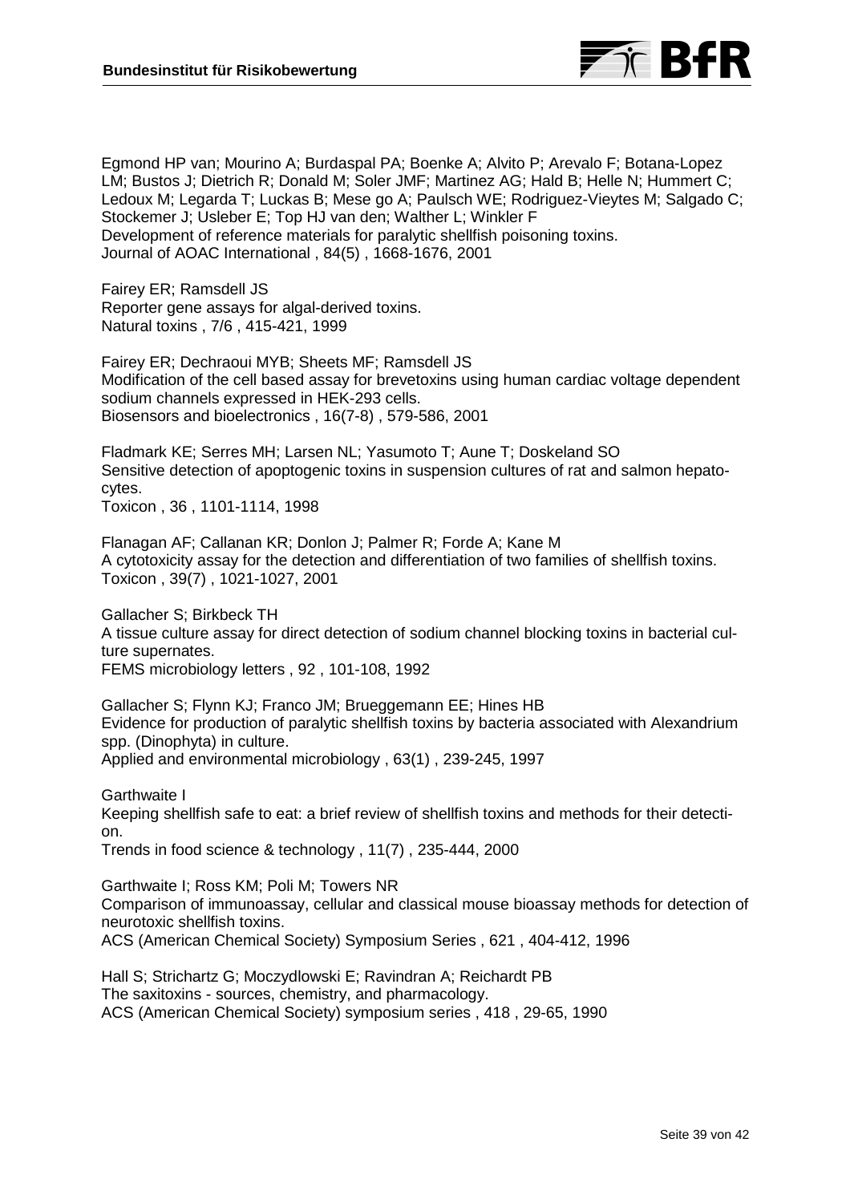Egmond HP van; Mourino A; Burdaspal PA; Boenke A; Alvito P; Arevalo F; Botana-Lopez LM; Bustos J; Dietrich R; Donald M; Soler JMF; Martinez AG; Hald B; Helle N; Hummert C; Ledoux M; Legarda T; Luckas B; Mese go A; Paulsch WE; Rodriguez-Vieytes M; Salgado C; Stockemer J; Usleber E; Top HJ van den; Walther L; Winkler F
Development of reference materials for paralytic shellfish poisoning toxins.
Journal of AOAC International , 84(5) , 1668-1676, 2001

Fairey ER; Ramsdell JS
Reporter gene assays for algal-derived toxins.
Natural toxins , 7/6 , 415-421, 1999

Fairey ER; Dechraoui MYB; Sheets MF; Ramsdell JS
Modification of the cell based assay for brevetoxins using human cardiac voltage dependent sodium channels expressed in HEK-293 cells.
Biosensors and bioelectronics , 16(7-8) , 579-586, 2001

Fladmark KE; Serres MH; Larsen NL; Yasumoto T; Aune T; Doskeland SO
Sensitive detection of apoptogenic toxins in suspension cultures of rat and salmon hepatocytes.
Toxicon , 36 , 1101-1114, 1998

Flanagan AF; Callanan KR; Donlon J; Palmer R; Forde A; Kane M
A cytotoxicity assay for the detection and differentiation of two families of shellfish toxins.
Toxicon , 39(7) , 1021-1027, 2001

Gallacher S; Birkbeck TH
A tissue culture assay for direct detection of sodium channel blocking toxins in bacterial culture supernates.
FEMS microbiology letters , 92 , 101-108, 1992

Gallacher S; Flynn KJ; Franco JM; Brueggemann EE; Hines HB
Evidence for production of paralytic shellfish toxins by bacteria associated with Alexandrium spp. (Dinophyta) in culture.
Applied and environmental microbiology , 63(1) , 239-245, 1997

Garthwaite I
Keeping shellfish safe to eat: a brief review of shellfish toxins and methods for their detection.
Trends in food science & technology , 11(7) , 235-444, 2000

Garthwaite I; Ross KM; Poli M; Towers NR
Comparison of immunoassay, cellular and classical mouse bioassay methods for detection of neurotoxic shellfish toxins.
ACS (American Chemical Society) Symposium Series , 621 , 404-412, 1996

Hall S; Strichartz G; Moczydlowski E; Ravindran A; Reichardt PB
The saxitoxins - sources, chemistry, and pharmacology.
ACS (American Chemical Society) symposium series , 418 , 29-65, 1990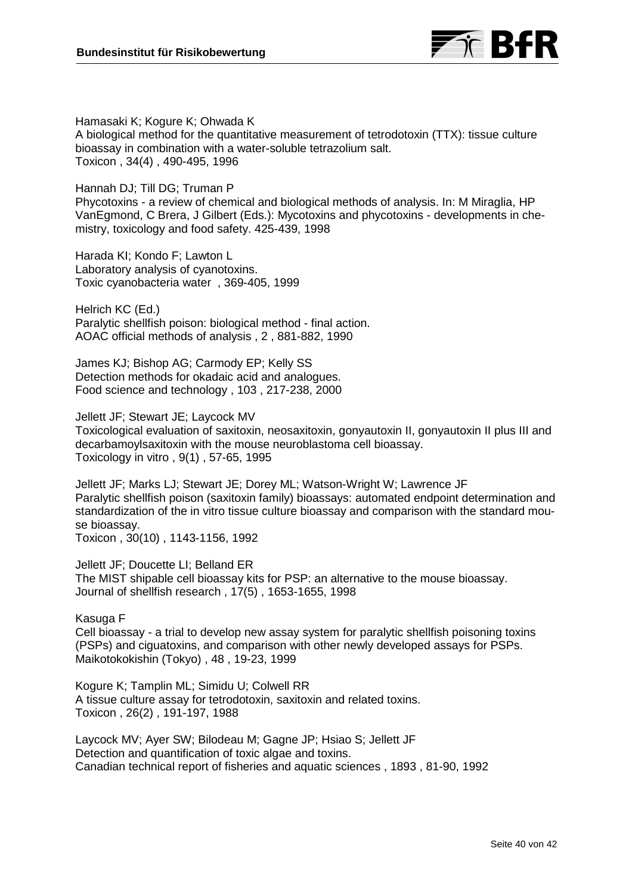Hamasaki K; Kogure K; Ohwada K
A biological method for the quantitative measurement of tetrodotoxin (TTX): tissue culture bioassay in combination with a water-soluble tetrazolium salt.
Toxicon , 34(4) , 490-495, 1996

Hannah DJ; Till DG; Truman P
Phycotoxins - a review of chemical and biological methods of analysis. In: M Miraglia, HP VanEgmond, C Brera, J Gilbert (Eds.): Mycotoxins and phycotoxins - developments in chemistry, toxicology and food safety. 425-439, 1998

Harada KI; Kondo F; Lawton L
Laboratory analysis of cyanotoxins.
Toxic cyanobacteria water , 369-405, 1999

Helrich KC (Ed.)
Paralytic shellfish poison: biological method - final action.
AOAC official methods of analysis , 2 , 881-882, 1990

James KJ; Bishop AG; Carmody EP; Kelly SS
Detection methods for okadaic acid and analogues.
Food science and technology , 103 , 217-238, 2000

Jellett JF; Stewart JE; Laycock MV
Toxicological evaluation of saxitoxin, neosaxitoxin, gonyautoxin II, gonyautoxin II plus III and decarbamoylsaxitoxin with the mouse neuroblastoma cell bioassay.
Toxicology in vitro , 9(1) , 57-65, 1995

Jellett JF; Marks LJ; Stewart JE; Dorey ML; Watson-Wright W; Lawrence JF
Paralytic shellfish poison (saxitoxin family) bioassays: automated endpoint determination and standardization of the in vitro tissue culture bioassay and comparison with the standard mouse bioassay.
Toxicon , 30(10) , 1143-1156, 1992

Jellett JF; Doucette LI; Belland ER
The MIST shipable cell bioassay kits for PSP: an alternative to the mouse bioassay.
Journal of shellfish research , 17(5) , 1653-1655, 1998

Kasuga F
Cell bioassay - a trial to develop new assay system for paralytic shellfish poisoning toxins (PSPs) and ciguatoxins, and comparison with other newly developed assays for PSPs.
Maikotokokishin (Tokyo) , 48 , 19-23, 1999

Kogure K; Tamplin ML; Simidu U; Colwell RR
A tissue culture assay for tetrodotoxin, saxitoxin and related toxins.
Toxicon , 26(2) , 191-197, 1988

Laycock MV; Ayer SW; Bilodeau M; Gagne JP; Hsiao S; Jellett JF
Detection and quantification of toxic algae and toxins.
Canadian technical report of fisheries and aquatic sciences , 1893 , 81-90, 1992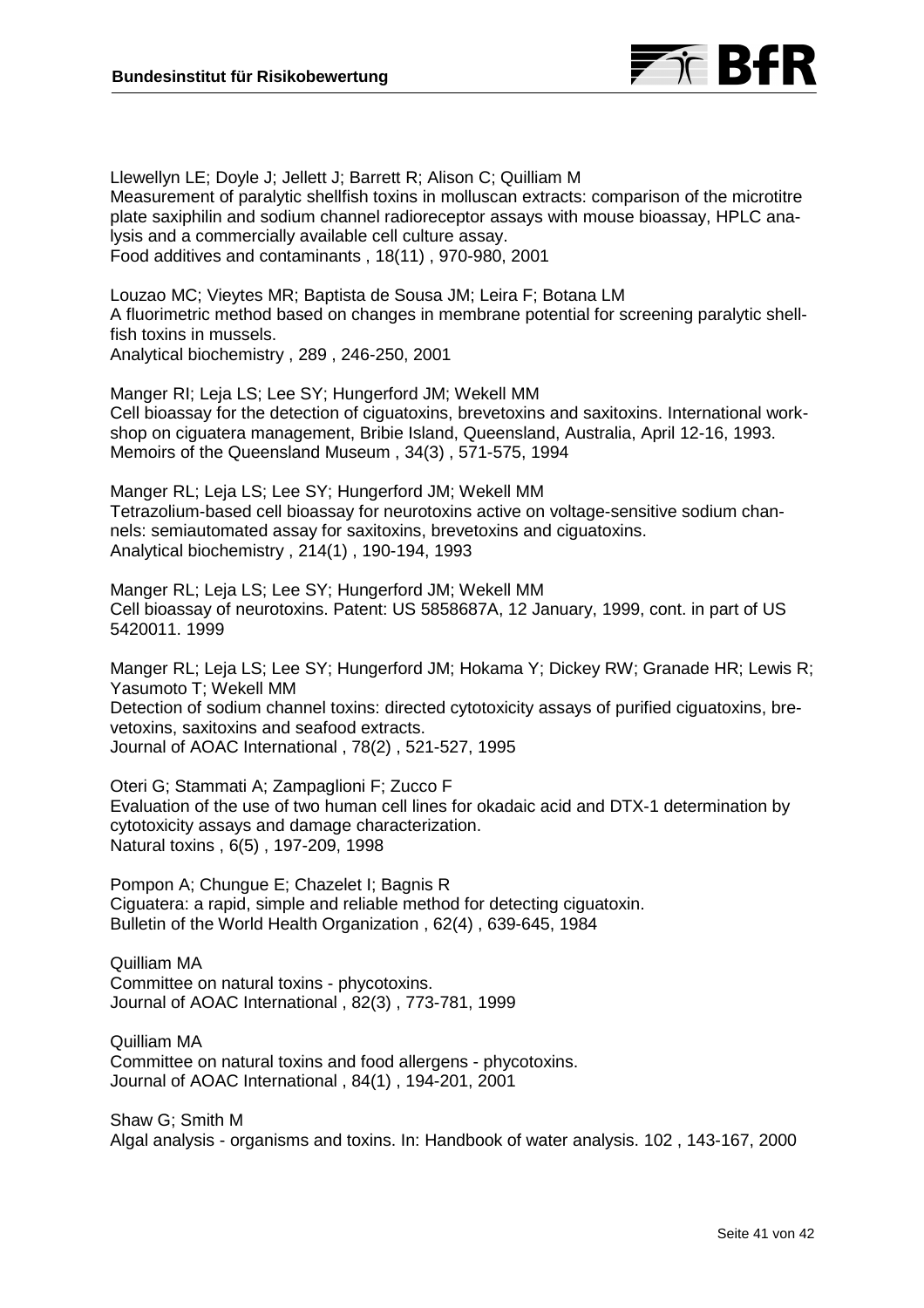Llewellyn LE; Doyle J; Jellett J; Barrett R; Alison C; Quilliam M
Measurement of paralytic shellfish toxins in molluscan extracts: comparison of the microtitre plate saxiphilin and sodium channel radioreceptor assays with mouse bioassay, HPLC analysis and a commercially available cell culture assay.
Food additives and contaminants , 18(11) , 970-980, 2001

Louzao MC; Vieytes MR; Baptista de Sousa JM; Leira F; Botana LM
A fluorimetric method based on changes in membrane potential for screening paralytic shellfish toxins in mussels.
Analytical biochemistry , 289 , 246-250, 2001

Manger RI; Leja LS; Lee SY; Hungerford JM; Wekell MM
Cell bioassay for the detection of ciguatoxins, brevetoxins and saxitoxins. International workshop on ciguatera management, Bribie Island, Queensland, Australia, April 12-16, 1993.
Memoirs of the Queensland Museum , 34(3) , 571-575, 1994

Manger RL; Leja LS; Lee SY; Hungerford JM; Wekell MM
Tetrazolium-based cell bioassay for neurotoxins active on voltage-sensitive sodium channels: semiautomated assay for saxitoxins, brevetoxins and ciguatoxins.
Analytical biochemistry , 214(1) , 190-194, 1993

Manger RL; Leja LS; Lee SY; Hungerford JM; Wekell MM
Cell bioassay of neurotoxins. Patent: US 5858687A, 12 January, 1999, cont. in part of US 5420011. 1999

Manger RL; Leja LS; Lee SY; Hungerford JM; Hokama Y; Dickey RW; Granade HR; Lewis R; Yasumoto T; Wekell MM
Detection of sodium channel toxins: directed cytotoxicity assays of purified ciguatoxins, brevetoxins, saxitoxins and seafood extracts.
Journal of AOAC International , 78(2) , 521-527, 1995

Oteri G; Stammati A; Zampaglioni F; Zucco F
Evaluation of the use of two human cell lines for okadaic acid and DTX-1 determination by cytotoxicity assays and damage characterization.
Natural toxins , 6(5) , 197-209, 1998

Pompon A; Chungue E; Chazelet I; Bagnis R
Ciguatera: a rapid, simple and reliable method for detecting ciguatoxin.
Bulletin of the World Health Organization , 62(4) , 639-645, 1984

Quilliam MA
Committee on natural toxins - phycotoxins.
Journal of AOAC International , 82(3) , 773-781, 1999

Quilliam MA
Committee on natural toxins and food allergens - phycotoxins.
Journal of AOAC International , 84(1) , 194-201, 2001

Shaw G; Smith M
Algal analysis - organisms and toxins. In: Handbook of water analysis. 102 , 143-167, 2000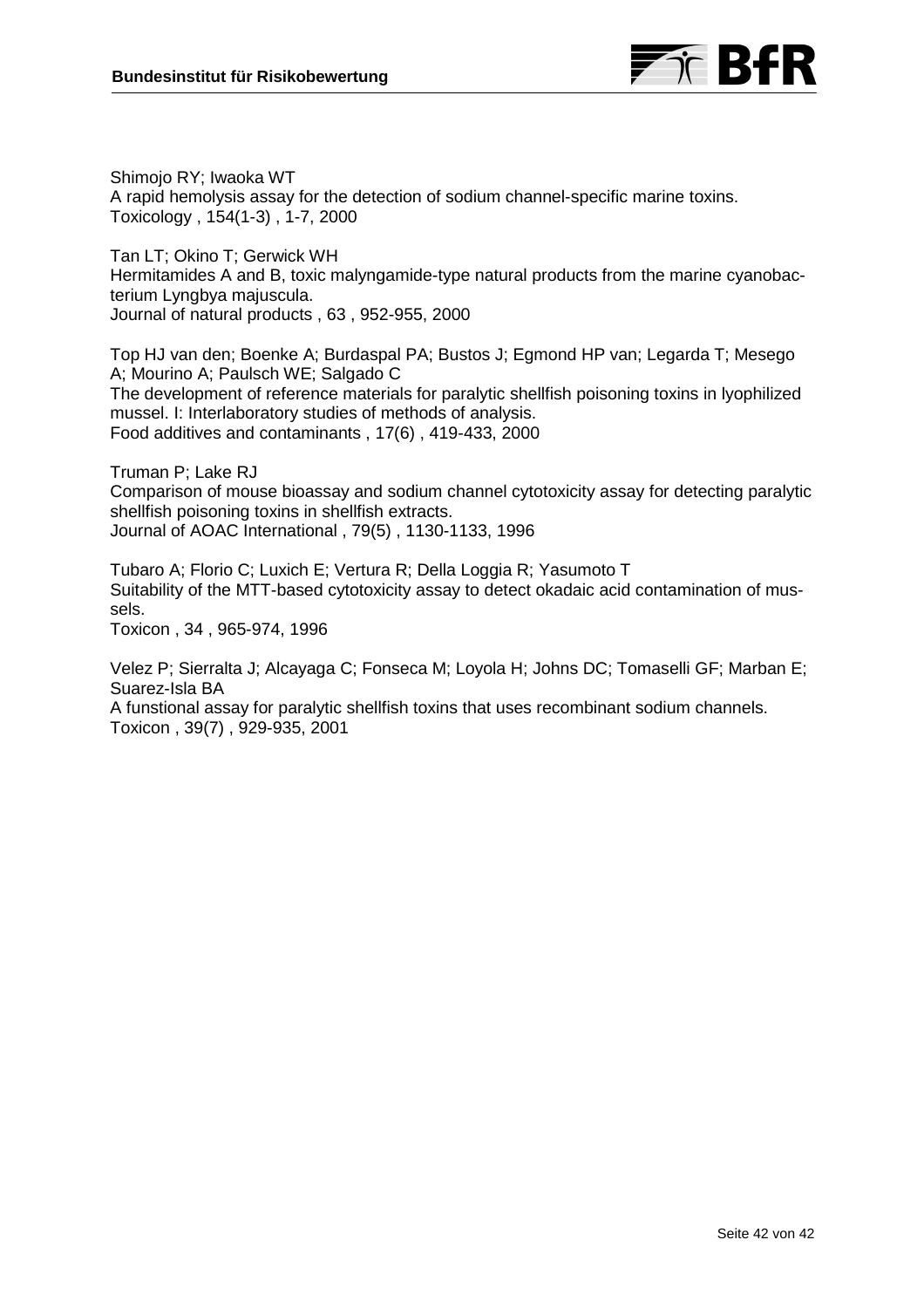Shimojo RY; Iwaoka WT
A rapid hemolysis assay for the detection of sodium channel-specific marine toxins.
Toxicology , 154(1-3) , 1-7, 2000

Tan LT; Okino T; Gerwick WH
Hermitamides A and B, toxic malyngamide-type natural products from the marine cyanobacterium Lyngbya majuscula.
Journal of natural products , 63 , 952-955, 2000

Top HJ van den; Boenke A; Burdaspal PA; Bustos J; Egmond HP van; Legarda T; Mesego A; Mourino A; Paulsch WE; Salgado C
The development of reference materials for paralytic shellfish poisoning toxins in lyophilized mussel. I: Interlaboratory studies of methods of analysis.
Food additives and contaminants , 17(6) , 419-433, 2000

Truman P; Lake RJ
Comparison of mouse bioassay and sodium channel cytotoxicity assay for detecting paralytic shellfish poisoning toxins in shellfish extracts.
Journal of AOAC International , 79(5) , 1130-1133, 1996

Tubaro A; Florio C; Luxich E; Vertura R; Della Loggia R; Yasumoto T
Suitability of the MTT-based cytotoxicity assay to detect okadaic acid contamination of mussels.
Toxicon , 34 , 965-974, 1996

Velez P; Sierralta J; Alcayaga C; Fonseca M; Loyola H; Johns DC; Tomaselli GF; Marban E; Suarez-Isla BA
A funstional assay for paralytic shellfish toxins that uses recombinant sodium channels.
Toxicon , 39(7) , 929-935, 2001